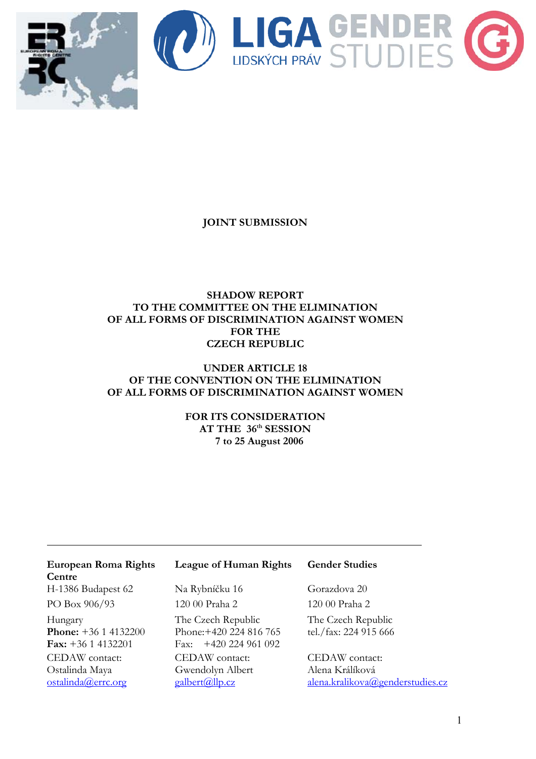**JOINT SUBMISSION**

**SHADOW REPORT**
**TO THE COMMITTEE ON THE ELIMINATION**
**OF ALL FORMS OF DISCRIMINATION AGAINST WOMEN**
**FOR THE**
**CZECH REPUBLIC**

**UNDER ARTICLE 18**
**OF THE CONVENTION ON THE ELIMINATION**
**OF ALL FORMS OF DISCRIMINATION AGAINST WOMEN**

**FOR ITS CONSIDERATION**
**AT THE 36th SESSION**
**7 to 25 August 2006**

---

**European Roma Rights Centre**
H-1386 Budapest 62
PO Box 906/93
Hungary
**Phone:** +36 1 4132200
**Fax:** +36 1 4132201
CEDAW contact:
Ostalinda Maya
ostalinda@errc.org

**League of Human Rights**
Na Rybníčku 16
120 00 Praha 2
The Czech Republic
Phone:+420 224 816 765
Fax: +420 224 961 092
CEDAW contact:
Gwendolyn Albert
galbert@llp.cz

**Gender Studies**
Gorazdova 20
120 00 Praha 2
The Czech Republic
tel./fax: 224 915 666
CEDAW contact:
Alena Králíková
alena.kralikova@genderstudies.cz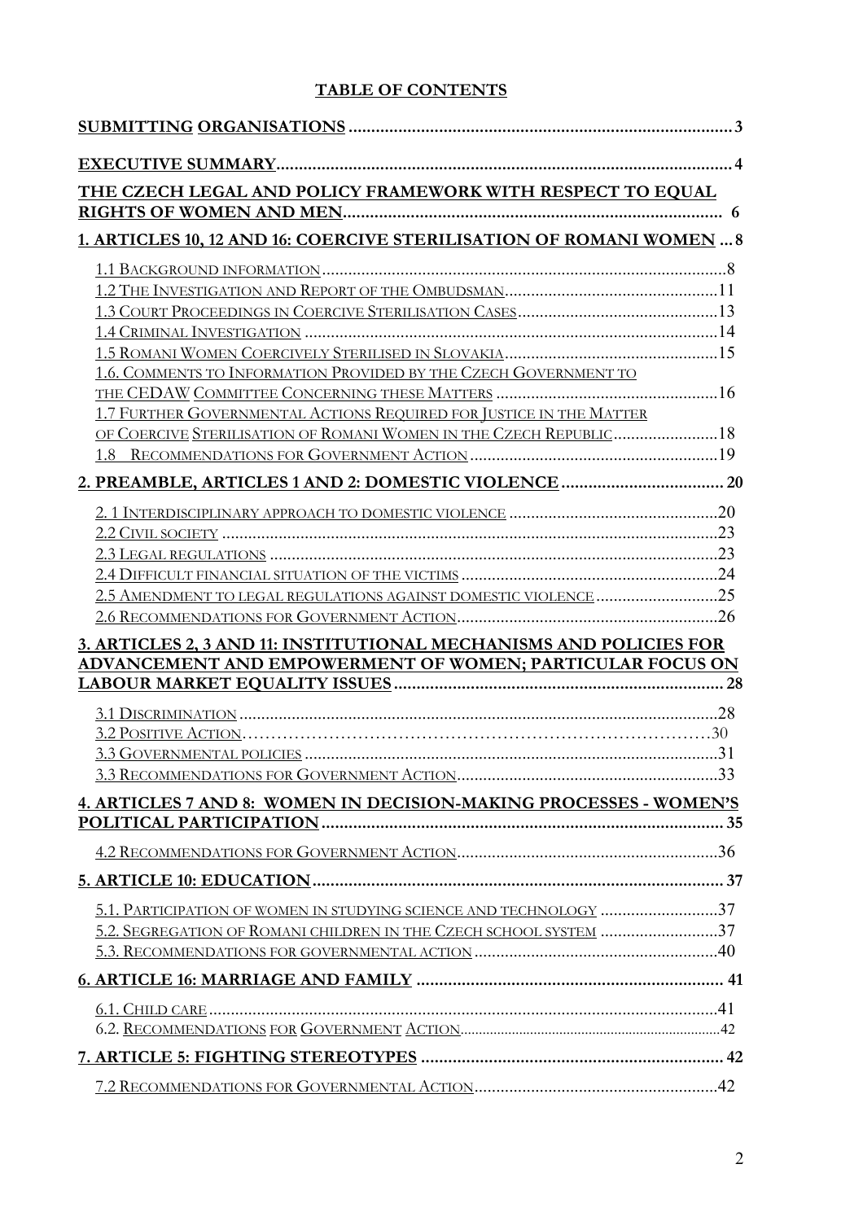# TABLE OF CONTENTS

| | |
|---|---|
| **SUBMITTING ORGANISATIONS** | **3** |
| **EXECUTIVE SUMMARY** | **4** |
| **THE CZECH LEGAL AND POLICY FRAMEWORK WITH RESPECT TO EQUAL RIGHTS OF WOMEN AND MEN** | **6** |
| **1. ARTICLES 10, 12 AND 16: COERCIVE STERILISATION OF ROMANI WOMEN** | **8** |
| 1.1 Background information | 8 |
| 1.2 The Investigation and Report of the Ombudsman | 11 |
| 1.3 Court Proceedings in Coercive Sterilisation Cases | 13 |
| 1.4 Criminal Investigation | 14 |
| 1.5 Romani Women Coercively Sterilised in Slovakia | 15 |
| 1.6. Comments to Information Provided by the Czech Government to the CEDAW Committee Concerning these Matters | 16 |
| 1.7 Further Governmental Actions Required for Justice in the Matter of Coercive Sterilisation of Romani Women in the Czech Republic | 18 |
| 1.8 Recommendations for Government Action | 19 |
| **2. PREAMBLE, ARTICLES 1 AND 2: DOMESTIC VIOLENCE** | **20** |
| 2. 1 Interdisciplinary approach to domestic violence | 20 |
| 2.2 Civil society | 23 |
| 2.3 Legal regulations | 23 |
| 2.4 Difficult financial situation of the victims | 24 |
| 2.5 Amendment to legal regulations against domestic violence | 25 |
| 2.6 Recommendations for Government Action | 26 |
| **3. ARTICLES 2, 3 AND 11: INSTITUTIONAL MECHANISMS AND POLICIES FOR ADVANCEMENT AND EMPOWERMENT OF WOMEN; PARTICULAR FOCUS ON LABOUR MARKET EQUALITY ISSUES** | **28** |
| 3.1 Discrimination | 28 |
| 3.2 Positive Action | 30 |
| 3.3 Governmental policies | 31 |
| 3.3 Recommendations for Government Action | 33 |
| **4. ARTICLES 7 AND 8: WOMEN IN DECISION-MAKING PROCESSES - WOMEN'S POLITICAL PARTICIPATION** | **35** |
| 4.2 Recommendations for Government Action | 36 |
| **5. ARTICLE 10: EDUCATION** | **37** |
| 5.1. Participation of women in studying science and technology | 37 |
| 5.2. Segregation of Romani children in the Czech school system | 37 |
| 5.3. Recommendations for governmental action | 40 |
| **6. ARTICLE 16: MARRIAGE AND FAMILY** | **41** |
| 6.1. Child care | 41 |
| 6.2. Recommendations for Government Action | 42 |
| **7. ARTICLE 5: FIGHTING STEREOTYPES** | **42** |
| 7.2 Recommendations for Governmental Action | 42 |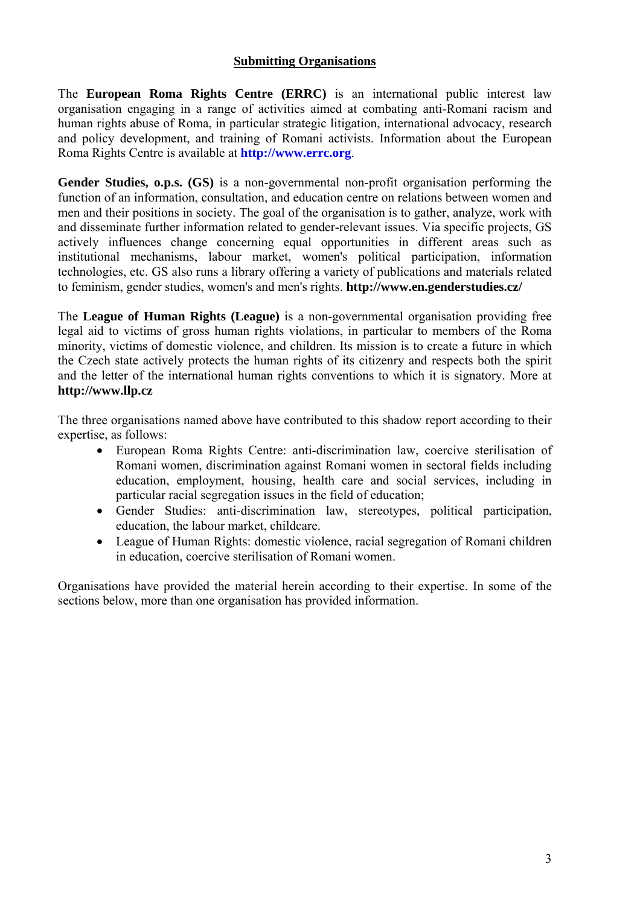## Submitting Organisations

The **European Roma Rights Centre (ERRC)** is an international public interest law organisation engaging in a range of activities aimed at combating anti-Romani racism and human rights abuse of Roma, in particular strategic litigation, international advocacy, research and policy development, and training of Romani activists. Information about the European Roma Rights Centre is available at **http://www.errc.org**.

**Gender Studies, o.p.s. (GS)** is a non-governmental non-profit organisation performing the function of an information, consultation, and education centre on relations between women and men and their positions in society. The goal of the organisation is to gather, analyze, work with and disseminate further information related to gender-relevant issues. Via specific projects, GS actively influences change concerning equal opportunities in different areas such as institutional mechanisms, labour market, women's political participation, information technologies, etc. GS also runs a library offering a variety of publications and materials related to feminism, gender studies, women's and men's rights. **http://www.en.genderstudies.cz/**

The **League of Human Rights (League)** is a non-governmental organisation providing free legal aid to victims of gross human rights violations, in particular to members of the Roma minority, victims of domestic violence, and children. Its mission is to create a future in which the Czech state actively protects the human rights of its citizenry and respects both the spirit and the letter of the international human rights conventions to which it is signatory. More at **http://www.llp.cz**

The three organisations named above have contributed to this shadow report according to their expertise, as follows:

- European Roma Rights Centre: anti-discrimination law, coercive sterilisation of Romani women, discrimination against Romani women in sectoral fields including education, employment, housing, health care and social services, including in particular racial segregation issues in the field of education;
- Gender Studies: anti-discrimination law, stereotypes, political participation, education, the labour market, childcare.
- League of Human Rights: domestic violence, racial segregation of Romani children in education, coercive sterilisation of Romani women.

Organisations have provided the material herein according to their expertise. In some of the sections below, more than one organisation has provided information.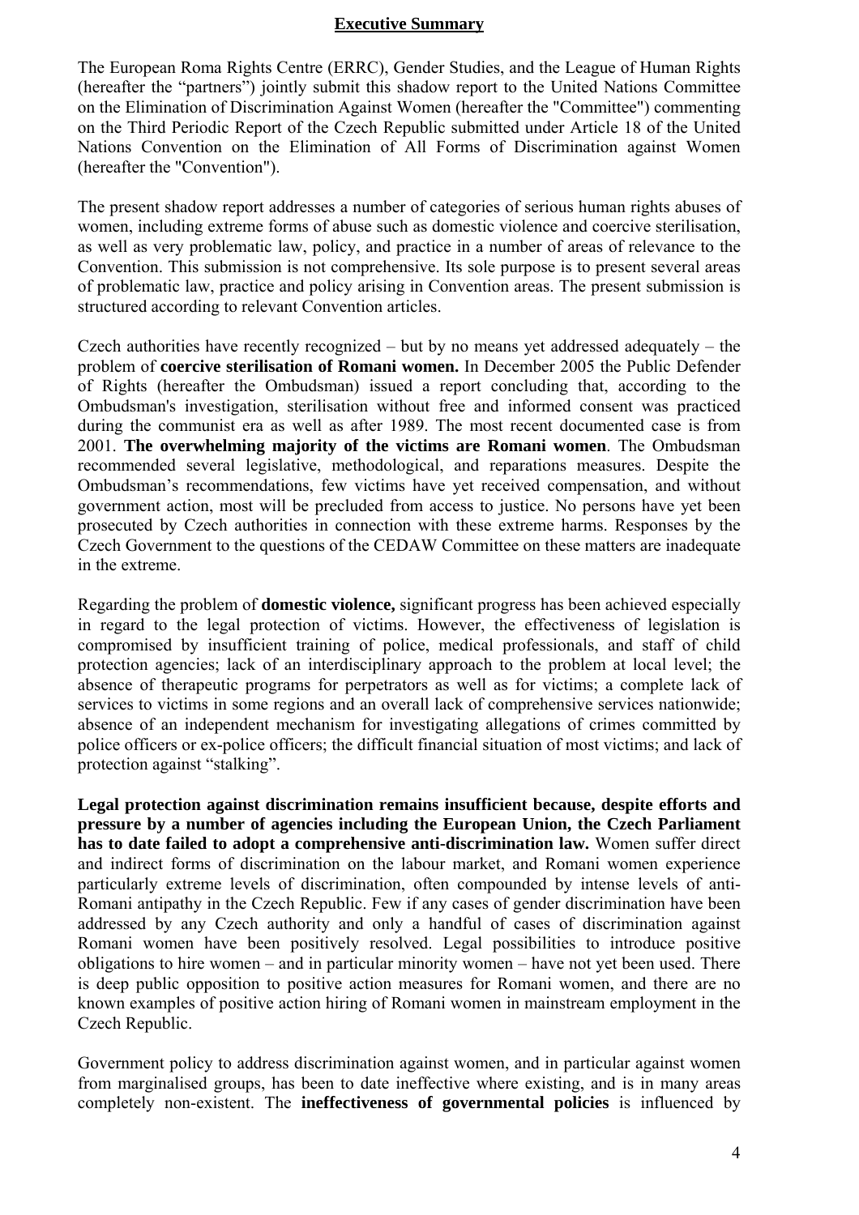## **Executive Summary**

The European Roma Rights Centre (ERRC), Gender Studies, and the League of Human Rights (hereafter the "partners") jointly submit this shadow report to the United Nations Committee on the Elimination of Discrimination Against Women (hereafter the "Committee") commenting on the Third Periodic Report of the Czech Republic submitted under Article 18 of the United Nations Convention on the Elimination of All Forms of Discrimination against Women (hereafter the "Convention").

The present shadow report addresses a number of categories of serious human rights abuses of women, including extreme forms of abuse such as domestic violence and coercive sterilisation, as well as very problematic law, policy, and practice in a number of areas of relevance to the Convention. This submission is not comprehensive. Its sole purpose is to present several areas of problematic law, practice and policy arising in Convention areas. The present submission is structured according to relevant Convention articles.

Czech authorities have recently recognized – but by no means yet addressed adequately – the problem of **coercive sterilisation of Romani women.** In December 2005 the Public Defender of Rights (hereafter the Ombudsman) issued a report concluding that, according to the Ombudsman's investigation, sterilisation without free and informed consent was practiced during the communist era as well as after 1989. The most recent documented case is from 2001. **The overwhelming majority of the victims are Romani women**. The Ombudsman recommended several legislative, methodological, and reparations measures. Despite the Ombudsman's recommendations, few victims have yet received compensation, and without government action, most will be precluded from access to justice. No persons have yet been prosecuted by Czech authorities in connection with these extreme harms. Responses by the Czech Government to the questions of the CEDAW Committee on these matters are inadequate in the extreme.

Regarding the problem of **domestic violence,** significant progress has been achieved especially in regard to the legal protection of victims. However, the effectiveness of legislation is compromised by insufficient training of police, medical professionals, and staff of child protection agencies; lack of an interdisciplinary approach to the problem at local level; the absence of therapeutic programs for perpetrators as well as for victims; a complete lack of services to victims in some regions and an overall lack of comprehensive services nationwide; absence of an independent mechanism for investigating allegations of crimes committed by police officers or ex-police officers; the difficult financial situation of most victims; and lack of protection against "stalking".

**Legal protection against discrimination remains insufficient because, despite efforts and pressure by a number of agencies including the European Union, the Czech Parliament has to date failed to adopt a comprehensive anti-discrimination law.** Women suffer direct and indirect forms of discrimination on the labour market, and Romani women experience particularly extreme levels of discrimination, often compounded by intense levels of anti-Romani antipathy in the Czech Republic. Few if any cases of gender discrimination have been addressed by any Czech authority and only a handful of cases of discrimination against Romani women have been positively resolved. Legal possibilities to introduce positive obligations to hire women – and in particular minority women – have not yet been used. There is deep public opposition to positive action measures for Romani women, and there are no known examples of positive action hiring of Romani women in mainstream employment in the Czech Republic.

Government policy to address discrimination against women, and in particular against women from marginalised groups, has been to date ineffective where existing, and is in many areas completely non-existent. The **ineffectiveness of governmental policies** is influenced by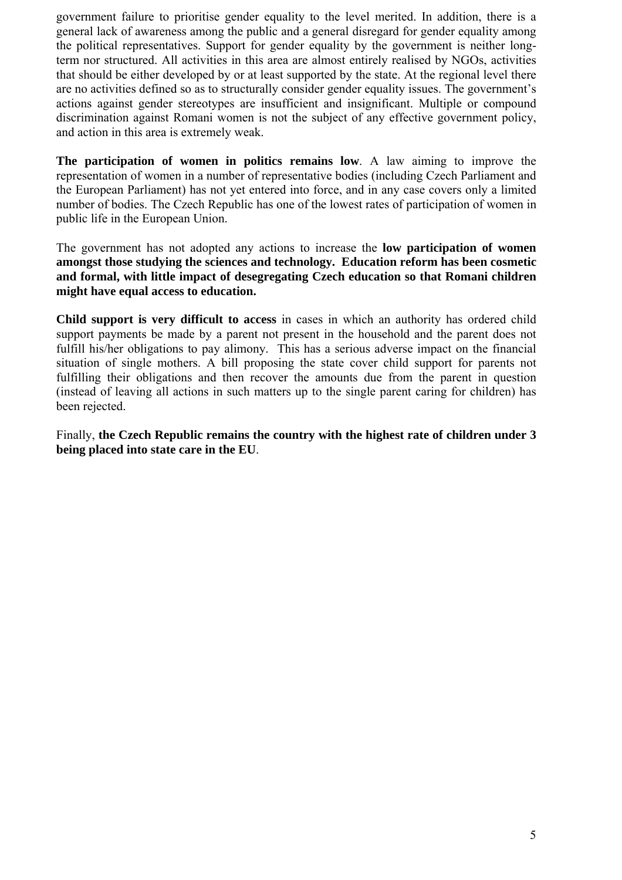government failure to prioritise gender equality to the level merited. In addition, there is a general lack of awareness among the public and a general disregard for gender equality among the political representatives. Support for gender equality by the government is neither long-term nor structured. All activities in this area are almost entirely realised by NGOs, activities that should be either developed by or at least supported by the state. At the regional level there are no activities defined so as to structurally consider gender equality issues. The government's actions against gender stereotypes are insufficient and insignificant. Multiple or compound discrimination against Romani women is not the subject of any effective government policy, and action in this area is extremely weak.

**The participation of women in politics remains low**. A law aiming to improve the representation of women in a number of representative bodies (including Czech Parliament and the European Parliament) has not yet entered into force, and in any case covers only a limited number of bodies. The Czech Republic has one of the lowest rates of participation of women in public life in the European Union.

The government has not adopted any actions to increase the **low participation of women amongst those studying the sciences and technology. Education reform has been cosmetic and formal, with little impact of desegregating Czech education so that Romani children might have equal access to education.**

**Child support is very difficult to access** in cases in which an authority has ordered child support payments be made by a parent not present in the household and the parent does not fulfill his/her obligations to pay alimony. This has a serious adverse impact on the financial situation of single mothers. A bill proposing the state cover child support for parents not fulfilling their obligations and then recover the amounts due from the parent in question (instead of leaving all actions in such matters up to the single parent caring for children) has been rejected.

Finally, **the Czech Republic remains the country with the highest rate of children under 3 being placed into state care in the EU**.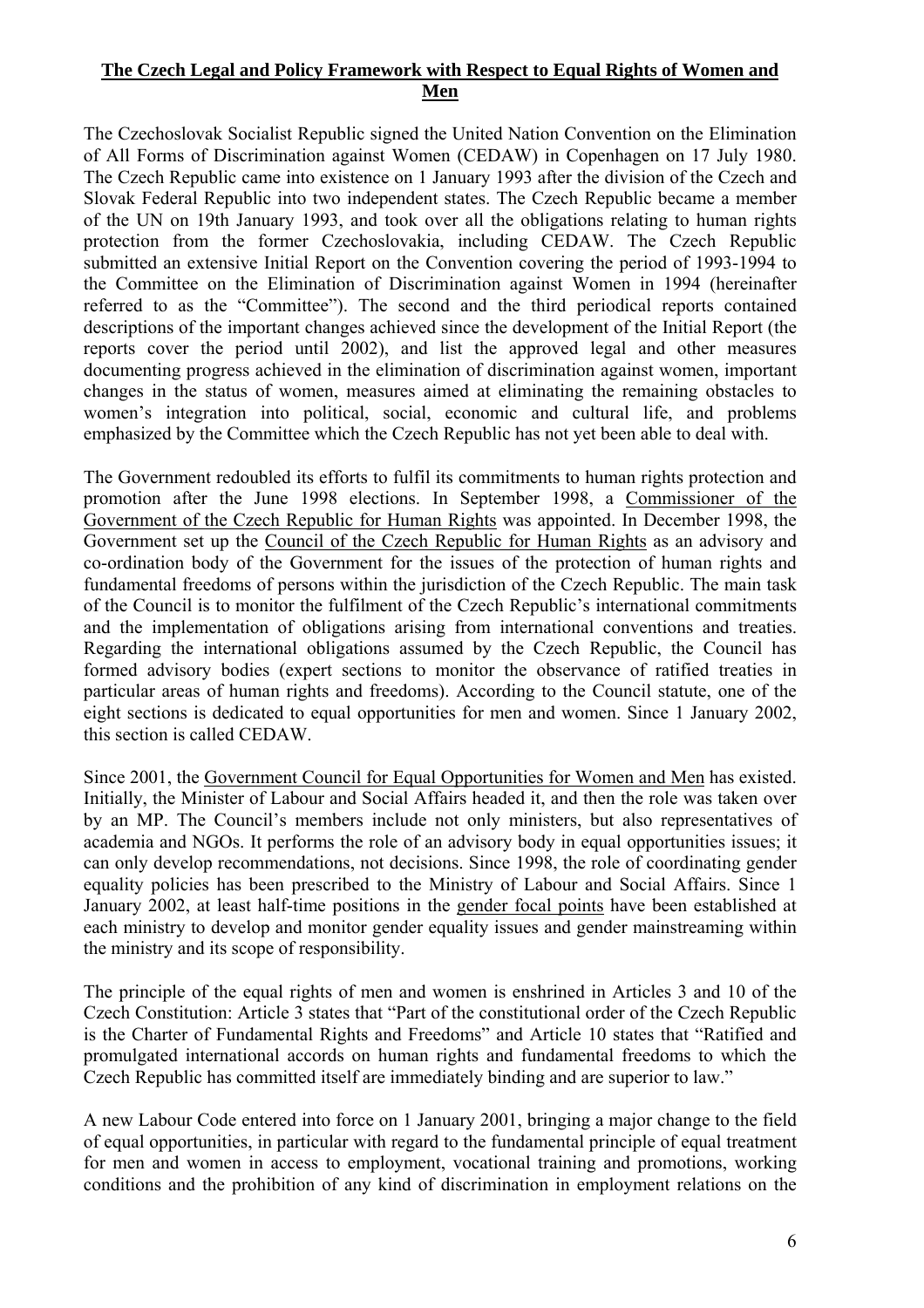## The Czech Legal and Policy Framework with Respect to Equal Rights of Women and Men

The Czechoslovak Socialist Republic signed the United Nation Convention on the Elimination of All Forms of Discrimination against Women (CEDAW) in Copenhagen on 17 July 1980. The Czech Republic came into existence on 1 January 1993 after the division of the Czech and Slovak Federal Republic into two independent states. The Czech Republic became a member of the UN on 19th January 1993, and took over all the obligations relating to human rights protection from the former Czechoslovakia, including CEDAW. The Czech Republic submitted an extensive Initial Report on the Convention covering the period of 1993-1994 to the Committee on the Elimination of Discrimination against Women in 1994 (hereinafter referred to as the "Committee"). The second and the third periodical reports contained descriptions of the important changes achieved since the development of the Initial Report (the reports cover the period until 2002), and list the approved legal and other measures documenting progress achieved in the elimination of discrimination against women, important changes in the status of women, measures aimed at eliminating the remaining obstacles to women's integration into political, social, economic and cultural life, and problems emphasized by the Committee which the Czech Republic has not yet been able to deal with.

The Government redoubled its efforts to fulfil its commitments to human rights protection and promotion after the June 1998 elections. In September 1998, a Commissioner of the Government of the Czech Republic for Human Rights was appointed. In December 1998, the Government set up the Council of the Czech Republic for Human Rights as an advisory and co-ordination body of the Government for the issues of the protection of human rights and fundamental freedoms of persons within the jurisdiction of the Czech Republic. The main task of the Council is to monitor the fulfilment of the Czech Republic's international commitments and the implementation of obligations arising from international conventions and treaties. Regarding the international obligations assumed by the Czech Republic, the Council has formed advisory bodies (expert sections to monitor the observance of ratified treaties in particular areas of human rights and freedoms). According to the Council statute, one of the eight sections is dedicated to equal opportunities for men and women. Since 1 January 2002, this section is called CEDAW.

Since 2001, the Government Council for Equal Opportunities for Women and Men has existed. Initially, the Minister of Labour and Social Affairs headed it, and then the role was taken over by an MP. The Council's members include not only ministers, but also representatives of academia and NGOs. It performs the role of an advisory body in equal opportunities issues; it can only develop recommendations, not decisions. Since 1998, the role of coordinating gender equality policies has been prescribed to the Ministry of Labour and Social Affairs. Since 1 January 2002, at least half-time positions in the gender focal points have been established at each ministry to develop and monitor gender equality issues and gender mainstreaming within the ministry and its scope of responsibility.

The principle of the equal rights of men and women is enshrined in Articles 3 and 10 of the Czech Constitution: Article 3 states that "Part of the constitutional order of the Czech Republic is the Charter of Fundamental Rights and Freedoms" and Article 10 states that "Ratified and promulgated international accords on human rights and fundamental freedoms to which the Czech Republic has committed itself are immediately binding and are superior to law."

A new Labour Code entered into force on 1 January 2001, bringing a major change to the field of equal opportunities, in particular with regard to the fundamental principle of equal treatment for men and women in access to employment, vocational training and promotions, working conditions and the prohibition of any kind of discrimination in employment relations on the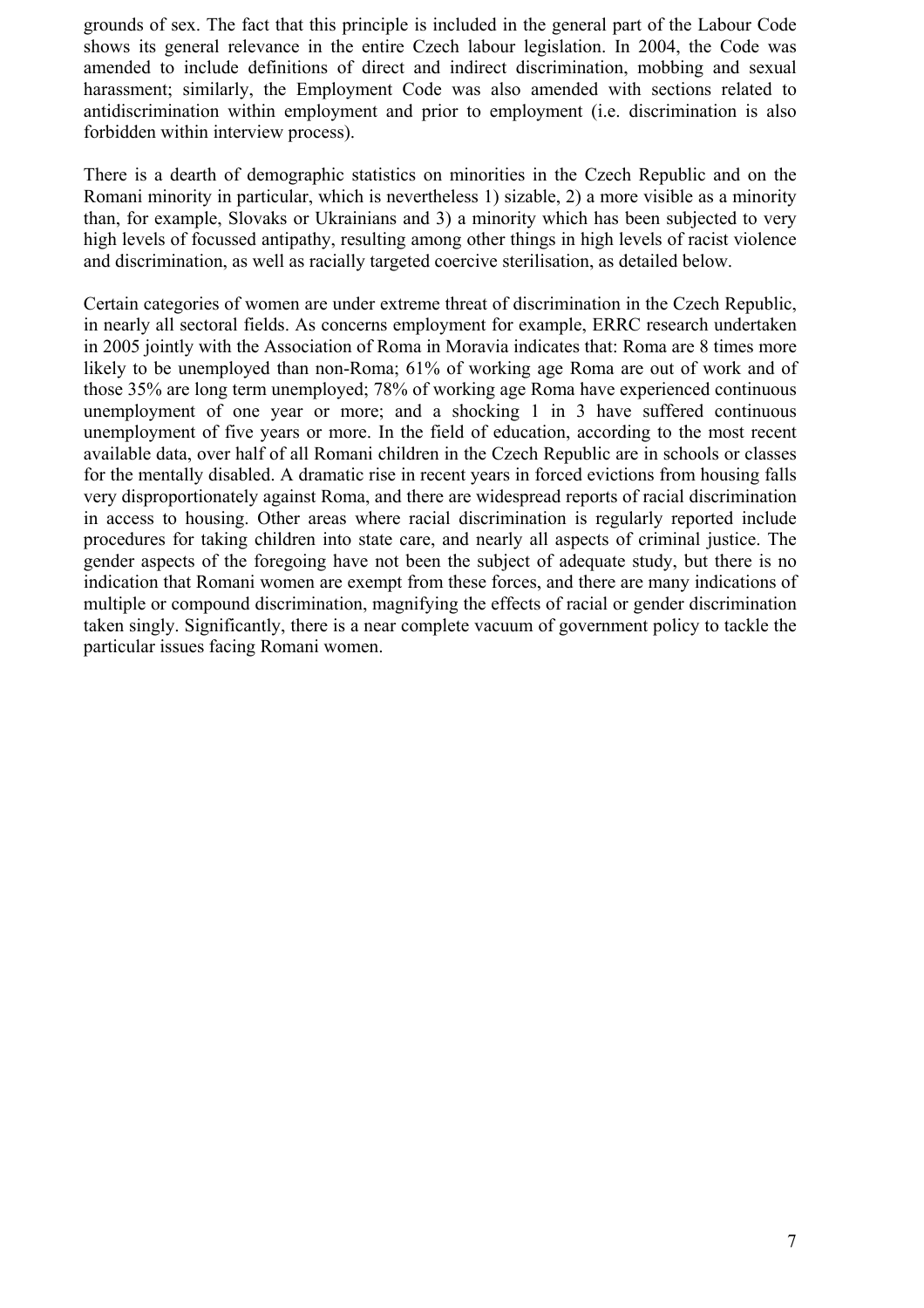grounds of sex. The fact that this principle is included in the general part of the Labour Code shows its general relevance in the entire Czech labour legislation. In 2004, the Code was amended to include definitions of direct and indirect discrimination, mobbing and sexual harassment; similarly, the Employment Code was also amended with sections related to antidiscrimination within employment and prior to employment (i.e. discrimination is also forbidden within interview process).

There is a dearth of demographic statistics on minorities in the Czech Republic and on the Romani minority in particular, which is nevertheless 1) sizable, 2) a more visible as a minority than, for example, Slovaks or Ukrainians and 3) a minority which has been subjected to very high levels of focussed antipathy, resulting among other things in high levels of racist violence and discrimination, as well as racially targeted coercive sterilisation, as detailed below.

Certain categories of women are under extreme threat of discrimination in the Czech Republic, in nearly all sectoral fields. As concerns employment for example, ERRC research undertaken in 2005 jointly with the Association of Roma in Moravia indicates that: Roma are 8 times more likely to be unemployed than non-Roma; 61% of working age Roma are out of work and of those 35% are long term unemployed; 78% of working age Roma have experienced continuous unemployment of one year or more; and a shocking 1 in 3 have suffered continuous unemployment of five years or more. In the field of education, according to the most recent available data, over half of all Romani children in the Czech Republic are in schools or classes for the mentally disabled. A dramatic rise in recent years in forced evictions from housing falls very disproportionately against Roma, and there are widespread reports of racial discrimination in access to housing. Other areas where racial discrimination is regularly reported include procedures for taking children into state care, and nearly all aspects of criminal justice. The gender aspects of the foregoing have not been the subject of adequate study, but there is no indication that Romani women are exempt from these forces, and there are many indications of multiple or compound discrimination, magnifying the effects of racial or gender discrimination taken singly. Significantly, there is a near complete vacuum of government policy to tackle the particular issues facing Romani women.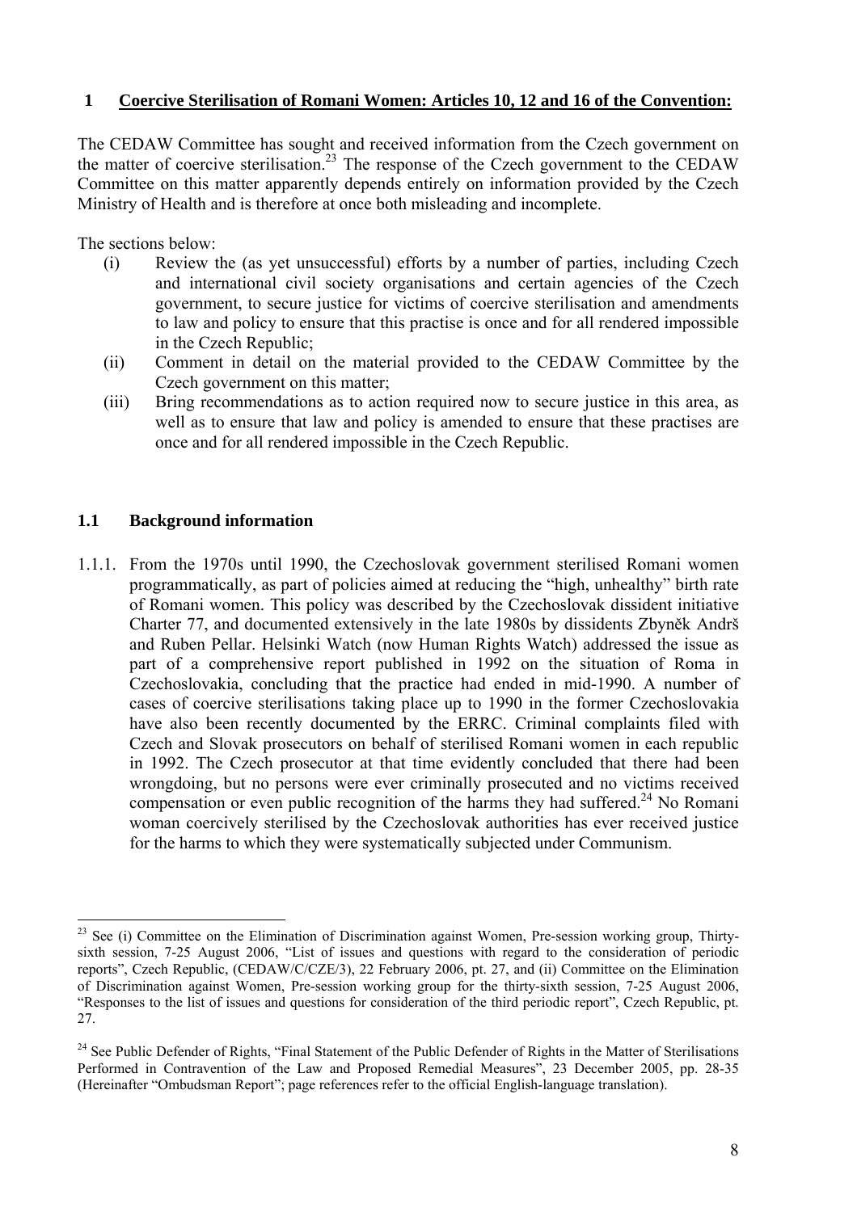## 1 Coercive Sterilisation of Romani Women: Articles 10, 12 and 16 of the Convention:

The CEDAW Committee has sought and received information from the Czech government on the matter of coercive sterilisation.[23] The response of the Czech government to the CEDAW Committee on this matter apparently depends entirely on information provided by the Czech Ministry of Health and is therefore at once both misleading and incomplete.

The sections below:

(i) Review the (as yet unsuccessful) efforts by a number of parties, including Czech and international civil society organisations and certain agencies of the Czech government, to secure justice for victims of coercive sterilisation and amendments to law and policy to ensure that this practise is once and for all rendered impossible in the Czech Republic;

(ii) Comment in detail on the material provided to the CEDAW Committee by the Czech government on this matter;

(iii) Bring recommendations as to action required now to secure justice in this area, as well as to ensure that law and policy is amended to ensure that these practises are once and for all rendered impossible in the Czech Republic.

### 1.1 Background information

1.1.1. From the 1970s until 1990, the Czechoslovak government sterilised Romani women programmatically, as part of policies aimed at reducing the "high, unhealthy" birth rate of Romani women. This policy was described by the Czechoslovak dissident initiative Charter 77, and documented extensively in the late 1980s by dissidents Zbyněk Andrš and Ruben Pellar. Helsinki Watch (now Human Rights Watch) addressed the issue as part of a comprehensive report published in 1992 on the situation of Roma in Czechoslovakia, concluding that the practice had ended in mid-1990. A number of cases of coercive sterilisations taking place up to 1990 in the former Czechoslovakia have also been recently documented by the ERRC. Criminal complaints filed with Czech and Slovak prosecutors on behalf of sterilised Romani women in each republic in 1992. The Czech prosecutor at that time evidently concluded that there had been wrongdoing, but no persons were ever criminally prosecuted and no victims received compensation or even public recognition of the harms they had suffered.[24] No Romani woman coercively sterilised by the Czechoslovak authorities has ever received justice for the harms to which they were systematically subjected under Communism.

---

[23] See (i) Committee on the Elimination of Discrimination against Women, Pre-session working group, Thirty-sixth session, 7-25 August 2006, "List of issues and questions with regard to the consideration of periodic reports", Czech Republic, (CEDAW/C/CZE/3), 22 February 2006, pt. 27, and (ii) Committee on the Elimination of Discrimination against Women, Pre-session working group for the thirty-sixth session, 7-25 August 2006, "Responses to the list of issues and questions for consideration of the third periodic report", Czech Republic, pt. 27.

[24] See Public Defender of Rights, "Final Statement of the Public Defender of Rights in the Matter of Sterilisations Performed in Contravention of the Law and Proposed Remedial Measures", 23 December 2005, pp. 28-35 (Hereinafter "Ombudsman Report"; page references refer to the official English-language translation).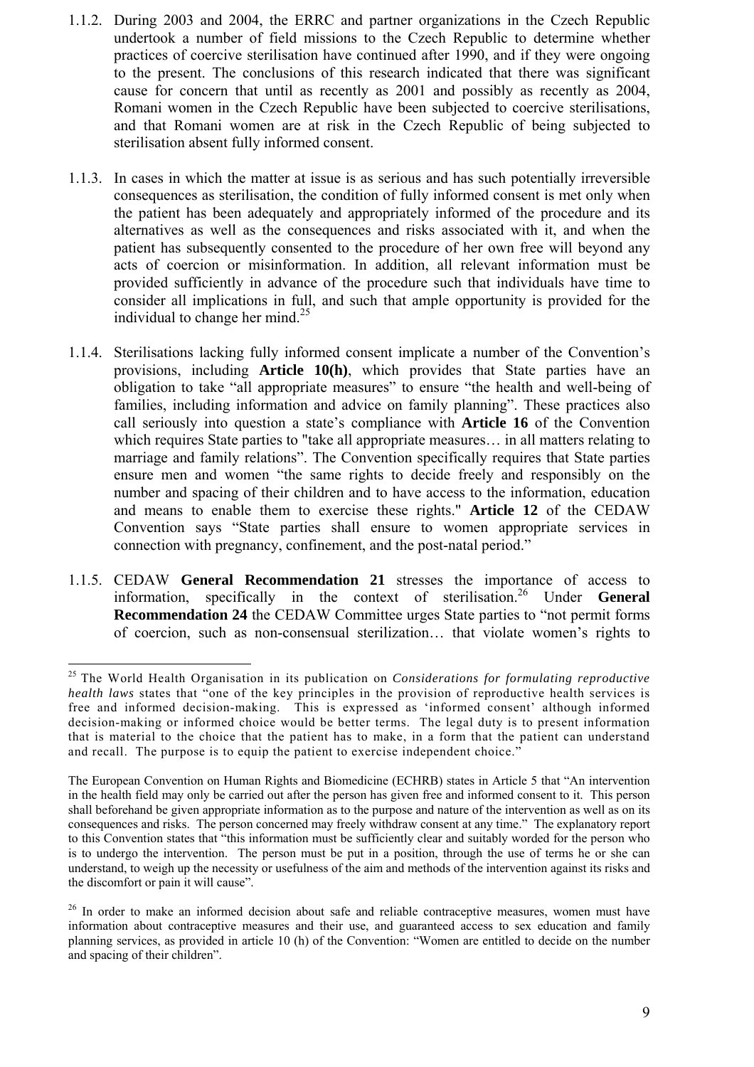1.1.2. During 2003 and 2004, the ERRC and partner organizations in the Czech Republic undertook a number of field missions to the Czech Republic to determine whether practices of coercive sterilisation have continued after 1990, and if they were ongoing to the present. The conclusions of this research indicated that there was significant cause for concern that until as recently as 2001 and possibly as recently as 2004, Romani women in the Czech Republic have been subjected to coercive sterilisations, and that Romani women are at risk in the Czech Republic of being subjected to sterilisation absent fully informed consent.

1.1.3. In cases in which the matter at issue is as serious and has such potentially irreversible consequences as sterilisation, the condition of fully informed consent is met only when the patient has been adequately and appropriately informed of the procedure and its alternatives as well as the consequences and risks associated with it, and when the patient has subsequently consented to the procedure of her own free will beyond any acts of coercion or misinformation. In addition, all relevant information must be provided sufficiently in advance of the procedure such that individuals have time to consider all implications in full, and such that ample opportunity is provided for the individual to change her mind.[25]

1.1.4. Sterilisations lacking fully informed consent implicate a number of the Convention's provisions, including **Article 10(h)**, which provides that State parties have an obligation to take "all appropriate measures" to ensure "the health and well-being of families, including information and advice on family planning". These practices also call seriously into question a state's compliance with **Article 16** of the Convention which requires State parties to "take all appropriate measures… in all matters relating to marriage and family relations". The Convention specifically requires that State parties ensure men and women "the same rights to decide freely and responsibly on the number and spacing of their children and to have access to the information, education and means to enable them to exercise these rights." **Article 12** of the CEDAW Convention says "State parties shall ensure to women appropriate services in connection with pregnancy, confinement, and the post-natal period."

1.1.5. CEDAW **General Recommendation 21** stresses the importance of access to information, specifically in the context of sterilisation.[26] Under **General Recommendation 24** the CEDAW Committee urges State parties to "not permit forms of coercion, such as non-consensual sterilization… that violate women's rights to

---

[25] The World Health Organisation in its publication on *Considerations for formulating reproductive health laws* states that "one of the key principles in the provision of reproductive health services is free and informed decision-making. This is expressed as 'informed consent' although informed decision-making or informed choice would be better terms. The legal duty is to present information that is material to the choice that the patient has to make, in a form that the patient can understand and recall. The purpose is to equip the patient to exercise independent choice."

The European Convention on Human Rights and Biomedicine (ECHRB) states in Article 5 that "An intervention in the health field may only be carried out after the person has given free and informed consent to it. This person shall beforehand be given appropriate information as to the purpose and nature of the intervention as well as on its consequences and risks. The person concerned may freely withdraw consent at any time." The explanatory report to this Convention states that "this information must be sufficiently clear and suitably worded for the person who is to undergo the intervention. The person must be put in a position, through the use of terms he or she can understand, to weigh up the necessity or usefulness of the aim and methods of the intervention against its risks and the discomfort or pain it will cause".

[26] In order to make an informed decision about safe and reliable contraceptive measures, women must have information about contraceptive measures and their use, and guaranteed access to sex education and family planning services, as provided in article 10 (h) of the Convention: "Women are entitled to decide on the number and spacing of their children".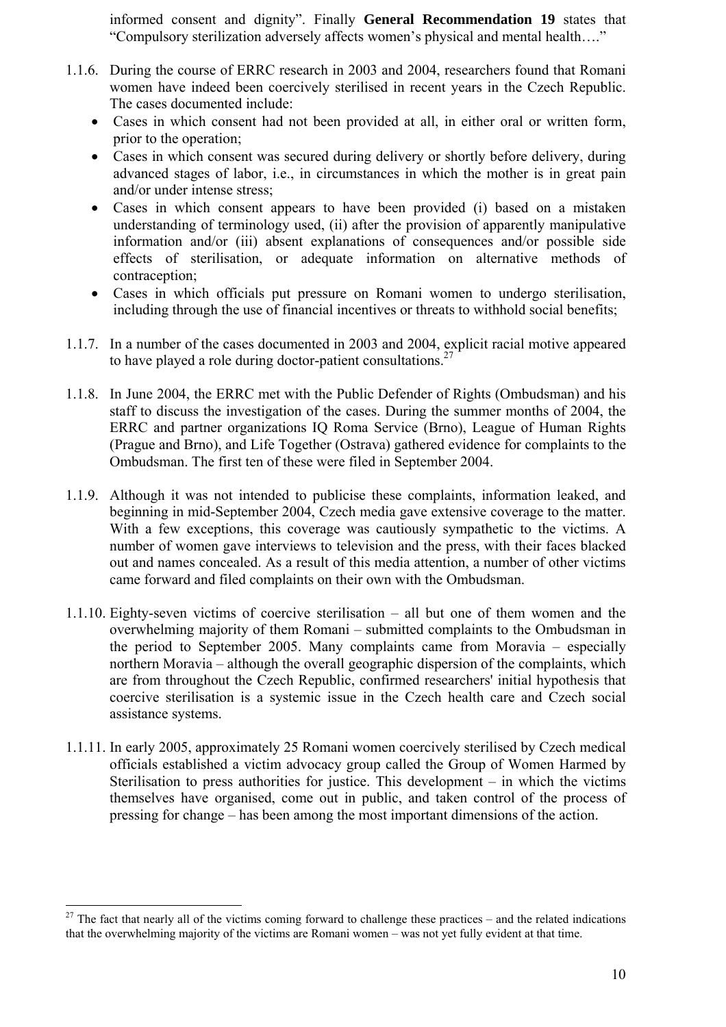informed consent and dignity". Finally **General Recommendation 19** states that "Compulsory sterilization adversely affects women's physical and mental health…."

1.1.6. During the course of ERRC research in 2003 and 2004, researchers found that Romani women have indeed been coercively sterilised in recent years in the Czech Republic. The cases documented include:

- Cases in which consent had not been provided at all, in either oral or written form, prior to the operation;
- Cases in which consent was secured during delivery or shortly before delivery, during advanced stages of labor, i.e., in circumstances in which the mother is in great pain and/or under intense stress;
- Cases in which consent appears to have been provided (i) based on a mistaken understanding of terminology used, (ii) after the provision of apparently manipulative information and/or (iii) absent explanations of consequences and/or possible side effects of sterilisation, or adequate information on alternative methods of contraception;
- Cases in which officials put pressure on Romani women to undergo sterilisation, including through the use of financial incentives or threats to withhold social benefits;

1.1.7. In a number of the cases documented in 2003 and 2004, explicit racial motive appeared to have played a role during doctor-patient consultations.[27]

1.1.8. In June 2004, the ERRC met with the Public Defender of Rights (Ombudsman) and his staff to discuss the investigation of the cases. During the summer months of 2004, the ERRC and partner organizations IQ Roma Service (Brno), League of Human Rights (Prague and Brno), and Life Together (Ostrava) gathered evidence for complaints to the Ombudsman. The first ten of these were filed in September 2004.

1.1.9. Although it was not intended to publicise these complaints, information leaked, and beginning in mid-September 2004, Czech media gave extensive coverage to the matter. With a few exceptions, this coverage was cautiously sympathetic to the victims. A number of women gave interviews to television and the press, with their faces blacked out and names concealed. As a result of this media attention, a number of other victims came forward and filed complaints on their own with the Ombudsman.

1.1.10. Eighty-seven victims of coercive sterilisation – all but one of them women and the overwhelming majority of them Romani – submitted complaints to the Ombudsman in the period to September 2005. Many complaints came from Moravia – especially northern Moravia – although the overall geographic dispersion of the complaints, which are from throughout the Czech Republic, confirmed researchers' initial hypothesis that coercive sterilisation is a systemic issue in the Czech health care and Czech social assistance systems.

1.1.11. In early 2005, approximately 25 Romani women coercively sterilised by Czech medical officials established a victim advocacy group called the Group of Women Harmed by Sterilisation to press authorities for justice. This development – in which the victims themselves have organised, come out in public, and taken control of the process of pressing for change – has been among the most important dimensions of the action.

---

[27] The fact that nearly all of the victims coming forward to challenge these practices – and the related indications that the overwhelming majority of the victims are Romani women – was not yet fully evident at that time.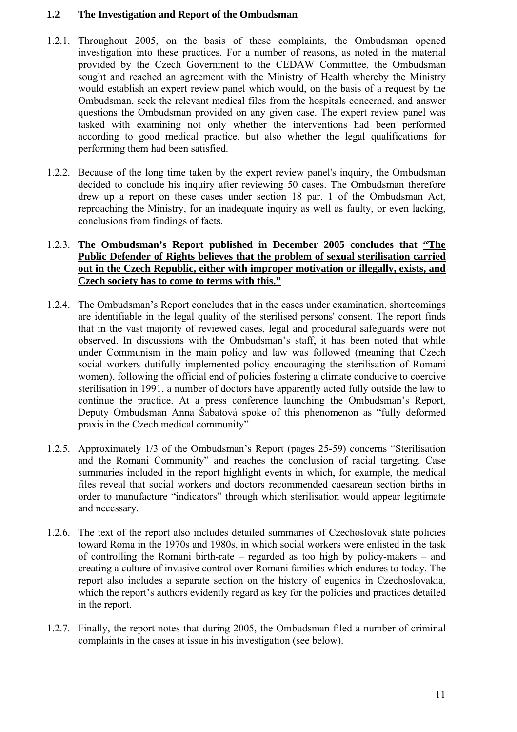### 1.2 The Investigation and Report of the Ombudsman

1.2.1. Throughout 2005, on the basis of these complaints, the Ombudsman opened investigation into these practices. For a number of reasons, as noted in the material provided by the Czech Government to the CEDAW Committee, the Ombudsman sought and reached an agreement with the Ministry of Health whereby the Ministry would establish an expert review panel which would, on the basis of a request by the Ombudsman, seek the relevant medical files from the hospitals concerned, and answer questions the Ombudsman provided on any given case. The expert review panel was tasked with examining not only whether the interventions had been performed according to good medical practice, but also whether the legal qualifications for performing them had been satisfied.

1.2.2. Because of the long time taken by the expert review panel's inquiry, the Ombudsman decided to conclude his inquiry after reviewing 50 cases. The Ombudsman therefore drew up a report on these cases under section 18 par. 1 of the Ombudsman Act, reproaching the Ministry, for an inadequate inquiry as well as faulty, or even lacking, conclusions from findings of facts.

1.2.3. **The Ombudsman's Report published in December 2005 concludes that "The Public Defender of Rights believes that the problem of sexual sterilisation carried out in the Czech Republic, either with improper motivation or illegally, exists, and Czech society has to come to terms with this."**

1.2.4. The Ombudsman's Report concludes that in the cases under examination, shortcomings are identifiable in the legal quality of the sterilised persons' consent. The report finds that in the vast majority of reviewed cases, legal and procedural safeguards were not observed. In discussions with the Ombudsman's staff, it has been noted that while under Communism in the main policy and law was followed (meaning that Czech social workers dutifully implemented policy encouraging the sterilisation of Romani women), following the official end of policies fostering a climate conducive to coercive sterilisation in 1991, a number of doctors have apparently acted fully outside the law to continue the practice. At a press conference launching the Ombudsman's Report, Deputy Ombudsman Anna Šabatová spoke of this phenomenon as "fully deformed praxis in the Czech medical community".

1.2.5. Approximately 1/3 of the Ombudsman's Report (pages 25-59) concerns "Sterilisation and the Romani Community" and reaches the conclusion of racial targeting. Case summaries included in the report highlight events in which, for example, the medical files reveal that social workers and doctors recommended caesarean section births in order to manufacture "indicators" through which sterilisation would appear legitimate and necessary.

1.2.6. The text of the report also includes detailed summaries of Czechoslovak state policies toward Roma in the 1970s and 1980s, in which social workers were enlisted in the task of controlling the Romani birth-rate – regarded as too high by policy-makers – and creating a culture of invasive control over Romani families which endures to today. The report also includes a separate section on the history of eugenics in Czechoslovakia, which the report's authors evidently regard as key for the policies and practices detailed in the report.

1.2.7. Finally, the report notes that during 2005, the Ombudsman filed a number of criminal complaints in the cases at issue in his investigation (see below).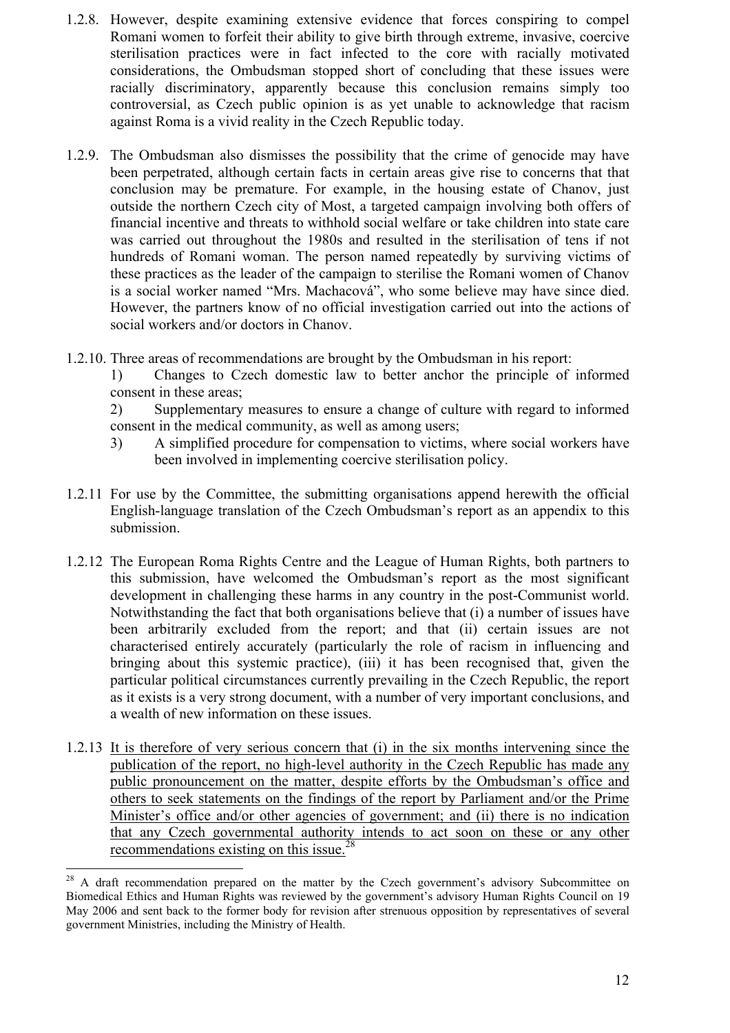1.2.8. However, despite examining extensive evidence that forces conspiring to compel Romani women to forfeit their ability to give birth through extreme, invasive, coercive sterilisation practices were in fact infected to the core with racially motivated considerations, the Ombudsman stopped short of concluding that these issues were racially discriminatory, apparently because this conclusion remains simply too controversial, as Czech public opinion is as yet unable to acknowledge that racism against Roma is a vivid reality in the Czech Republic today.

1.2.9. The Ombudsman also dismisses the possibility that the crime of genocide may have been perpetrated, although certain facts in certain areas give rise to concerns that that conclusion may be premature. For example, in the housing estate of Chanov, just outside the northern Czech city of Most, a targeted campaign involving both offers of financial incentive and threats to withhold social welfare or take children into state care was carried out throughout the 1980s and resulted in the sterilisation of tens if not hundreds of Romani woman. The person named repeatedly by surviving victims of these practices as the leader of the campaign to sterilise the Romani women of Chanov is a social worker named "Mrs. Machacová", who some believe may have since died. However, the partners know of no official investigation carried out into the actions of social workers and/or doctors in Chanov.

1.2.10. Three areas of recommendations are brought by the Ombudsman in his report:

1) Changes to Czech domestic law to better anchor the principle of informed consent in these areas;
2) Supplementary measures to ensure a change of culture with regard to informed consent in the medical community, as well as among users;
3) A simplified procedure for compensation to victims, where social workers have been involved in implementing coercive sterilisation policy.

1.2.11 For use by the Committee, the submitting organisations append herewith the official English-language translation of the Czech Ombudsman's report as an appendix to this submission.

1.2.12 The European Roma Rights Centre and the League of Human Rights, both partners to this submission, have welcomed the Ombudsman's report as the most significant development in challenging these harms in any country in the post-Communist world. Notwithstanding the fact that both organisations believe that (i) a number of issues have been arbitrarily excluded from the report; and that (ii) certain issues are not characterised entirely accurately (particularly the role of racism in influencing and bringing about this systemic practice), (iii) it has been recognised that, given the particular political circumstances currently prevailing in the Czech Republic, the report as it exists is a very strong document, with a number of very important conclusions, and a wealth of new information on these issues.

1.2.13 <u>It is therefore of very serious concern that (i) in the six months intervening since the publication of the report, no high-level authority in the Czech Republic has made any public pronouncement on the matter, despite efforts by the Ombudsman's office and others to seek statements on the findings of the report by Parliament and/or the Prime Minister's office and/or other agencies of government; and (ii) there is no indication that any Czech governmental authority intends to act soon on these or any other recommendations existing on this issue.</u>[28]

---

[28] A draft recommendation prepared on the matter by the Czech government's advisory Subcommittee on Biomedical Ethics and Human Rights was reviewed by the government's advisory Human Rights Council on 19 May 2006 and sent back to the former body for revision after strenuous opposition by representatives of several government Ministries, including the Ministry of Health.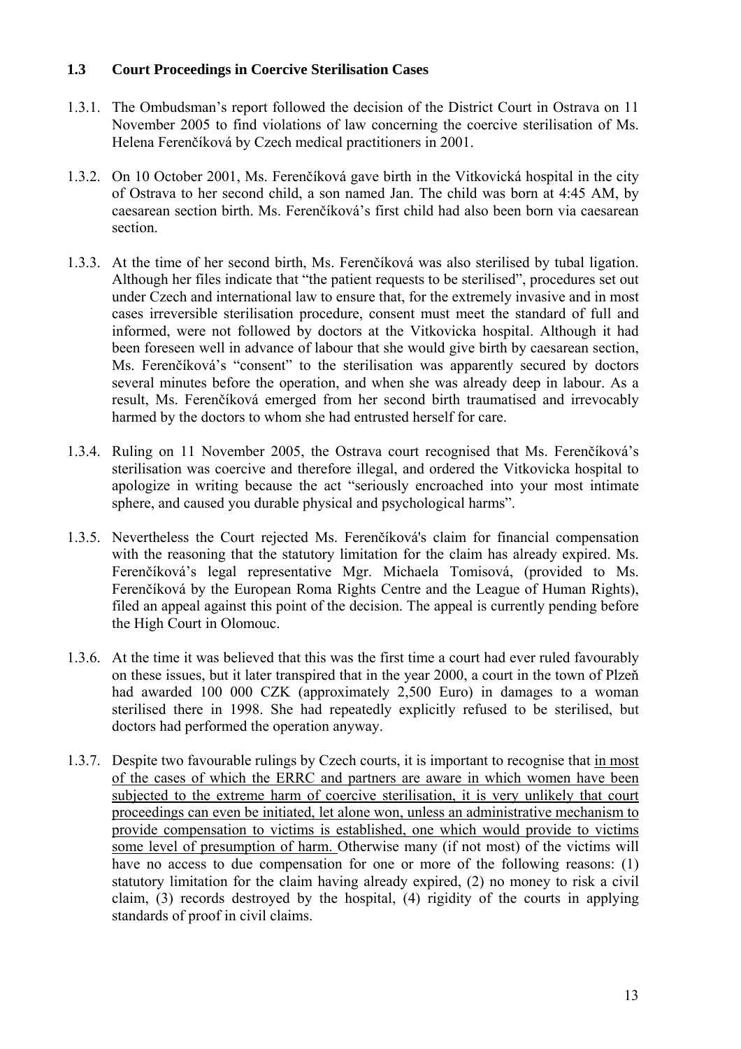### 1.3 Court Proceedings in Coercive Sterilisation Cases

1.3.1. The Ombudsman's report followed the decision of the District Court in Ostrava on 11 November 2005 to find violations of law concerning the coercive sterilisation of Ms. Helena Ferenčíková by Czech medical practitioners in 2001.

1.3.2. On 10 October 2001, Ms. Ferenčíková gave birth in the Vitkovická hospital in the city of Ostrava to her second child, a son named Jan. The child was born at 4:45 AM, by caesarean section birth. Ms. Ferenčíková's first child had also been born via caesarean section.

1.3.3. At the time of her second birth, Ms. Ferenčíková was also sterilised by tubal ligation. Although her files indicate that "the patient requests to be sterilised", procedures set out under Czech and international law to ensure that, for the extremely invasive and in most cases irreversible sterilisation procedure, consent must meet the standard of full and informed, were not followed by doctors at the Vitkovicka hospital. Although it had been foreseen well in advance of labour that she would give birth by caesarean section, Ms. Ferenčíková's "consent" to the sterilisation was apparently secured by doctors several minutes before the operation, and when she was already deep in labour. As a result, Ms. Ferenčíková emerged from her second birth traumatised and irrevocably harmed by the doctors to whom she had entrusted herself for care.

1.3.4. Ruling on 11 November 2005, the Ostrava court recognised that Ms. Ferenčíková's sterilisation was coercive and therefore illegal, and ordered the Vitkovicka hospital to apologize in writing because the act "seriously encroached into your most intimate sphere, and caused you durable physical and psychological harms".

1.3.5. Nevertheless the Court rejected Ms. Ferenčíková's claim for financial compensation with the reasoning that the statutory limitation for the claim has already expired. Ms. Ferenčíková's legal representative Mgr. Michaela Tomisová, (provided to Ms. Ferenčíková by the European Roma Rights Centre and the League of Human Rights), filed an appeal against this point of the decision. The appeal is currently pending before the High Court in Olomouc.

1.3.6. At the time it was believed that this was the first time a court had ever ruled favourably on these issues, but it later transpired that in the year 2000, a court in the town of Plzeň had awarded 100 000 CZK (approximately 2,500 Euro) in damages to a woman sterilised there in 1998. She had repeatedly explicitly refused to be sterilised, but doctors had performed the operation anyway.

1.3.7. Despite two favourable rulings by Czech courts, it is important to recognise that <u>in most of the cases of which the ERRC and partners are aware in which women have been subjected to the extreme harm of coercive sterilisation, it is very unlikely that court proceedings can even be initiated, let alone won, unless an administrative mechanism to provide compensation to victims is established, one which would provide to victims some level of presumption of harm.</u> Otherwise many (if not most) of the victims will have no access to due compensation for one or more of the following reasons: (1) statutory limitation for the claim having already expired, (2) no money to risk a civil claim, (3) records destroyed by the hospital, (4) rigidity of the courts in applying standards of proof in civil claims.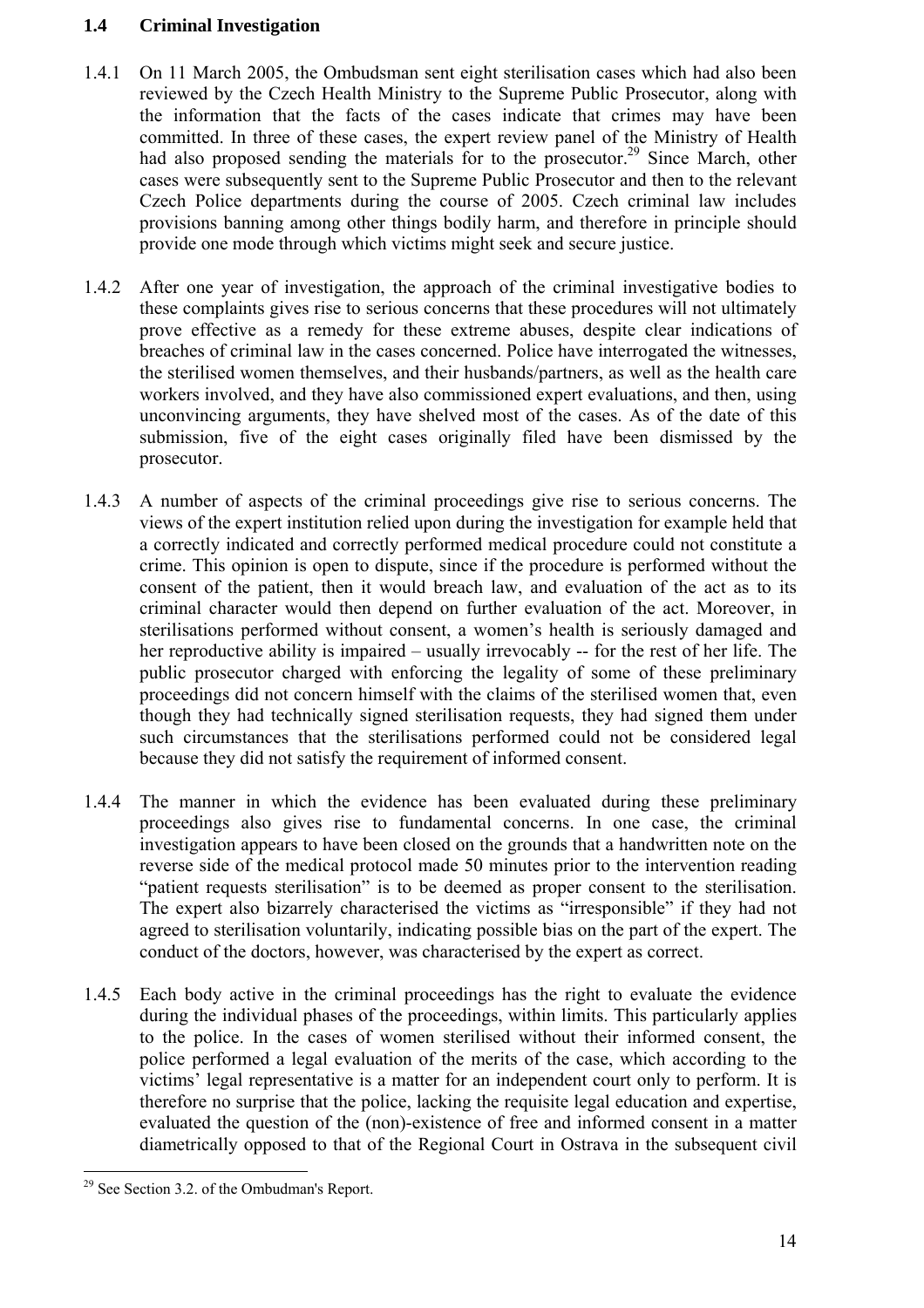### 1.4 Criminal Investigation

1.4.1 On 11 March 2005, the Ombudsman sent eight sterilisation cases which had also been reviewed by the Czech Health Ministry to the Supreme Public Prosecutor, along with the information that the facts of the cases indicate that crimes may have been committed. In three of these cases, the expert review panel of the Ministry of Health had also proposed sending the materials for to the prosecutor.[29] Since March, other cases were subsequently sent to the Supreme Public Prosecutor and then to the relevant Czech Police departments during the course of 2005. Czech criminal law includes provisions banning among other things bodily harm, and therefore in principle should provide one mode through which victims might seek and secure justice.

1.4.2 After one year of investigation, the approach of the criminal investigative bodies to these complaints gives rise to serious concerns that these procedures will not ultimately prove effective as a remedy for these extreme abuses, despite clear indications of breaches of criminal law in the cases concerned. Police have interrogated the witnesses, the sterilised women themselves, and their husbands/partners, as well as the health care workers involved, and they have also commissioned expert evaluations, and then, using unconvincing arguments, they have shelved most of the cases. As of the date of this submission, five of the eight cases originally filed have been dismissed by the prosecutor.

1.4.3 A number of aspects of the criminal proceedings give rise to serious concerns. The views of the expert institution relied upon during the investigation for example held that a correctly indicated and correctly performed medical procedure could not constitute a crime. This opinion is open to dispute, since if the procedure is performed without the consent of the patient, then it would breach law, and evaluation of the act as to its criminal character would then depend on further evaluation of the act. Moreover, in sterilisations performed without consent, a women's health is seriously damaged and her reproductive ability is impaired – usually irrevocably -- for the rest of her life. The public prosecutor charged with enforcing the legality of some of these preliminary proceedings did not concern himself with the claims of the sterilised women that, even though they had technically signed sterilisation requests, they had signed them under such circumstances that the sterilisations performed could not be considered legal because they did not satisfy the requirement of informed consent.

1.4.4 The manner in which the evidence has been evaluated during these preliminary proceedings also gives rise to fundamental concerns. In one case, the criminal investigation appears to have been closed on the grounds that a handwritten note on the reverse side of the medical protocol made 50 minutes prior to the intervention reading "patient requests sterilisation" is to be deemed as proper consent to the sterilisation. The expert also bizarrely characterised the victims as "irresponsible" if they had not agreed to sterilisation voluntarily, indicating possible bias on the part of the expert. The conduct of the doctors, however, was characterised by the expert as correct.

1.4.5 Each body active in the criminal proceedings has the right to evaluate the evidence during the individual phases of the proceedings, within limits. This particularly applies to the police. In the cases of women sterilised without their informed consent, the police performed a legal evaluation of the merits of the case, which according to the victims' legal representative is a matter for an independent court only to perform. It is therefore no surprise that the police, lacking the requisite legal education and expertise, evaluated the question of the (non)-existence of free and informed consent in a matter diametrically opposed to that of the Regional Court in Ostrava in the subsequent civil

---

[29] See Section 3.2. of the Ombudsman's Report.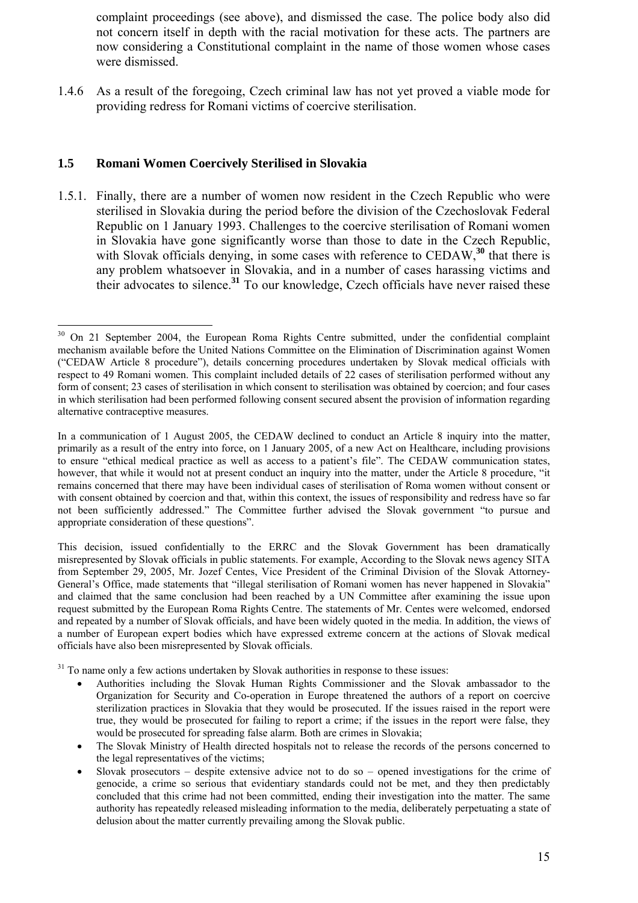complaint proceedings (see above), and dismissed the case. The police body also did not concern itself in depth with the racial motivation for these acts. The partners are now considering a Constitutional complaint in the name of those women whose cases were dismissed.

1.4.6 As a result of the foregoing, Czech criminal law has not yet proved a viable mode for providing redress for Romani victims of coercive sterilisation.

### 1.5 Romani Women Coercively Sterilised in Slovakia

1.5.1. Finally, there are a number of women now resident in the Czech Republic who were sterilised in Slovakia during the period before the division of the Czechoslovak Federal Republic on 1 January 1993. Challenges to the coercive sterilisation of Romani women in Slovakia have gone significantly worse than those to date in the Czech Republic, with Slovak officials denying, in some cases with reference to CEDAW,[30] that there is any problem whatsoever in Slovakia, and in a number of cases harassing victims and their advocates to silence.[31] To our knowledge, Czech officials have never raised these

---

[30] On 21 September 2004, the European Roma Rights Centre submitted, under the confidential complaint mechanism available before the United Nations Committee on the Elimination of Discrimination against Women ("CEDAW Article 8 procedure"), details concerning procedures undertaken by Slovak medical officials with respect to 49 Romani women. This complaint included details of 22 cases of sterilisation performed without any form of consent; 23 cases of sterilisation in which consent to sterilisation was obtained by coercion; and four cases in which sterilisation had been performed following consent secured absent the provision of information regarding alternative contraceptive measures.

In a communication of 1 August 2005, the CEDAW declined to conduct an Article 8 inquiry into the matter, primarily as a result of the entry into force, on 1 January 2005, of a new Act on Healthcare, including provisions to ensure "ethical medical practice as well as access to a patient's file". The CEDAW communication states, however, that while it would not at present conduct an inquiry into the matter, under the Article 8 procedure, "it remains concerned that there may have been individual cases of sterilisation of Roma women without consent or with consent obtained by coercion and that, within this context, the issues of responsibility and redress have so far not been sufficiently addressed." The Committee further advised the Slovak government "to pursue and appropriate consideration of these questions".

This decision, issued confidentially to the ERRC and the Slovak Government has been dramatically misrepresented by Slovak officials in public statements. For example, According to the Slovak news agency SITA from September 29, 2005, Mr. Jozef Centes, Vice President of the Criminal Division of the Slovak Attorney-General's Office, made statements that "illegal sterilisation of Romani women has never happened in Slovakia" and claimed that the same conclusion had been reached by a UN Committee after examining the issue upon request submitted by the European Roma Rights Centre. The statements of Mr. Centes were welcomed, endorsed and repeated by a number of Slovak officials, and have been widely quoted in the media. In addition, the views of a number of European expert bodies which have expressed extreme concern at the actions of Slovak medical officials have also been misrepresented by Slovak officials.

[31] To name only a few actions undertaken by Slovak authorities in response to these issues:

- Authorities including the Slovak Human Rights Commissioner and the Slovak ambassador to the Organization for Security and Co-operation in Europe threatened the authors of a report on coercive sterilization practices in Slovakia that they would be prosecuted. If the issues raised in the report were true, they would be prosecuted for failing to report a crime; if the issues in the report were false, they would be prosecuted for spreading false alarm. Both are crimes in Slovakia;
- The Slovak Ministry of Health directed hospitals not to release the records of the persons concerned to the legal representatives of the victims;
- Slovak prosecutors – despite extensive advice not to do so – opened investigations for the crime of genocide, a crime so serious that evidentiary standards could not be met, and they then predictably concluded that this crime had not been committed, ending their investigation into the matter. The same authority has repeatedly released misleading information to the media, deliberately perpetuating a state of delusion about the matter currently prevailing among the Slovak public.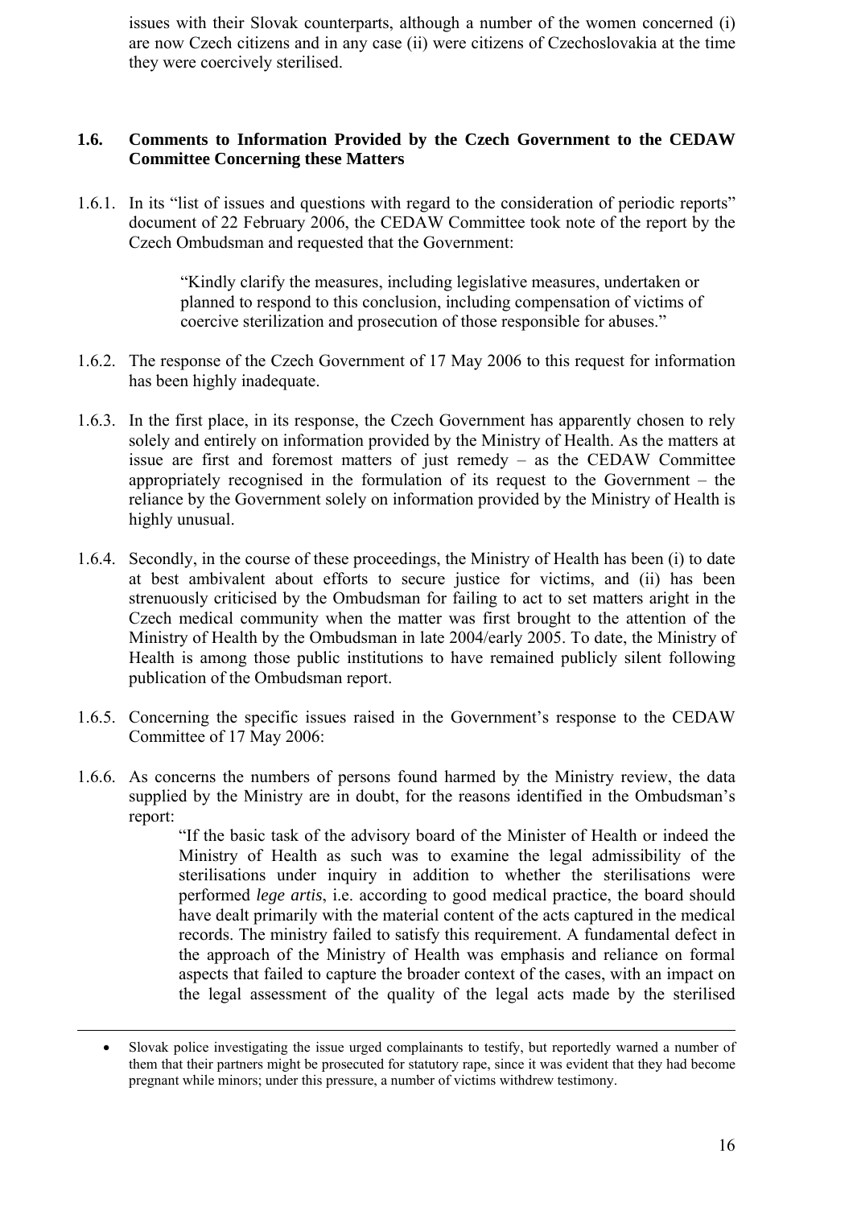issues with their Slovak counterparts, although a number of the women concerned (i) are now Czech citizens and in any case (ii) were citizens of Czechoslovakia at the time they were coercively sterilised.

### 1.6. Comments to Information Provided by the Czech Government to the CEDAW Committee Concerning these Matters

1.6.1. In its "list of issues and questions with regard to the consideration of periodic reports" document of 22 February 2006, the CEDAW Committee took note of the report by the Czech Ombudsman and requested that the Government:

> "Kindly clarify the measures, including legislative measures, undertaken or planned to respond to this conclusion, including compensation of victims of coercive sterilization and prosecution of those responsible for abuses."

1.6.2. The response of the Czech Government of 17 May 2006 to this request for information has been highly inadequate.

1.6.3. In the first place, in its response, the Czech Government has apparently chosen to rely solely and entirely on information provided by the Ministry of Health. As the matters at issue are first and foremost matters of just remedy – as the CEDAW Committee appropriately recognised in the formulation of its request to the Government – the reliance by the Government solely on information provided by the Ministry of Health is highly unusual.

1.6.4. Secondly, in the course of these proceedings, the Ministry of Health has been (i) to date at best ambivalent about efforts to secure justice for victims, and (ii) has been strenuously criticised by the Ombudsman for failing to act to set matters aright in the Czech medical community when the matter was first brought to the attention of the Ministry of Health by the Ombudsman in late 2004/early 2005. To date, the Ministry of Health is among those public institutions to have remained publicly silent following publication of the Ombudsman report.

1.6.5. Concerning the specific issues raised in the Government's response to the CEDAW Committee of 17 May 2006:

1.6.6. As concerns the numbers of persons found harmed by the Ministry review, the data supplied by the Ministry are in doubt, for the reasons identified in the Ombudsman's report:

> "If the basic task of the advisory board of the Minister of Health or indeed the Ministry of Health as such was to examine the legal admissibility of the sterilisations under inquiry in addition to whether the sterilisations were performed *lege artis*, i.e. according to good medical practice, the board should have dealt primarily with the material content of the acts captured in the medical records. The ministry failed to satisfy this requirement. A fundamental defect in the approach of the Ministry of Health was emphasis and reliance on formal aspects that failed to capture the broader context of the cases, with an impact on the legal assessment of the quality of the legal acts made by the sterilised

---

- Slovak police investigating the issue urged complainants to testify, but reportedly warned a number of them that their partners might be prosecuted for statutory rape, since it was evident that they had become pregnant while minors; under this pressure, a number of victims withdrew testimony.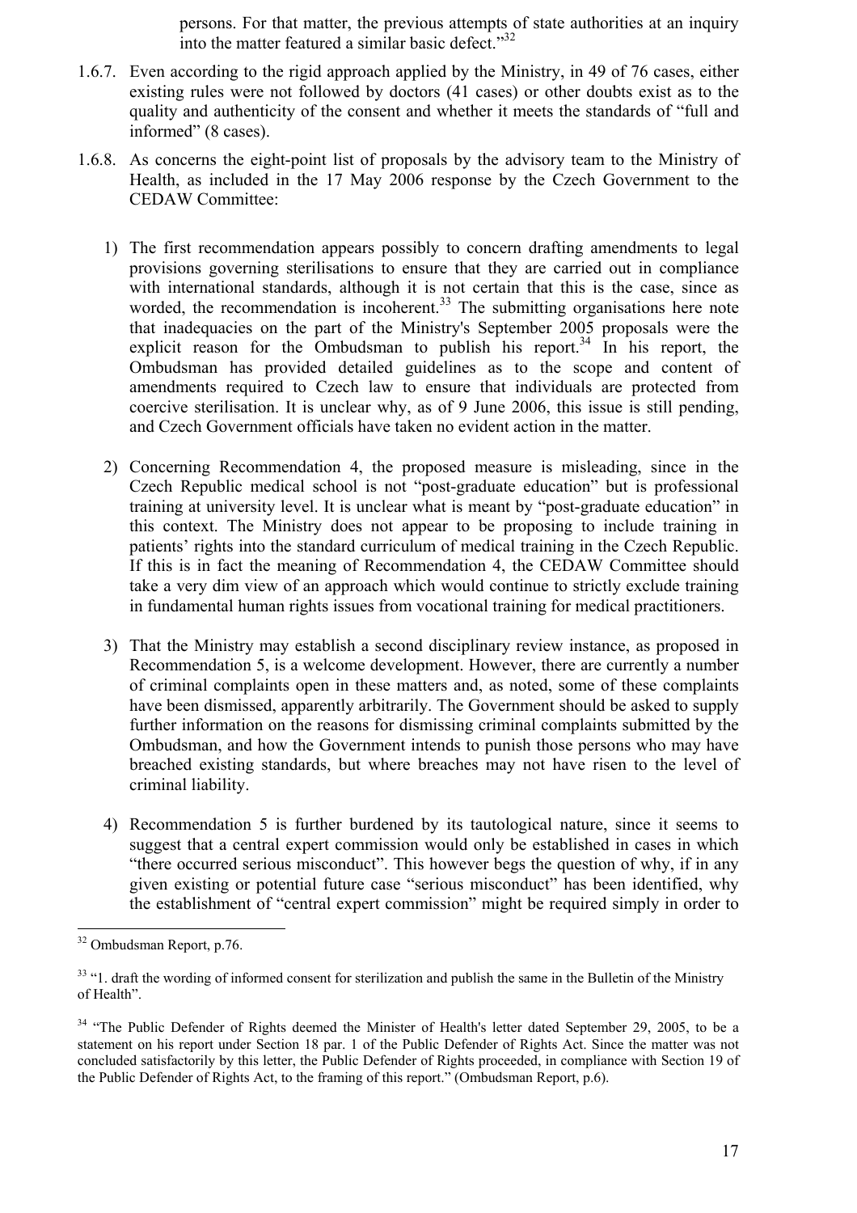persons. For that matter, the previous attempts of state authorities at an inquiry into the matter featured a similar basic defect."[32]

1.6.7. Even according to the rigid approach applied by the Ministry, in 49 of 76 cases, either existing rules were not followed by doctors (41 cases) or other doubts exist as to the quality and authenticity of the consent and whether it meets the standards of "full and informed" (8 cases).

1.6.8. As concerns the eight-point list of proposals by the advisory team to the Ministry of Health, as included in the 17 May 2006 response by the Czech Government to the CEDAW Committee:

1) The first recommendation appears possibly to concern drafting amendments to legal provisions governing sterilisations to ensure that they are carried out in compliance with international standards, although it is not certain that this is the case, since as worded, the recommendation is incoherent.[33] The submitting organisations here note that inadequacies on the part of the Ministry's September 2005 proposals were the explicit reason for the Ombudsman to publish his report.[34] In his report, the Ombudsman has provided detailed guidelines as to the scope and content of amendments required to Czech law to ensure that individuals are protected from coercive sterilisation. It is unclear why, as of 9 June 2006, this issue is still pending, and Czech Government officials have taken no evident action in the matter.

2) Concerning Recommendation 4, the proposed measure is misleading, since in the Czech Republic medical school is not "post-graduate education" but is professional training at university level. It is unclear what is meant by "post-graduate education" in this context. The Ministry does not appear to be proposing to include training in patients' rights into the standard curriculum of medical training in the Czech Republic. If this is in fact the meaning of Recommendation 4, the CEDAW Committee should take a very dim view of an approach which would continue to strictly exclude training in fundamental human rights issues from vocational training for medical practitioners.

3) That the Ministry may establish a second disciplinary review instance, as proposed in Recommendation 5, is a welcome development. However, there are currently a number of criminal complaints open in these matters and, as noted, some of these complaints have been dismissed, apparently arbitrarily. The Government should be asked to supply further information on the reasons for dismissing criminal complaints submitted by the Ombudsman, and how the Government intends to punish those persons who may have breached existing standards, but where breaches may not have risen to the level of criminal liability.

4) Recommendation 5 is further burdened by its tautological nature, since it seems to suggest that a central expert commission would only be established in cases in which "there occurred serious misconduct". This however begs the question of why, if in any given existing or potential future case "serious misconduct" has been identified, why the establishment of "central expert commission" might be required simply in order to

---

[32] Ombudsman Report, p.76.

[33] "1. draft the wording of informed consent for sterilization and publish the same in the Bulletin of the Ministry of Health".

[34] "The Public Defender of Rights deemed the Minister of Health's letter dated September 29, 2005, to be a statement on his report under Section 18 par. 1 of the Public Defender of Rights Act. Since the matter was not concluded satisfactorily by this letter, the Public Defender of Rights proceeded, in compliance with Section 19 of the Public Defender of Rights Act, to the framing of this report." (Ombudsman Report, p.6).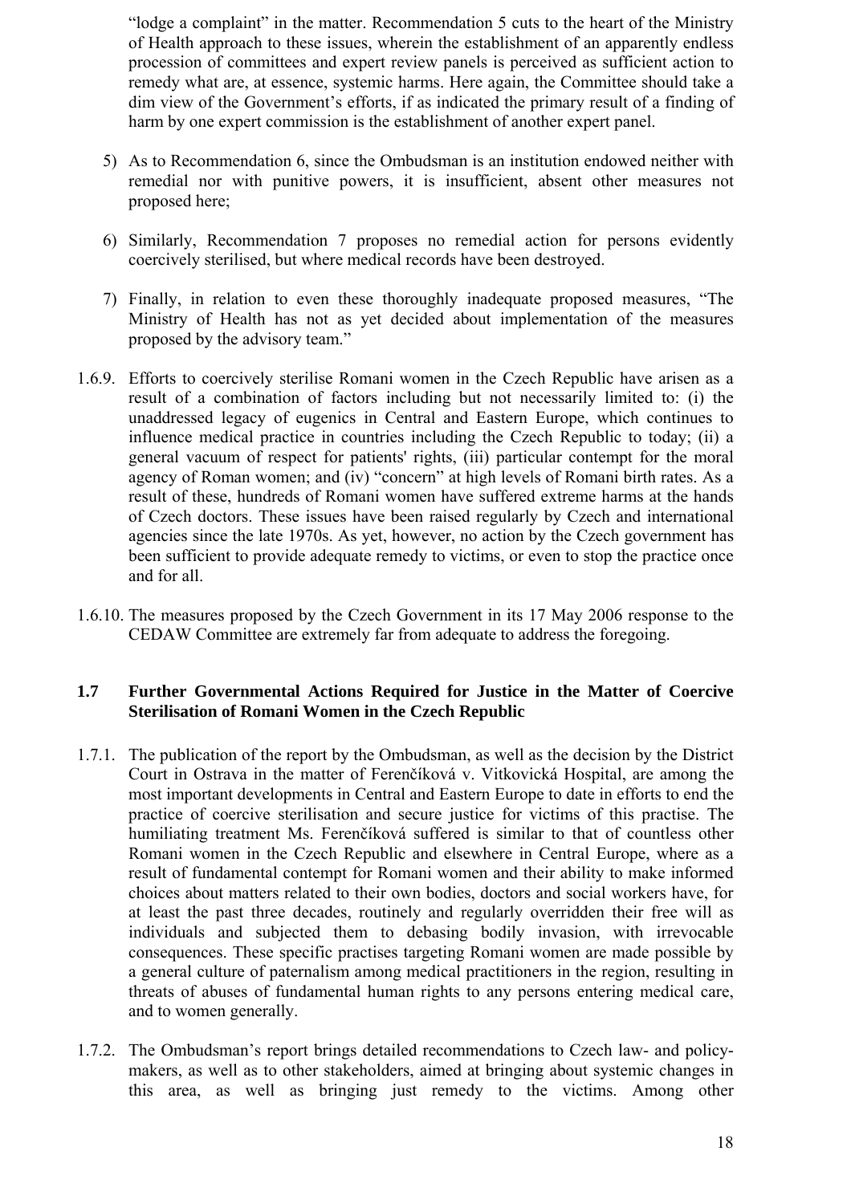"lodge a complaint" in the matter. Recommendation 5 cuts to the heart of the Ministry of Health approach to these issues, wherein the establishment of an apparently endless procession of committees and expert review panels is perceived as sufficient action to remedy what are, at essence, systemic harms. Here again, the Committee should take a dim view of the Government's efforts, if as indicated the primary result of a finding of harm by one expert commission is the establishment of another expert panel.

5) As to Recommendation 6, since the Ombudsman is an institution endowed neither with remedial nor with punitive powers, it is insufficient, absent other measures not proposed here;

6) Similarly, Recommendation 7 proposes no remedial action for persons evidently coercively sterilised, but where medical records have been destroyed.

7) Finally, in relation to even these thoroughly inadequate proposed measures, "The Ministry of Health has not as yet decided about implementation of the measures proposed by the advisory team."

1.6.9. Efforts to coercively sterilise Romani women in the Czech Republic have arisen as a result of a combination of factors including but not necessarily limited to: (i) the unaddressed legacy of eugenics in Central and Eastern Europe, which continues to influence medical practice in countries including the Czech Republic to today; (ii) a general vacuum of respect for patients' rights, (iii) particular contempt for the moral agency of Roman women; and (iv) "concern" at high levels of Romani birth rates. As a result of these, hundreds of Romani women have suffered extreme harms at the hands of Czech doctors. These issues have been raised regularly by Czech and international agencies since the late 1970s. As yet, however, no action by the Czech government has been sufficient to provide adequate remedy to victims, or even to stop the practice once and for all.

1.6.10. The measures proposed by the Czech Government in its 17 May 2006 response to the CEDAW Committee are extremely far from adequate to address the foregoing.

### 1.7 Further Governmental Actions Required for Justice in the Matter of Coercive Sterilisation of Romani Women in the Czech Republic

1.7.1. The publication of the report by the Ombudsman, as well as the decision by the District Court in Ostrava in the matter of Ferenčíková v. Vitkovická Hospital, are among the most important developments in Central and Eastern Europe to date in efforts to end the practice of coercive sterilisation and secure justice for victims of this practise. The humiliating treatment Ms. Ferenčíková suffered is similar to that of countless other Romani women in the Czech Republic and elsewhere in Central Europe, where as a result of fundamental contempt for Romani women and their ability to make informed choices about matters related to their own bodies, doctors and social workers have, for at least the past three decades, routinely and regularly overridden their free will as individuals and subjected them to debasing bodily invasion, with irrevocable consequences. These specific practises targeting Romani women are made possible by a general culture of paternalism among medical practitioners in the region, resulting in threats of abuses of fundamental human rights to any persons entering medical care, and to women generally.

1.7.2. The Ombudsman's report brings detailed recommendations to Czech law- and policy-makers, as well as to other stakeholders, aimed at bringing about systemic changes in this area, as well as bringing just remedy to the victims. Among other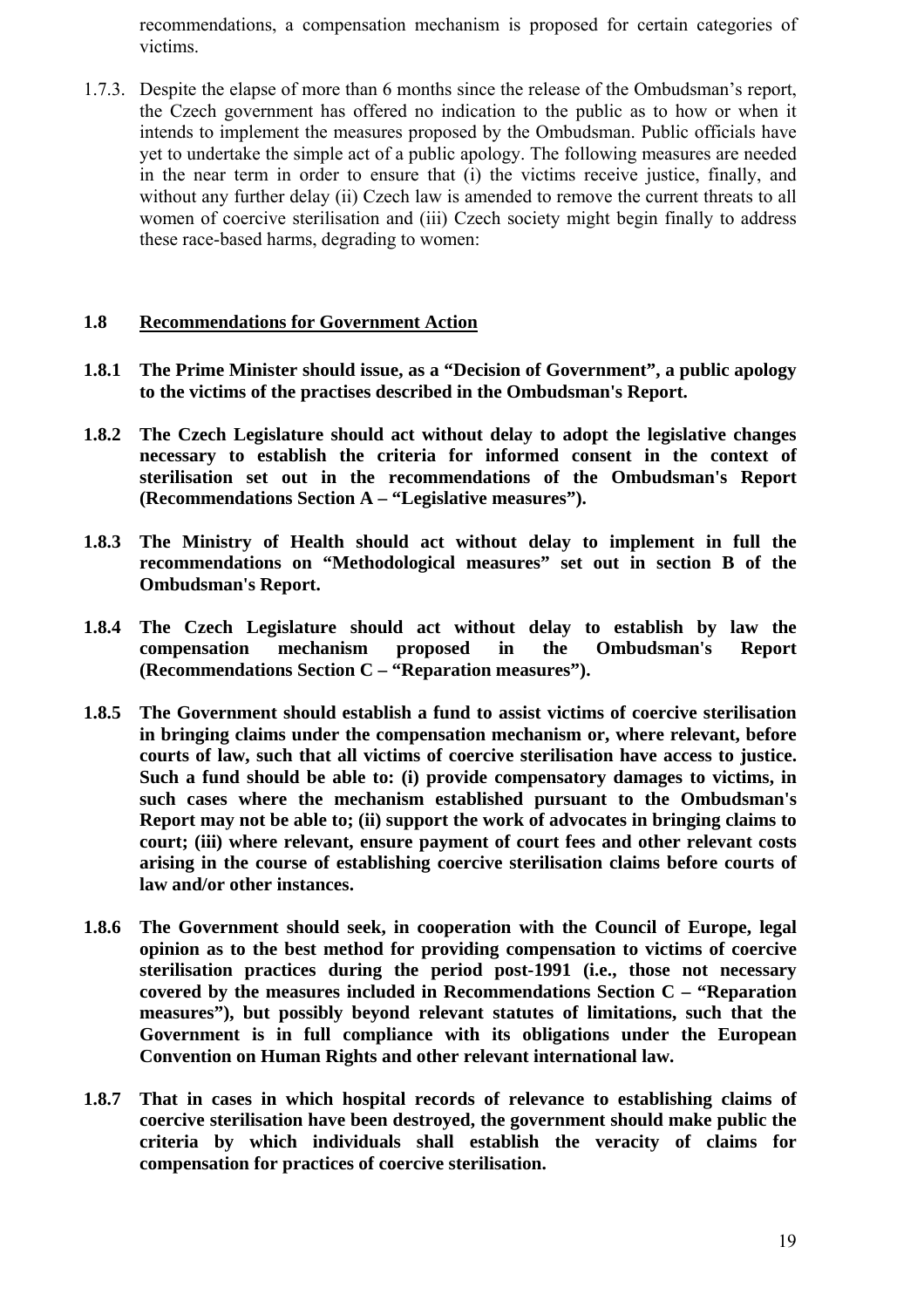recommendations, a compensation mechanism is proposed for certain categories of victims.

1.7.3. Despite the elapse of more than 6 months since the release of the Ombudsman's report, the Czech government has offered no indication to the public as to how or when it intends to implement the measures proposed by the Ombudsman. Public officials have yet to undertake the simple act of a public apology. The following measures are needed in the near term in order to ensure that (i) the victims receive justice, finally, and without any further delay (ii) Czech law is amended to remove the current threats to all women of coercive sterilisation and (iii) Czech society might begin finally to address these race-based harms, degrading to women:

## 1.8 Recommendations for Government Action

**1.8.1 The Prime Minister should issue, as a "Decision of Government", a public apology to the victims of the practises described in the Ombudsman's Report.**

**1.8.2 The Czech Legislature should act without delay to adopt the legislative changes necessary to establish the criteria for informed consent in the context of sterilisation set out in the recommendations of the Ombudsman's Report (Recommendations Section A – "Legislative measures").**

**1.8.3 The Ministry of Health should act without delay to implement in full the recommendations on "Methodological measures" set out in section B of the Ombudsman's Report.**

**1.8.4 The Czech Legislature should act without delay to establish by law the compensation mechanism proposed in the Ombudsman's Report (Recommendations Section C – "Reparation measures").**

**1.8.5 The Government should establish a fund to assist victims of coercive sterilisation in bringing claims under the compensation mechanism or, where relevant, before courts of law, such that all victims of coercive sterilisation have access to justice. Such a fund should be able to: (i) provide compensatory damages to victims, in such cases where the mechanism established pursuant to the Ombudsman's Report may not be able to; (ii) support the work of advocates in bringing claims to court; (iii) where relevant, ensure payment of court fees and other relevant costs arising in the course of establishing coercive sterilisation claims before courts of law and/or other instances.**

**1.8.6 The Government should seek, in cooperation with the Council of Europe, legal opinion as to the best method for providing compensation to victims of coercive sterilisation practices during the period post-1991 (i.e., those not necessary covered by the measures included in Recommendations Section C – "Reparation measures"), but possibly beyond relevant statutes of limitations, such that the Government is in full compliance with its obligations under the European Convention on Human Rights and other relevant international law.**

**1.8.7 That in cases in which hospital records of relevance to establishing claims of coercive sterilisation have been destroyed, the government should make public the criteria by which individuals shall establish the veracity of claims for compensation for practices of coercive sterilisation.**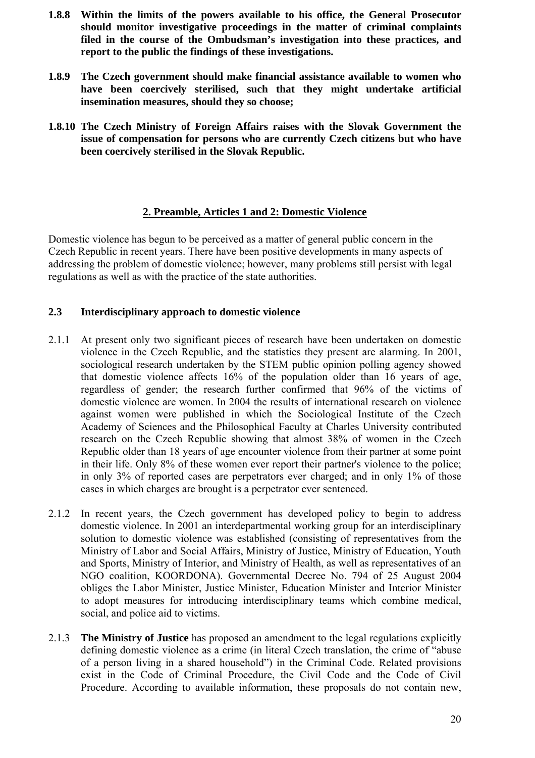**1.8.8 Within the limits of the powers available to his office, the General Prosecutor should monitor investigative proceedings in the matter of criminal complaints filed in the course of the Ombudsman's investigation into these practices, and report to the public the findings of these investigations.**

**1.8.9 The Czech government should make financial assistance available to women who have been coercively sterilised, such that they might undertake artificial insemination measures, should they so choose;**

**1.8.10 The Czech Ministry of Foreign Affairs raises with the Slovak Government the issue of compensation for persons who are currently Czech citizens but who have been coercively sterilised in the Slovak Republic.**

## 2. Preamble, Articles 1 and 2: Domestic Violence

Domestic violence has begun to be perceived as a matter of general public concern in the Czech Republic in recent years. There have been positive developments in many aspects of addressing the problem of domestic violence; however, many problems still persist with legal regulations as well as with the practice of the state authorities.

### 2.3 Interdisciplinary approach to domestic violence

2.1.1 At present only two significant pieces of research have been undertaken on domestic violence in the Czech Republic, and the statistics they present are alarming. In 2001, sociological research undertaken by the STEM public opinion polling agency showed that domestic violence affects 16% of the population older than 16 years of age, regardless of gender; the research further confirmed that 96% of the victims of domestic violence are women. In 2004 the results of international research on violence against women were published in which the Sociological Institute of the Czech Academy of Sciences and the Philosophical Faculty at Charles University contributed research on the Czech Republic showing that almost 38% of women in the Czech Republic older than 18 years of age encounter violence from their partner at some point in their life. Only 8% of these women ever report their partner's violence to the police; in only 3% of reported cases are perpetrators ever charged; and in only 1% of those cases in which charges are brought is a perpetrator ever sentenced.

2.1.2 In recent years, the Czech government has developed policy to begin to address domestic violence. In 2001 an interdepartmental working group for an interdisciplinary solution to domestic violence was established (consisting of representatives from the Ministry of Labor and Social Affairs, Ministry of Justice, Ministry of Education, Youth and Sports, Ministry of Interior, and Ministry of Health, as well as representatives of an NGO coalition, KOORDONA). Governmental Decree No. 794 of 25 August 2004 obliges the Labor Minister, Justice Minister, Education Minister and Interior Minister to adopt measures for introducing interdisciplinary teams which combine medical, social, and police aid to victims.

2.1.3 **The Ministry of Justice** has proposed an amendment to the legal regulations explicitly defining domestic violence as a crime (in literal Czech translation, the crime of "abuse of a person living in a shared household") in the Criminal Code. Related provisions exist in the Code of Criminal Procedure, the Civil Code and the Code of Civil Procedure. According to available information, these proposals do not contain new,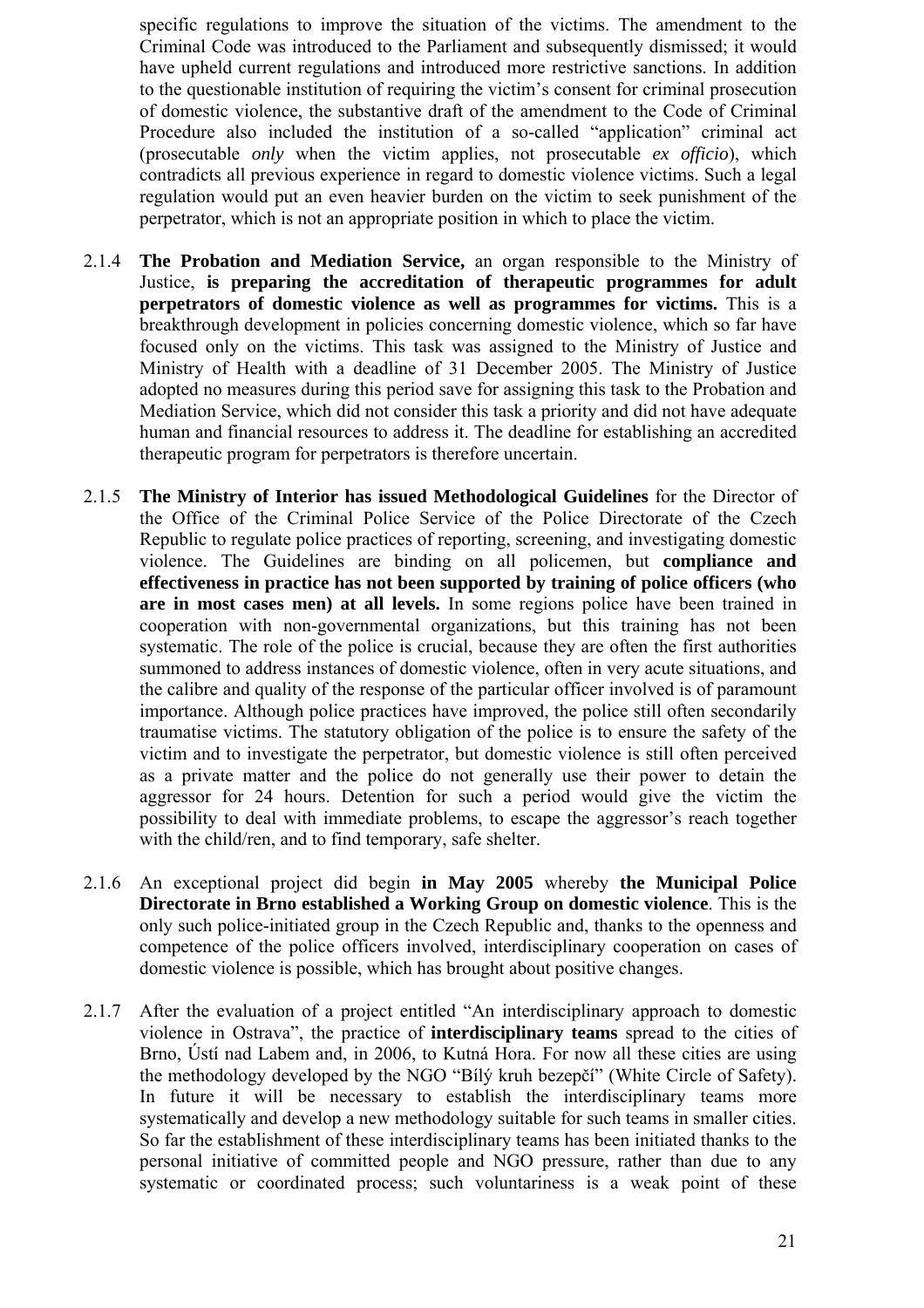specific regulations to improve the situation of the victims. The amendment to the Criminal Code was introduced to the Parliament and subsequently dismissed; it would have upheld current regulations and introduced more restrictive sanctions. In addition to the questionable institution of requiring the victim's consent for criminal prosecution of domestic violence, the substantive draft of the amendment to the Code of Criminal Procedure also included the institution of a so-called "application" criminal act (prosecutable *only* when the victim applies, not prosecutable *ex officio*), which contradicts all previous experience in regard to domestic violence victims. Such a legal regulation would put an even heavier burden on the victim to seek punishment of the perpetrator, which is not an appropriate position in which to place the victim.

2.1.4 **The Probation and Mediation Service,** an organ responsible to the Ministry of Justice, **is preparing the accreditation of therapeutic programmes for adult perpetrators of domestic violence as well as programmes for victims.** This is a breakthrough development in policies concerning domestic violence, which so far have focused only on the victims. This task was assigned to the Ministry of Justice and Ministry of Health with a deadline of 31 December 2005. The Ministry of Justice adopted no measures during this period save for assigning this task to the Probation and Mediation Service, which did not consider this task a priority and did not have adequate human and financial resources to address it. The deadline for establishing an accredited therapeutic program for perpetrators is therefore uncertain.

2.1.5 **The Ministry of Interior has issued Methodological Guidelines** for the Director of the Office of the Criminal Police Service of the Police Directorate of the Czech Republic to regulate police practices of reporting, screening, and investigating domestic violence. The Guidelines are binding on all policemen, but **compliance and effectiveness in practice has not been supported by training of police officers (who are in most cases men) at all levels.** In some regions police have been trained in cooperation with non-governmental organizations, but this training has not been systematic. The role of the police is crucial, because they are often the first authorities summoned to address instances of domestic violence, often in very acute situations, and the calibre and quality of the response of the particular officer involved is of paramount importance. Although police practices have improved, the police still often secondarily traumatise victims. The statutory obligation of the police is to ensure the safety of the victim and to investigate the perpetrator, but domestic violence is still often perceived as a private matter and the police do not generally use their power to detain the aggressor for 24 hours. Detention for such a period would give the victim the possibility to deal with immediate problems, to escape the aggressor's reach together with the child/ren, and to find temporary, safe shelter.

2.1.6 An exceptional project did begin **in May 2005** whereby **the Municipal Police Directorate in Brno established a Working Group on domestic violence**. This is the only such police-initiated group in the Czech Republic and, thanks to the openness and competence of the police officers involved, interdisciplinary cooperation on cases of domestic violence is possible, which has brought about positive changes.

2.1.7 After the evaluation of a project entitled "An interdisciplinary approach to domestic violence in Ostrava", the practice of **interdisciplinary teams** spread to the cities of Brno, Ústí nad Labem and, in 2006, to Kutná Hora. For now all these cities are using the methodology developed by the NGO "Bílý kruh bezepčí" (White Circle of Safety). In future it will be necessary to establish the interdisciplinary teams more systematically and develop a new methodology suitable for such teams in smaller cities. So far the establishment of these interdisciplinary teams has been initiated thanks to the personal initiative of committed people and NGO pressure, rather than due to any systematic or coordinated process; such voluntariness is a weak point of these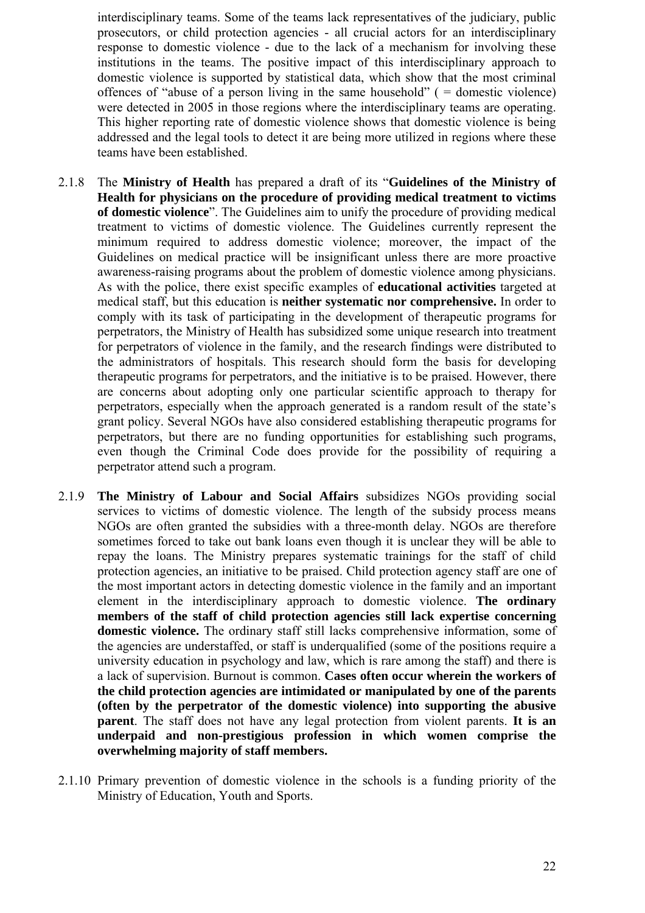interdisciplinary teams. Some of the teams lack representatives of the judiciary, public prosecutors, or child protection agencies - all crucial actors for an interdisciplinary response to domestic violence - due to the lack of a mechanism for involving these institutions in the teams. The positive impact of this interdisciplinary approach to domestic violence is supported by statistical data, which show that the most criminal offences of "abuse of a person living in the same household" ( = domestic violence) were detected in 2005 in those regions where the interdisciplinary teams are operating. This higher reporting rate of domestic violence shows that domestic violence is being addressed and the legal tools to detect it are being more utilized in regions where these teams have been established.

2.1.8 The **Ministry of Health** has prepared a draft of its "**Guidelines of the Ministry of Health for physicians on the procedure of providing medical treatment to victims of domestic violence**". The Guidelines aim to unify the procedure of providing medical treatment to victims of domestic violence. The Guidelines currently represent the minimum required to address domestic violence; moreover, the impact of the Guidelines on medical practice will be insignificant unless there are more proactive awareness-raising programs about the problem of domestic violence among physicians. As with the police, there exist specific examples of **educational activities** targeted at medical staff, but this education is **neither systematic nor comprehensive.** In order to comply with its task of participating in the development of therapeutic programs for perpetrators, the Ministry of Health has subsidized some unique research into treatment for perpetrators of violence in the family, and the research findings were distributed to the administrators of hospitals. This research should form the basis for developing therapeutic programs for perpetrators, and the initiative is to be praised. However, there are concerns about adopting only one particular scientific approach to therapy for perpetrators, especially when the approach generated is a random result of the state's grant policy. Several NGOs have also considered establishing therapeutic programs for perpetrators, but there are no funding opportunities for establishing such programs, even though the Criminal Code does provide for the possibility of requiring a perpetrator attend such a program.

2.1.9 **The Ministry of Labour and Social Affairs** subsidizes NGOs providing social services to victims of domestic violence. The length of the subsidy process means NGOs are often granted the subsidies with a three-month delay. NGOs are therefore sometimes forced to take out bank loans even though it is unclear they will be able to repay the loans. The Ministry prepares systematic trainings for the staff of child protection agencies, an initiative to be praised. Child protection agency staff are one of the most important actors in detecting domestic violence in the family and an important element in the interdisciplinary approach to domestic violence. **The ordinary members of the staff of child protection agencies still lack expertise concerning domestic violence.** The ordinary staff still lacks comprehensive information, some of the agencies are understaffed, or staff is underqualified (some of the positions require a university education in psychology and law, which is rare among the staff) and there is a lack of supervision. Burnout is common. **Cases often occur wherein the workers of the child protection agencies are intimidated or manipulated by one of the parents (often by the perpetrator of the domestic violence) into supporting the abusive parent**. The staff does not have any legal protection from violent parents. **It is an underpaid and non-prestigious profession in which women comprise the overwhelming majority of staff members.**

2.1.10 Primary prevention of domestic violence in the schools is a funding priority of the Ministry of Education, Youth and Sports.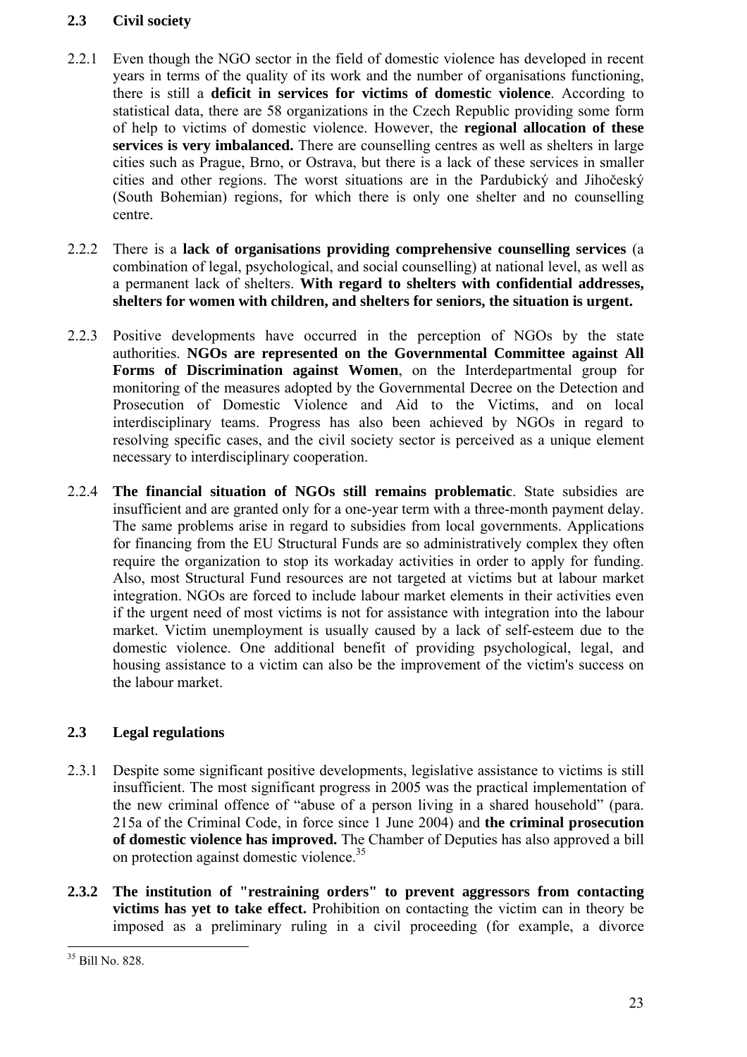## 2.3 Civil society

2.2.1 Even though the NGO sector in the field of domestic violence has developed in recent years in terms of the quality of its work and the number of organisations functioning, there is still a **deficit in services for victims of domestic violence**. According to statistical data, there are 58 organizations in the Czech Republic providing some form of help to victims of domestic violence. However, the **regional allocation of these services is very imbalanced.** There are counselling centres as well as shelters in large cities such as Prague, Brno, or Ostrava, but there is a lack of these services in smaller cities and other regions. The worst situations are in the Pardubický and Jihočeský (South Bohemian) regions, for which there is only one shelter and no counselling centre.

2.2.2 There is a **lack of organisations providing comprehensive counselling services** (a combination of legal, psychological, and social counselling) at national level, as well as a permanent lack of shelters. **With regard to shelters with confidential addresses, shelters for women with children, and shelters for seniors, the situation is urgent.**

2.2.3 Positive developments have occurred in the perception of NGOs by the state authorities. **NGOs are represented on the Governmental Committee against All Forms of Discrimination against Women**, on the Interdepartmental group for monitoring of the measures adopted by the Governmental Decree on the Detection and Prosecution of Domestic Violence and Aid to the Victims, and on local interdisciplinary teams. Progress has also been achieved by NGOs in regard to resolving specific cases, and the civil society sector is perceived as a unique element necessary to interdisciplinary cooperation.

2.2.4 **The financial situation of NGOs still remains problematic**. State subsidies are insufficient and are granted only for a one-year term with a three-month payment delay. The same problems arise in regard to subsidies from local governments. Applications for financing from the EU Structural Funds are so administratively complex they often require the organization to stop its workaday activities in order to apply for funding. Also, most Structural Fund resources are not targeted at victims but at labour market integration. NGOs are forced to include labour market elements in their activities even if the urgent need of most victims is not for assistance with integration into the labour market. Victim unemployment is usually caused by a lack of self-esteem due to the domestic violence. One additional benefit of providing psychological, legal, and housing assistance to a victim can also be the improvement of the victim's success on the labour market.

## 2.3 Legal regulations

2.3.1 Despite some significant positive developments, legislative assistance to victims is still insufficient. The most significant progress in 2005 was the practical implementation of the new criminal offence of "abuse of a person living in a shared household" (para. 215a of the Criminal Code, in force since 1 June 2004) and **the criminal prosecution of domestic violence has improved.** The Chamber of Deputies has also approved a bill on protection against domestic violence.[35]

**2.3.2 The institution of "restraining orders" to prevent aggressors from contacting victims has yet to take effect.** Prohibition on contacting the victim can in theory be imposed as a preliminary ruling in a civil proceeding (for example, a divorce

[35] Bill No. 828.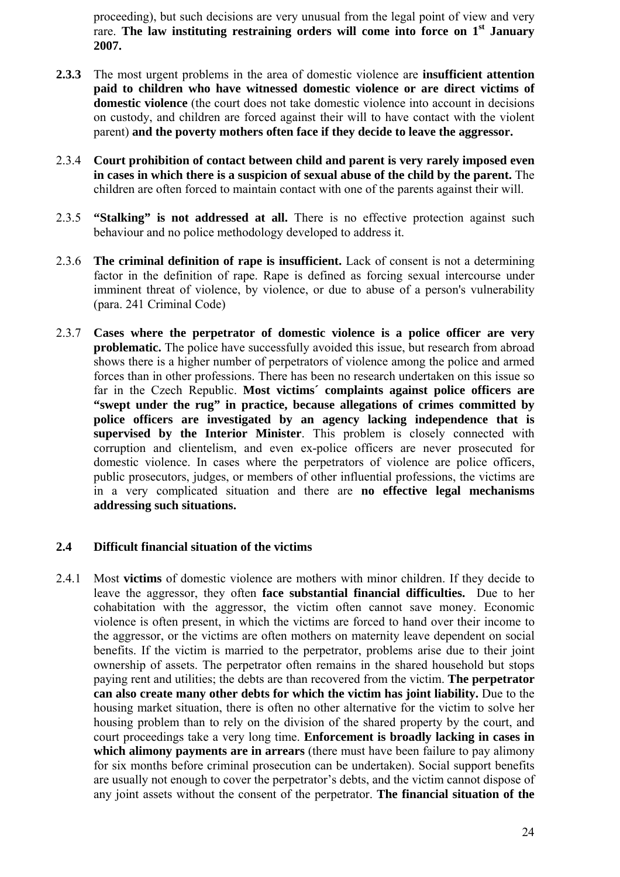proceeding), but such decisions are very unusual from the legal point of view and very rare. **The law instituting restraining orders will come into force on 1st January 2007.**

**2.3.3** The most urgent problems in the area of domestic violence are **insufficient attention paid to children who have witnessed domestic violence or are direct victims of domestic violence** (the court does not take domestic violence into account in decisions on custody, and children are forced against their will to have contact with the violent parent) **and the poverty mothers often face if they decide to leave the aggressor.**

2.3.4 **Court prohibition of contact between child and parent is very rarely imposed even in cases in which there is a suspicion of sexual abuse of the child by the parent.** The children are often forced to maintain contact with one of the parents against their will.

2.3.5 **"Stalking" is not addressed at all.** There is no effective protection against such behaviour and no police methodology developed to address it.

2.3.6 **The criminal definition of rape is insufficient.** Lack of consent is not a determining factor in the definition of rape. Rape is defined as forcing sexual intercourse under imminent threat of violence, by violence, or due to abuse of a person's vulnerability (para. 241 Criminal Code)

2.3.7 **Cases where the perpetrator of domestic violence is a police officer are very problematic.** The police have successfully avoided this issue, but research from abroad shows there is a higher number of perpetrators of violence among the police and armed forces than in other professions. There has been no research undertaken on this issue so far in the Czech Republic. **Most victims´ complaints against police officers are "swept under the rug" in practice, because allegations of crimes committed by police officers are investigated by an agency lacking independence that is supervised by the Interior Minister**. This problem is closely connected with corruption and clientelism, and even ex-police officers are never prosecuted for domestic violence. In cases where the perpetrators of violence are police officers, public prosecutors, judges, or members of other influential professions, the victims are in a very complicated situation and there are **no effective legal mechanisms addressing such situations.**

### 2.4 Difficult financial situation of the victims

2.4.1 Most **victims** of domestic violence are mothers with minor children. If they decide to leave the aggressor, they often **face substantial financial difficulties.** Due to her cohabitation with the aggressor, the victim often cannot save money. Economic violence is often present, in which the victims are forced to hand over their income to the aggressor, or the victims are often mothers on maternity leave dependent on social benefits. If the victim is married to the perpetrator, problems arise due to their joint ownership of assets. The perpetrator often remains in the shared household but stops paying rent and utilities; the debts are than recovered from the victim. **The perpetrator can also create many other debts for which the victim has joint liability.** Due to the housing market situation, there is often no other alternative for the victim to solve her housing problem than to rely on the division of the shared property by the court, and court proceedings take a very long time. **Enforcement is broadly lacking in cases in which alimony payments are in arrears** (there must have been failure to pay alimony for six months before criminal prosecution can be undertaken). Social support benefits are usually not enough to cover the perpetrator's debts, and the victim cannot dispose of any joint assets without the consent of the perpetrator. **The financial situation of the**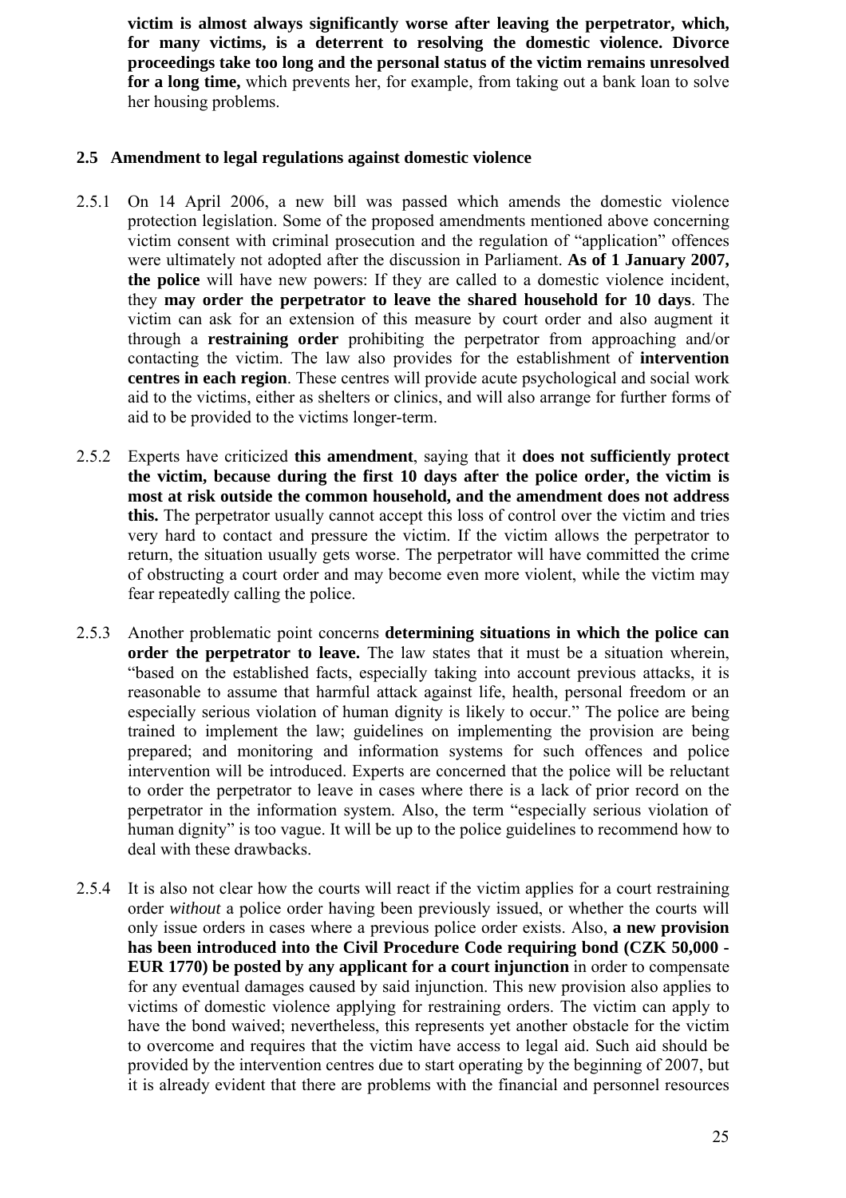**victim is almost always significantly worse after leaving the perpetrator, which, for many victims, is a deterrent to resolving the domestic violence. Divorce proceedings take too long and the personal status of the victim remains unresolved for a long time,** which prevents her, for example, from taking out a bank loan to solve her housing problems.

### 2.5 Amendment to legal regulations against domestic violence

2.5.1 On 14 April 2006, a new bill was passed which amends the domestic violence protection legislation. Some of the proposed amendments mentioned above concerning victim consent with criminal prosecution and the regulation of "application" offences were ultimately not adopted after the discussion in Parliament. **As of 1 January 2007, the police** will have new powers: If they are called to a domestic violence incident, they **may order the perpetrator to leave the shared household for 10 days**. The victim can ask for an extension of this measure by court order and also augment it through a **restraining order** prohibiting the perpetrator from approaching and/or contacting the victim. The law also provides for the establishment of **intervention centres in each region**. These centres will provide acute psychological and social work aid to the victims, either as shelters or clinics, and will also arrange for further forms of aid to be provided to the victims longer-term.

2.5.2 Experts have criticized **this amendment**, saying that it **does not sufficiently protect the victim, because during the first 10 days after the police order, the victim is most at risk outside the common household, and the amendment does not address this.** The perpetrator usually cannot accept this loss of control over the victim and tries very hard to contact and pressure the victim. If the victim allows the perpetrator to return, the situation usually gets worse. The perpetrator will have committed the crime of obstructing a court order and may become even more violent, while the victim may fear repeatedly calling the police.

2.5.3 Another problematic point concerns **determining situations in which the police can order the perpetrator to leave.** The law states that it must be a situation wherein, "based on the established facts, especially taking into account previous attacks, it is reasonable to assume that harmful attack against life, health, personal freedom or an especially serious violation of human dignity is likely to occur." The police are being trained to implement the law; guidelines on implementing the provision are being prepared; and monitoring and information systems for such offences and police intervention will be introduced. Experts are concerned that the police will be reluctant to order the perpetrator to leave in cases where there is a lack of prior record on the perpetrator in the information system. Also, the term "especially serious violation of human dignity" is too vague. It will be up to the police guidelines to recommend how to deal with these drawbacks.

2.5.4 It is also not clear how the courts will react if the victim applies for a court restraining order *without* a police order having been previously issued, or whether the courts will only issue orders in cases where a previous police order exists. Also, **a new provision has been introduced into the Civil Procedure Code requiring bond (CZK 50,000 - EUR 1770) be posted by any applicant for a court injunction** in order to compensate for any eventual damages caused by said injunction. This new provision also applies to victims of domestic violence applying for restraining orders. The victim can apply to have the bond waived; nevertheless, this represents yet another obstacle for the victim to overcome and requires that the victim have access to legal aid. Such aid should be provided by the intervention centres due to start operating by the beginning of 2007, but it is already evident that there are problems with the financial and personnel resources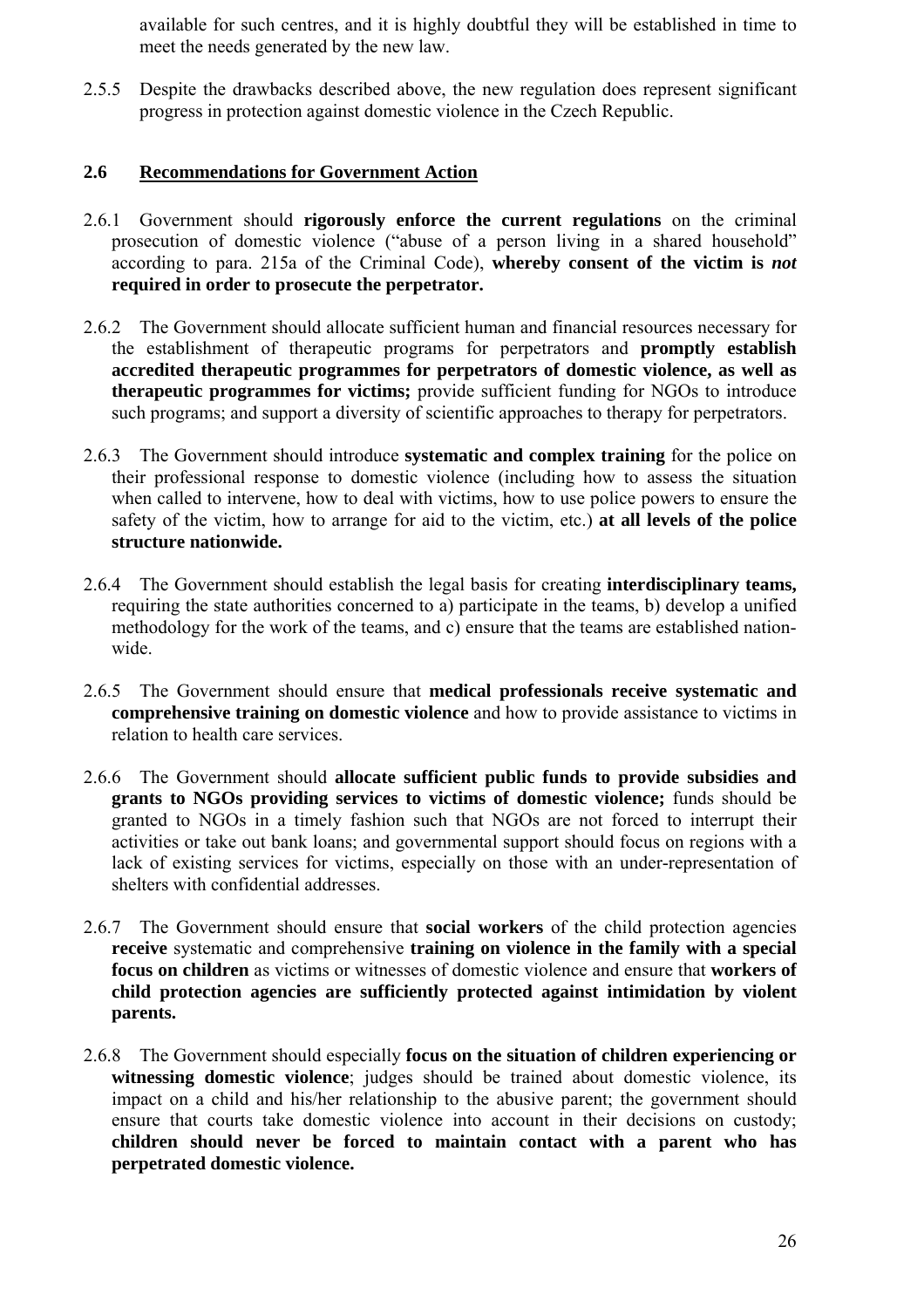available for such centres, and it is highly doubtful they will be established in time to meet the needs generated by the new law.

2.5.5 Despite the drawbacks described above, the new regulation does represent significant progress in protection against domestic violence in the Czech Republic.

## 2.6 Recommendations for Government Action

2.6.1 Government should **rigorously enforce the current regulations** on the criminal prosecution of domestic violence ("abuse of a person living in a shared household" according to para. 215a of the Criminal Code), **whereby consent of the victim is *not* required in order to prosecute the perpetrator.**

2.6.2 The Government should allocate sufficient human and financial resources necessary for the establishment of therapeutic programs for perpetrators and **promptly establish accredited therapeutic programmes for perpetrators of domestic violence, as well as therapeutic programmes for victims;** provide sufficient funding for NGOs to introduce such programs; and support a diversity of scientific approaches to therapy for perpetrators.

2.6.3 The Government should introduce **systematic and complex training** for the police on their professional response to domestic violence (including how to assess the situation when called to intervene, how to deal with victims, how to use police powers to ensure the safety of the victim, how to arrange for aid to the victim, etc.) **at all levels of the police structure nationwide.**

2.6.4 The Government should establish the legal basis for creating **interdisciplinary teams,** requiring the state authorities concerned to a) participate in the teams, b) develop a unified methodology for the work of the teams, and c) ensure that the teams are established nation-wide.

2.6.5 The Government should ensure that **medical professionals receive systematic and comprehensive training on domestic violence** and how to provide assistance to victims in relation to health care services.

2.6.6 The Government should **allocate sufficient public funds to provide subsidies and grants to NGOs providing services to victims of domestic violence;** funds should be granted to NGOs in a timely fashion such that NGOs are not forced to interrupt their activities or take out bank loans; and governmental support should focus on regions with a lack of existing services for victims, especially on those with an under-representation of shelters with confidential addresses.

2.6.7 The Government should ensure that **social workers** of the child protection agencies **receive** systematic and comprehensive **training on violence in the family with a special focus on children** as victims or witnesses of domestic violence and ensure that **workers of child protection agencies are sufficiently protected against intimidation by violent parents.**

2.6.8 The Government should especially **focus on the situation of children experiencing or witnessing domestic violence**; judges should be trained about domestic violence, its impact on a child and his/her relationship to the abusive parent; the government should ensure that courts take domestic violence into account in their decisions on custody; **children should never be forced to maintain contact with a parent who has perpetrated domestic violence.**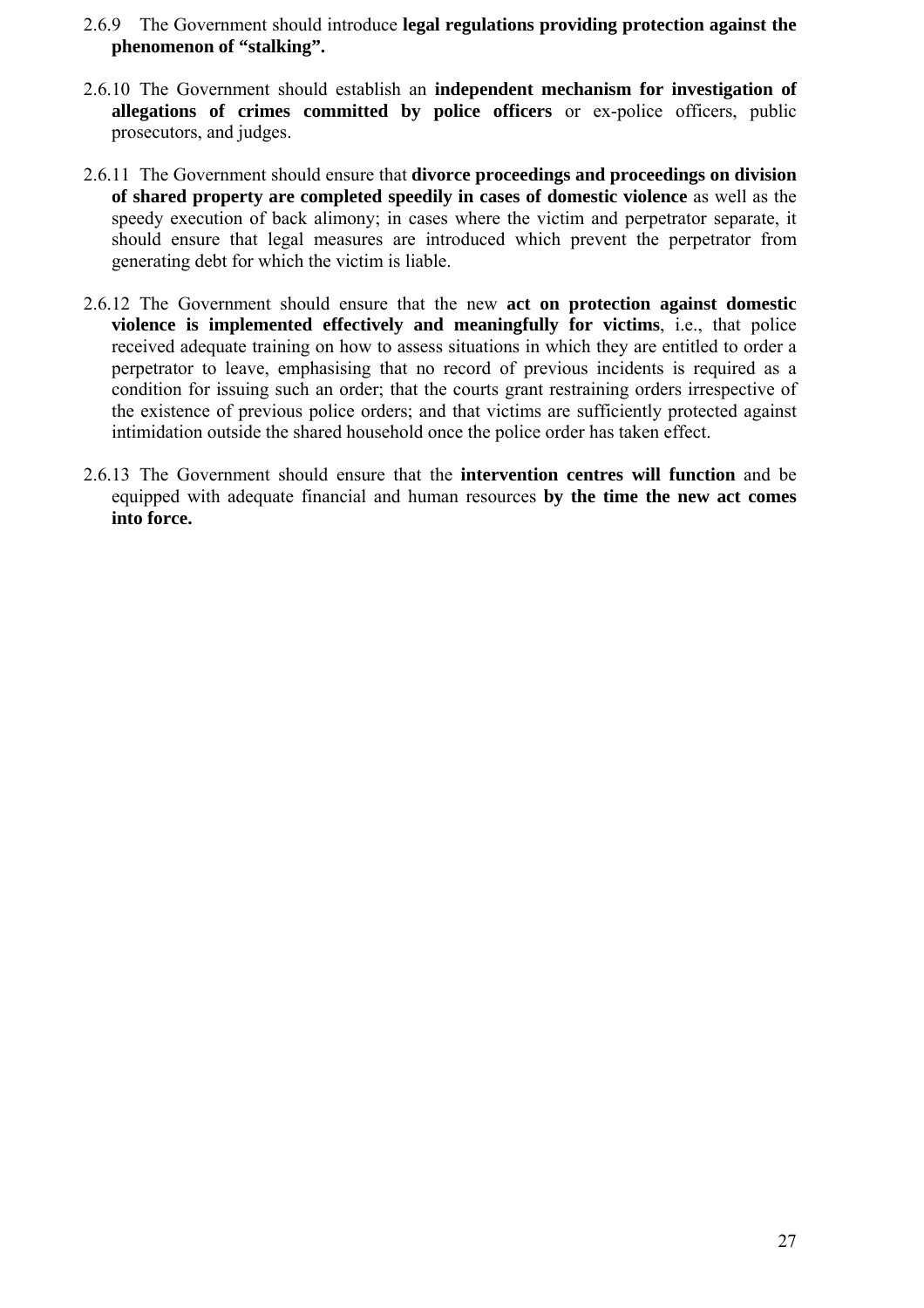2.6.9 The Government should introduce **legal regulations providing protection against the phenomenon of "stalking".**

2.6.10 The Government should establish an **independent mechanism for investigation of allegations of crimes committed by police officers** or ex-police officers, public prosecutors, and judges.

2.6.11 The Government should ensure that **divorce proceedings and proceedings on division of shared property are completed speedily in cases of domestic violence** as well as the speedy execution of back alimony; in cases where the victim and perpetrator separate, it should ensure that legal measures are introduced which prevent the perpetrator from generating debt for which the victim is liable.

2.6.12 The Government should ensure that the new **act on protection against domestic violence is implemented effectively and meaningfully for victims**, i.e., that police received adequate training on how to assess situations in which they are entitled to order a perpetrator to leave, emphasising that no record of previous incidents is required as a condition for issuing such an order; that the courts grant restraining orders irrespective of the existence of previous police orders; and that victims are sufficiently protected against intimidation outside the shared household once the police order has taken effect.

2.6.13 The Government should ensure that the **intervention centres will function** and be equipped with adequate financial and human resources **by the time the new act comes into force.**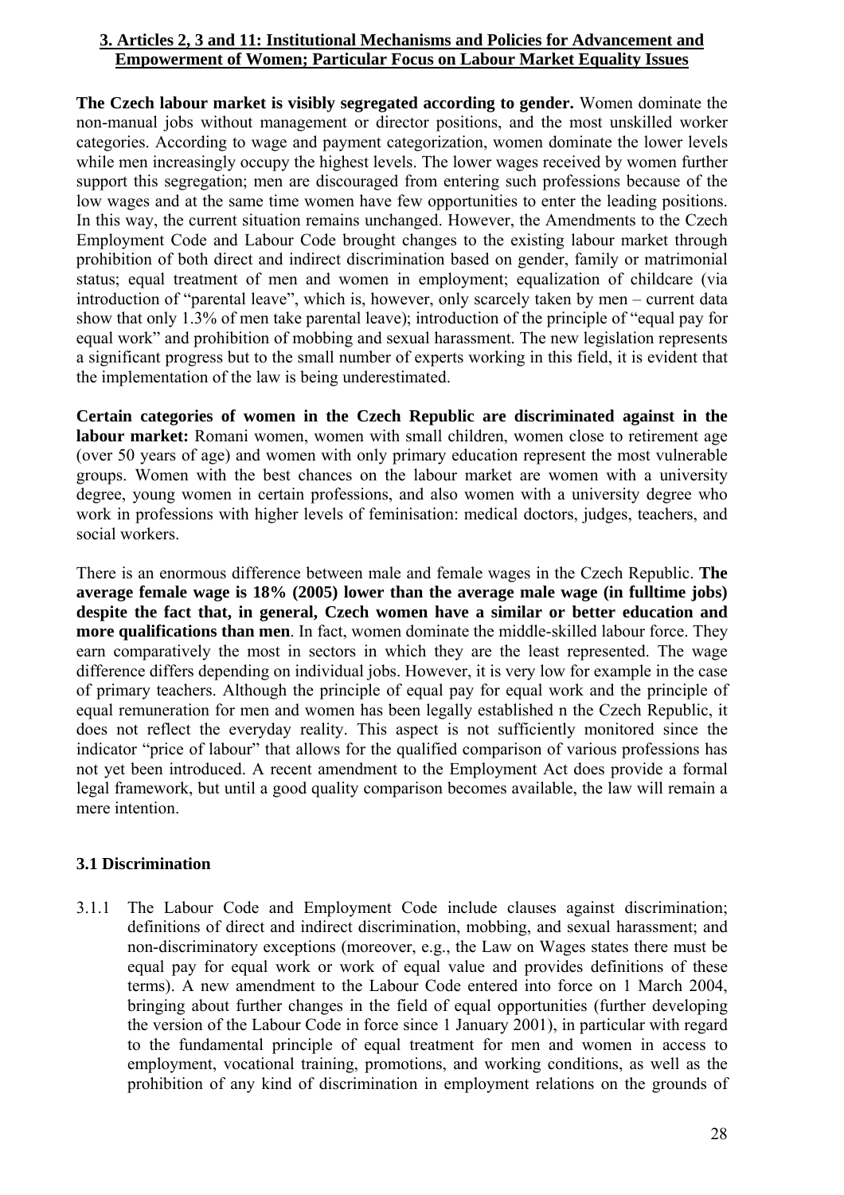## 3. Articles 2, 3 and 11: Institutional Mechanisms and Policies for Advancement and Empowerment of Women; Particular Focus on Labour Market Equality Issues

**The Czech labour market is visibly segregated according to gender.** Women dominate the non-manual jobs without management or director positions, and the most unskilled worker categories. According to wage and payment categorization, women dominate the lower levels while men increasingly occupy the highest levels. The lower wages received by women further support this segregation; men are discouraged from entering such professions because of the low wages and at the same time women have few opportunities to enter the leading positions. In this way, the current situation remains unchanged. However, the Amendments to the Czech Employment Code and Labour Code brought changes to the existing labour market through prohibition of both direct and indirect discrimination based on gender, family or matrimonial status; equal treatment of men and women in employment; equalization of childcare (via introduction of "parental leave", which is, however, only scarcely taken by men – current data show that only 1.3% of men take parental leave); introduction of the principle of "equal pay for equal work" and prohibition of mobbing and sexual harassment. The new legislation represents a significant progress but to the small number of experts working in this field, it is evident that the implementation of the law is being underestimated.

**Certain categories of women in the Czech Republic are discriminated against in the labour market:** Romani women, women with small children, women close to retirement age (over 50 years of age) and women with only primary education represent the most vulnerable groups. Women with the best chances on the labour market are women with a university degree, young women in certain professions, and also women with a university degree who work in professions with higher levels of feminisation: medical doctors, judges, teachers, and social workers.

There is an enormous difference between male and female wages in the Czech Republic. **The average female wage is 18% (2005) lower than the average male wage (in fulltime jobs) despite the fact that, in general, Czech women have a similar or better education and more qualifications than men**. In fact, women dominate the middle-skilled labour force. They earn comparatively the most in sectors in which they are the least represented. The wage difference differs depending on individual jobs. However, it is very low for example in the case of primary teachers. Although the principle of equal pay for equal work and the principle of equal remuneration for men and women has been legally established n the Czech Republic, it does not reflect the everyday reality. This aspect is not sufficiently monitored since the indicator "price of labour" that allows for the qualified comparison of various professions has not yet been introduced. A recent amendment to the Employment Act does provide a formal legal framework, but until a good quality comparison becomes available, the law will remain a mere intention.

### 3.1 Discrimination

3.1.1 The Labour Code and Employment Code include clauses against discrimination; definitions of direct and indirect discrimination, mobbing, and sexual harassment; and non-discriminatory exceptions (moreover, e.g., the Law on Wages states there must be equal pay for equal work or work of equal value and provides definitions of these terms). A new amendment to the Labour Code entered into force on 1 March 2004, bringing about further changes in the field of equal opportunities (further developing the version of the Labour Code in force since 1 January 2001), in particular with regard to the fundamental principle of equal treatment for men and women in access to employment, vocational training, promotions, and working conditions, as well as the prohibition of any kind of discrimination in employment relations on the grounds of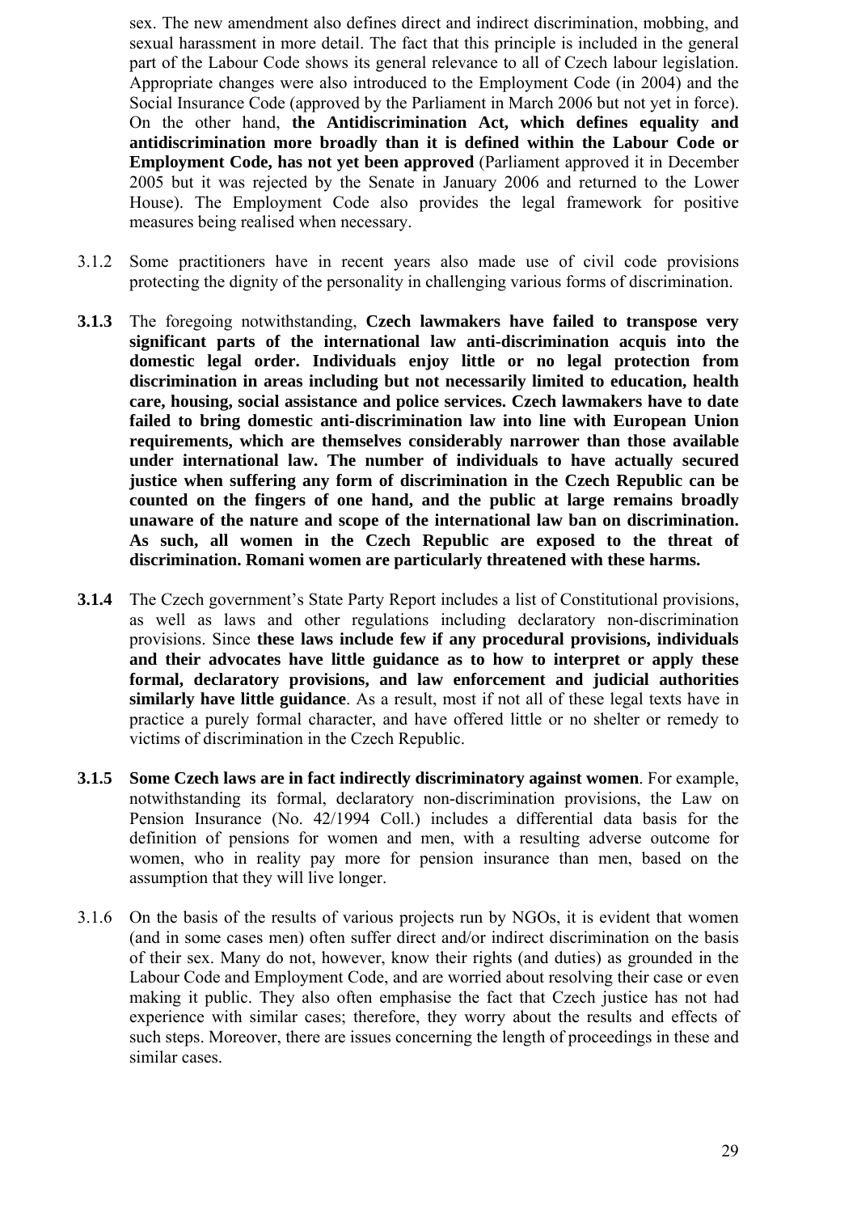sex. The new amendment also defines direct and indirect discrimination, mobbing, and sexual harassment in more detail. The fact that this principle is included in the general part of the Labour Code shows its general relevance to all of Czech labour legislation. Appropriate changes were also introduced to the Employment Code (in 2004) and the Social Insurance Code (approved by the Parliament in March 2006 but not yet in force). On the other hand, **the Antidiscrimination Act, which defines equality and antidiscrimination more broadly than it is defined within the Labour Code or Employment Code, has not yet been approved** (Parliament approved it in December 2005 but it was rejected by the Senate in January 2006 and returned to the Lower House). The Employment Code also provides the legal framework for positive measures being realised when necessary.

3.1.2 Some practitioners have in recent years also made use of civil code provisions protecting the dignity of the personality in challenging various forms of discrimination.

**3.1.3** The foregoing notwithstanding, **Czech lawmakers have failed to transpose very significant parts of the international law anti-discrimination acquis into the domestic legal order. Individuals enjoy little or no legal protection from discrimination in areas including but not necessarily limited to education, health care, housing, social assistance and police services. Czech lawmakers have to date failed to bring domestic anti-discrimination law into line with European Union requirements, which are themselves considerably narrower than those available under international law. The number of individuals to have actually secured justice when suffering any form of discrimination in the Czech Republic can be counted on the fingers of one hand, and the public at large remains broadly unaware of the nature and scope of the international law ban on discrimination. As such, all women in the Czech Republic are exposed to the threat of discrimination. Romani women are particularly threatened with these harms.**

**3.1.4** The Czech government's State Party Report includes a list of Constitutional provisions, as well as laws and other regulations including declaratory non-discrimination provisions. Since **these laws include few if any procedural provisions, individuals and their advocates have little guidance as to how to interpret or apply these formal, declaratory provisions, and law enforcement and judicial authorities similarly have little guidance**. As a result, most if not all of these legal texts have in practice a purely formal character, and have offered little or no shelter or remedy to victims of discrimination in the Czech Republic.

**3.1.5** **Some Czech laws are in fact indirectly discriminatory against women**. For example, notwithstanding its formal, declaratory non-discrimination provisions, the Law on Pension Insurance (No. 42/1994 Coll.) includes a differential data basis for the definition of pensions for women and men, with a resulting adverse outcome for women, who in reality pay more for pension insurance than men, based on the assumption that they will live longer.

3.1.6 On the basis of the results of various projects run by NGOs, it is evident that women (and in some cases men) often suffer direct and/or indirect discrimination on the basis of their sex. Many do not, however, know their rights (and duties) as grounded in the Labour Code and Employment Code, and are worried about resolving their case or even making it public. They also often emphasise the fact that Czech justice has not had experience with similar cases; therefore, they worry about the results and effects of such steps. Moreover, there are issues concerning the length of proceedings in these and similar cases.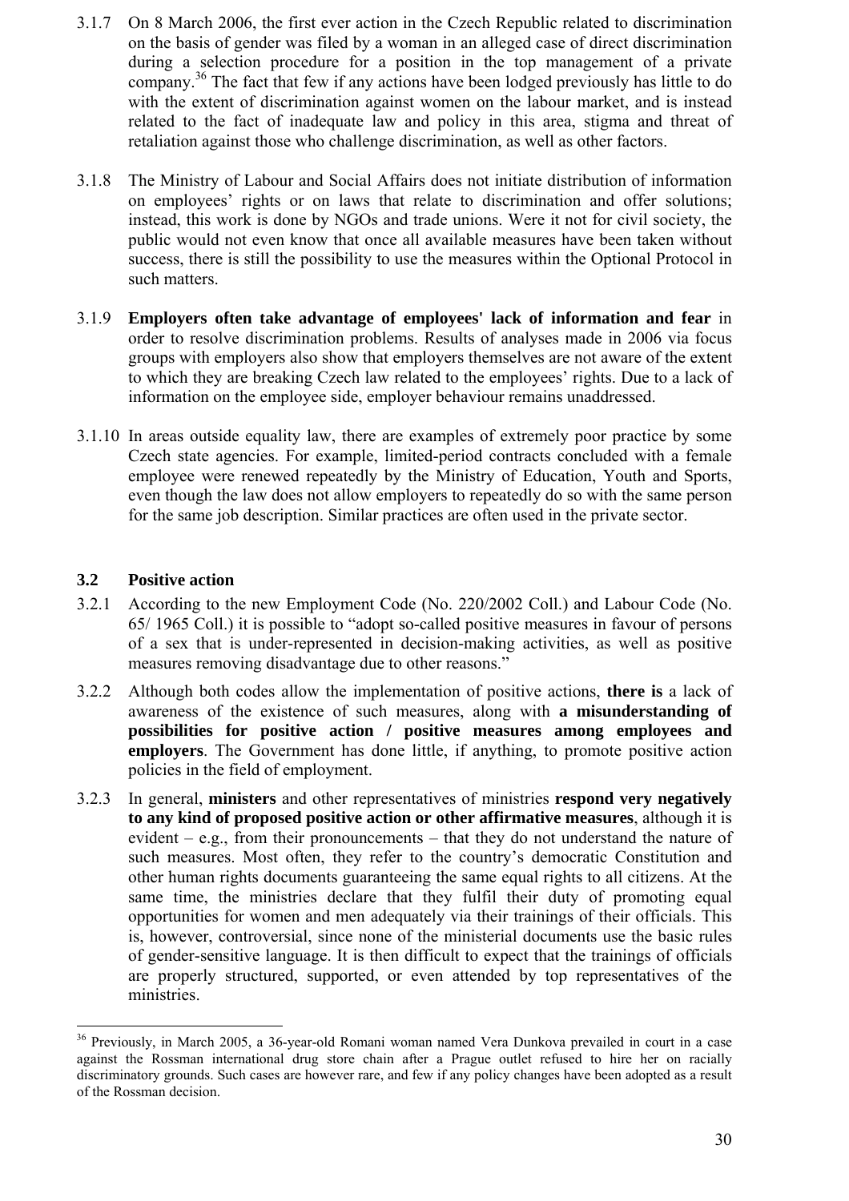3.1.7 On 8 March 2006, the first ever action in the Czech Republic related to discrimination on the basis of gender was filed by a woman in an alleged case of direct discrimination during a selection procedure for a position in the top management of a private company.[36] The fact that few if any actions have been lodged previously has little to do with the extent of discrimination against women on the labour market, and is instead related to the fact of inadequate law and policy in this area, stigma and threat of retaliation against those who challenge discrimination, as well as other factors.

3.1.8 The Ministry of Labour and Social Affairs does not initiate distribution of information on employees' rights or on laws that relate to discrimination and offer solutions; instead, this work is done by NGOs and trade unions. Were it not for civil society, the public would not even know that once all available measures have been taken without success, there is still the possibility to use the measures within the Optional Protocol in such matters.

3.1.9 **Employers often take advantage of employees' lack of information and fear** in order to resolve discrimination problems. Results of analyses made in 2006 via focus groups with employers also show that employers themselves are not aware of the extent to which they are breaking Czech law related to the employees' rights. Due to a lack of information on the employee side, employer behaviour remains unaddressed.

3.1.10 In areas outside equality law, there are examples of extremely poor practice by some Czech state agencies. For example, limited-period contracts concluded with a female employee were renewed repeatedly by the Ministry of Education, Youth and Sports, even though the law does not allow employers to repeatedly do so with the same person for the same job description. Similar practices are often used in the private sector.

### 3.2 Positive action

3.2.1 According to the new Employment Code (No. 220/2002 Coll.) and Labour Code (No. 65/ 1965 Coll.) it is possible to "adopt so-called positive measures in favour of persons of a sex that is under-represented in decision-making activities, as well as positive measures removing disadvantage due to other reasons."

3.2.2 Although both codes allow the implementation of positive actions, **there is** a lack of awareness of the existence of such measures, along with **a misunderstanding of possibilities for positive action / positive measures among employees and employers**. The Government has done little, if anything, to promote positive action policies in the field of employment.

3.2.3 In general, **ministers** and other representatives of ministries **respond very negatively to any kind of proposed positive action or other affirmative measures**, although it is evident – e.g., from their pronouncements – that they do not understand the nature of such measures. Most often, they refer to the country's democratic Constitution and other human rights documents guaranteeing the same equal rights to all citizens. At the same time, the ministries declare that they fulfil their duty of promoting equal opportunities for women and men adequately via their trainings of their officials. This is, however, controversial, since none of the ministerial documents use the basic rules of gender-sensitive language. It is then difficult to expect that the trainings of officials are properly structured, supported, or even attended by top representatives of the ministries.

---

[36] Previously, in March 2005, a 36-year-old Romani woman named Vera Dunkova prevailed in court in a case against the Rossman international drug store chain after a Prague outlet refused to hire her on racially discriminatory grounds. Such cases are however rare, and few if any policy changes have been adopted as a result of the Rossman decision.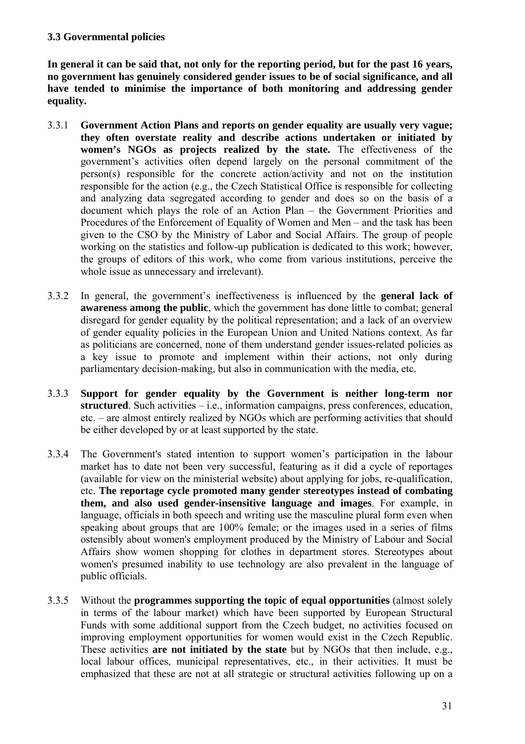### 3.3 Governmental policies

**In general it can be said that, not only for the reporting period, but for the past 16 years, no government has genuinely considered gender issues to be of social significance, and all have tended to minimise the importance of both monitoring and addressing gender equality.**

3.3.1 **Government Action Plans and reports on gender equality are usually very vague; they often overstate reality and describe actions undertaken or initiated by women's NGOs as projects realized by the state.** The effectiveness of the government's activities often depend largely on the personal commitment of the person(s) responsible for the concrete action/activity and not on the institution responsible for the action (e.g., the Czech Statistical Office is responsible for collecting and analyzing data segregated according to gender and does so on the basis of a document which plays the role of an Action Plan – the Government Priorities and Procedures of the Enforcement of Equality of Women and Men – and the task has been given to the CSO by the Ministry of Labor and Social Affairs. The group of people working on the statistics and follow-up publication is dedicated to this work; however, the groups of editors of this work, who come from various institutions, perceive the whole issue as unnecessary and irrelevant).

3.3.2 In general, the government's ineffectiveness is influenced by the **general lack of awareness among the public**, which the government has done little to combat; general disregard for gender equality by the political representation; and a lack of an overview of gender equality policies in the European Union and United Nations context. As far as politicians are concerned, none of them understand gender issues-related policies as a key issue to promote and implement within their actions, not only during parliamentary decision-making, but also in communication with the media, etc.

3.3.3 **Support for gender equality by the Government is neither long-term nor structured**. Such activities – i.e., information campaigns, press conferences, education, etc. – are almost entirely realized by NGOs which are performing activities that should be either developed by or at least supported by the state.

3.3.4 The Government's stated intention to support women's participation in the labour market has to date not been very successful, featuring as it did a cycle of reportages (available for view on the ministerial website) about applying for jobs, re-qualification, etc. **The reportage cycle promoted many gender stereotypes instead of combating them, and also used gender-insensitive language and images**. For example, in language, officials in both speech and writing use the masculine plural form even when speaking about groups that are 100% female; or the images used in a series of films ostensibly about women's employment produced by the Ministry of Labour and Social Affairs show women shopping for clothes in department stores. Stereotypes about women's presumed inability to use technology are also prevalent in the language of public officials.

3.3.5 Without the **programmes supporting the topic of equal opportunities** (almost solely in terms of the labour market) which have been supported by European Structural Funds with some additional support from the Czech budget, no activities focused on improving employment opportunities for women would exist in the Czech Republic. These activities **are not initiated by the state** but by NGOs that then include, e.g., local labour offices, municipal representatives, etc., in their activities. It must be emphasized that these are not at all strategic or structural activities following up on a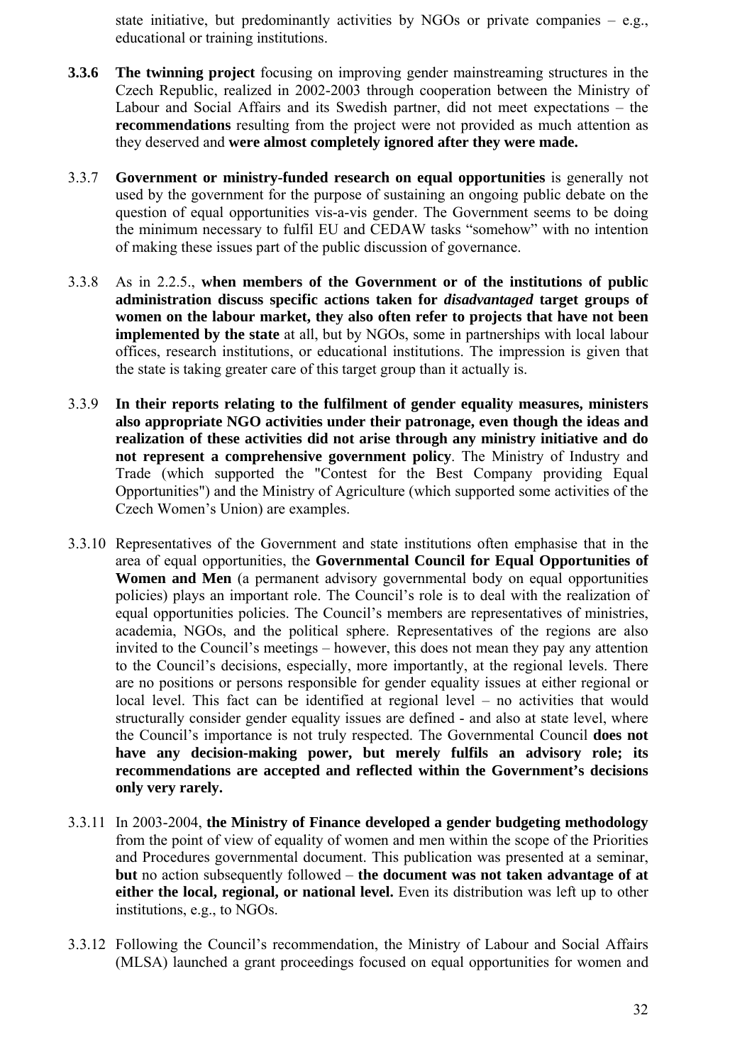state initiative, but predominantly activities by NGOs or private companies – e.g., educational or training institutions.

**3.3.6** **The twinning project** focusing on improving gender mainstreaming structures in the Czech Republic, realized in 2002-2003 through cooperation between the Ministry of Labour and Social Affairs and its Swedish partner, did not meet expectations – the **recommendations** resulting from the project were not provided as much attention as they deserved and **were almost completely ignored after they were made.**

3.3.7 **Government or ministry-funded research on equal opportunities** is generally not used by the government for the purpose of sustaining an ongoing public debate on the question of equal opportunities vis-a-vis gender. The Government seems to be doing the minimum necessary to fulfil EU and CEDAW tasks "somehow" with no intention of making these issues part of the public discussion of governance.

3.3.8 As in 2.2.5., **when members of the Government or of the institutions of public administration discuss specific actions taken for *disadvantaged* target groups of women on the labour market, they also often refer to projects that have not been implemented by the state** at all, but by NGOs, some in partnerships with local labour offices, research institutions, or educational institutions. The impression is given that the state is taking greater care of this target group than it actually is.

3.3.9 **In their reports relating to the fulfilment of gender equality measures, ministers also appropriate NGO activities under their patronage, even though the ideas and realization of these activities did not arise through any ministry initiative and do not represent a comprehensive government policy**. The Ministry of Industry and Trade (which supported the "Contest for the Best Company providing Equal Opportunities") and the Ministry of Agriculture (which supported some activities of the Czech Women's Union) are examples.

3.3.10 Representatives of the Government and state institutions often emphasise that in the area of equal opportunities, the **Governmental Council for Equal Opportunities of Women and Men** (a permanent advisory governmental body on equal opportunities policies) plays an important role. The Council's role is to deal with the realization of equal opportunities policies. The Council's members are representatives of ministries, academia, NGOs, and the political sphere. Representatives of the regions are also invited to the Council's meetings – however, this does not mean they pay any attention to the Council's decisions, especially, more importantly, at the regional levels. There are no positions or persons responsible for gender equality issues at either regional or local level. This fact can be identified at regional level – no activities that would structurally consider gender equality issues are defined - and also at state level, where the Council's importance is not truly respected. The Governmental Council **does not have any decision-making power, but merely fulfils an advisory role; its recommendations are accepted and reflected within the Government's decisions only very rarely.**

3.3.11 In 2003-2004, **the Ministry of Finance developed a gender budgeting methodology** from the point of view of equality of women and men within the scope of the Priorities and Procedures governmental document. This publication was presented at a seminar, **but** no action subsequently followed – **the document was not taken advantage of at either the local, regional, or national level.** Even its distribution was left up to other institutions, e.g., to NGOs.

3.3.12 Following the Council's recommendation, the Ministry of Labour and Social Affairs (MLSA) launched a grant proceedings focused on equal opportunities for women and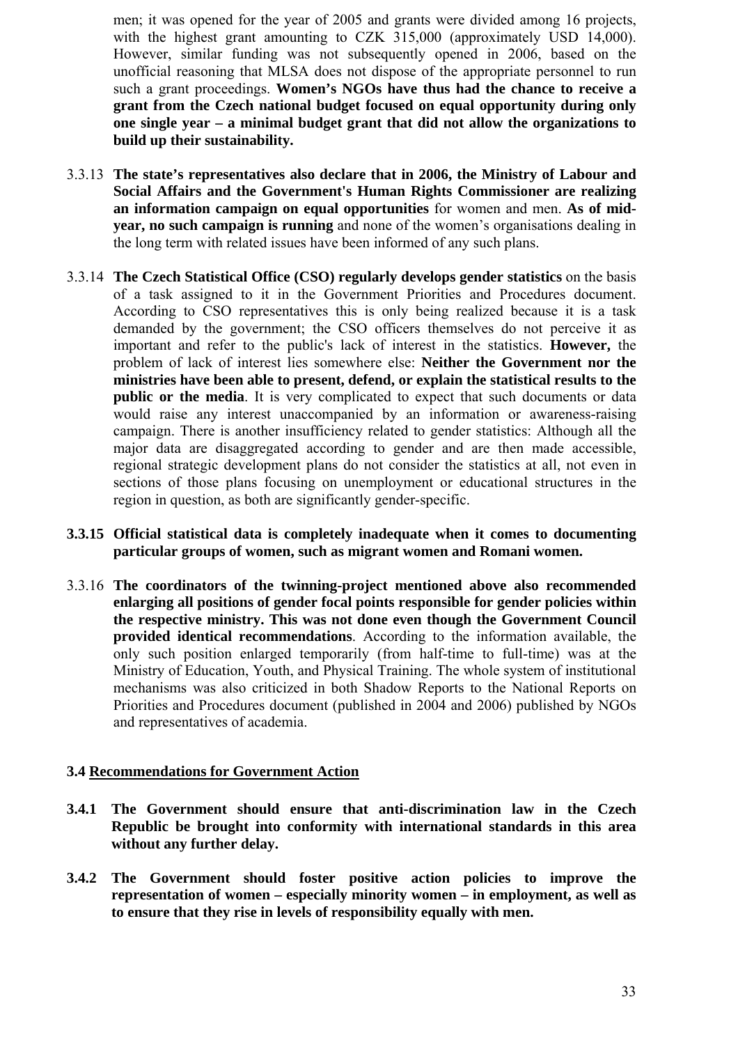men; it was opened for the year of 2005 and grants were divided among 16 projects, with the highest grant amounting to CZK 315,000 (approximately USD 14,000). However, similar funding was not subsequently opened in 2006, based on the unofficial reasoning that MLSA does not dispose of the appropriate personnel to run such a grant proceedings. **Women's NGOs have thus had the chance to receive a grant from the Czech national budget focused on equal opportunity during only one single year – a minimal budget grant that did not allow the organizations to build up their sustainability.**

3.3.13 **The state's representatives also declare that in 2006, the Ministry of Labour and Social Affairs and the Government's Human Rights Commissioner are realizing an information campaign on equal opportunities** for women and men. **As of mid-year, no such campaign is running** and none of the women's organisations dealing in the long term with related issues have been informed of any such plans.

3.3.14 **The Czech Statistical Office (CSO) regularly develops gender statistics** on the basis of a task assigned to it in the Government Priorities and Procedures document. According to CSO representatives this is only being realized because it is a task demanded by the government; the CSO officers themselves do not perceive it as important and refer to the public's lack of interest in the statistics. **However,** the problem of lack of interest lies somewhere else: **Neither the Government nor the ministries have been able to present, defend, or explain the statistical results to the public or the media**. It is very complicated to expect that such documents or data would raise any interest unaccompanied by an information or awareness-raising campaign. There is another insufficiency related to gender statistics: Although all the major data are disaggregated according to gender and are then made accessible, regional strategic development plans do not consider the statistics at all, not even in sections of those plans focusing on unemployment or educational structures in the region in question, as both are significantly gender-specific.

**3.3.15 Official statistical data is completely inadequate when it comes to documenting particular groups of women, such as migrant women and Romani women.**

3.3.16 **The coordinators of the twinning-project mentioned above also recommended enlarging all positions of gender focal points responsible for gender policies within the respective ministry. This was not done even though the Government Council provided identical recommendations**. According to the information available, the only such position enlarged temporarily (from half-time to full-time) was at the Ministry of Education, Youth, and Physical Training. The whole system of institutional mechanisms was also criticized in both Shadow Reports to the National Reports on Priorities and Procedures document (published in 2004 and 2006) published by NGOs and representatives of academia.

### 3.4 Recommendations for Government Action

**3.4.1 The Government should ensure that anti-discrimination law in the Czech Republic be brought into conformity with international standards in this area without any further delay.**

**3.4.2 The Government should foster positive action policies to improve the representation of women – especially minority women – in employment, as well as to ensure that they rise in levels of responsibility equally with men.**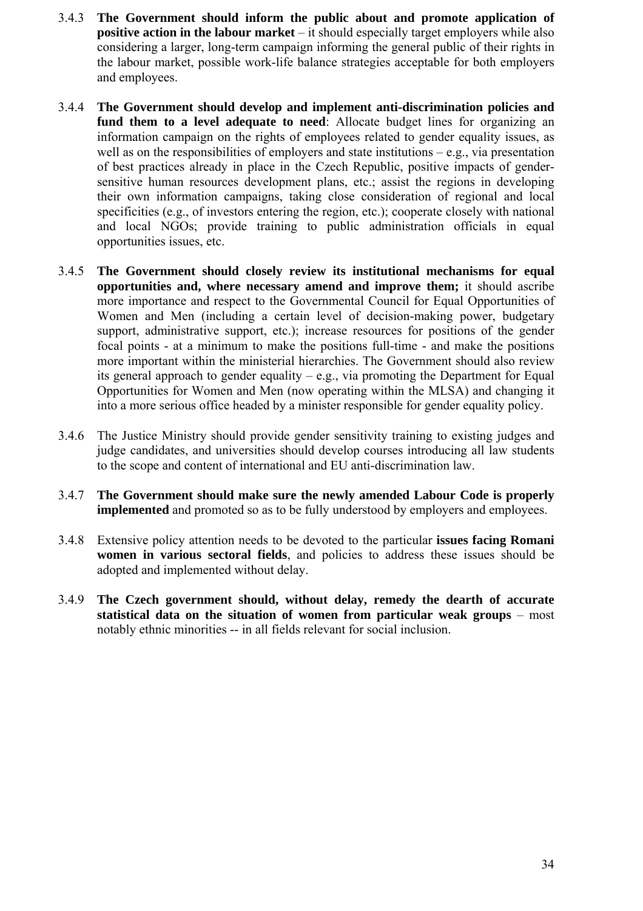3.4.3 **The Government should inform the public about and promote application of positive action in the labour market** – it should especially target employers while also considering a larger, long-term campaign informing the general public of their rights in the labour market, possible work-life balance strategies acceptable for both employers and employees.

3.4.4 **The Government should develop and implement anti-discrimination policies and fund them to a level adequate to need**: Allocate budget lines for organizing an information campaign on the rights of employees related to gender equality issues, as well as on the responsibilities of employers and state institutions – e.g., via presentation of best practices already in place in the Czech Republic, positive impacts of gender-sensitive human resources development plans, etc.; assist the regions in developing their own information campaigns, taking close consideration of regional and local specificities (e.g., of investors entering the region, etc.); cooperate closely with national and local NGOs; provide training to public administration officials in equal opportunities issues, etc.

3.4.5 **The Government should closely review its institutional mechanisms for equal opportunities and, where necessary amend and improve them;** it should ascribe more importance and respect to the Governmental Council for Equal Opportunities of Women and Men (including a certain level of decision-making power, budgetary support, administrative support, etc.); increase resources for positions of the gender focal points - at a minimum to make the positions full-time - and make the positions more important within the ministerial hierarchies. The Government should also review its general approach to gender equality – e.g., via promoting the Department for Equal Opportunities for Women and Men (now operating within the MLSA) and changing it into a more serious office headed by a minister responsible for gender equality policy.

3.4.6 The Justice Ministry should provide gender sensitivity training to existing judges and judge candidates, and universities should develop courses introducing all law students to the scope and content of international and EU anti-discrimination law.

3.4.7 **The Government should make sure the newly amended Labour Code is properly implemented** and promoted so as to be fully understood by employers and employees.

3.4.8 Extensive policy attention needs to be devoted to the particular **issues facing Romani women in various sectoral fields**, and policies to address these issues should be adopted and implemented without delay.

3.4.9 **The Czech government should, without delay, remedy the dearth of accurate statistical data on the situation of women from particular weak groups** – most notably ethnic minorities -- in all fields relevant for social inclusion.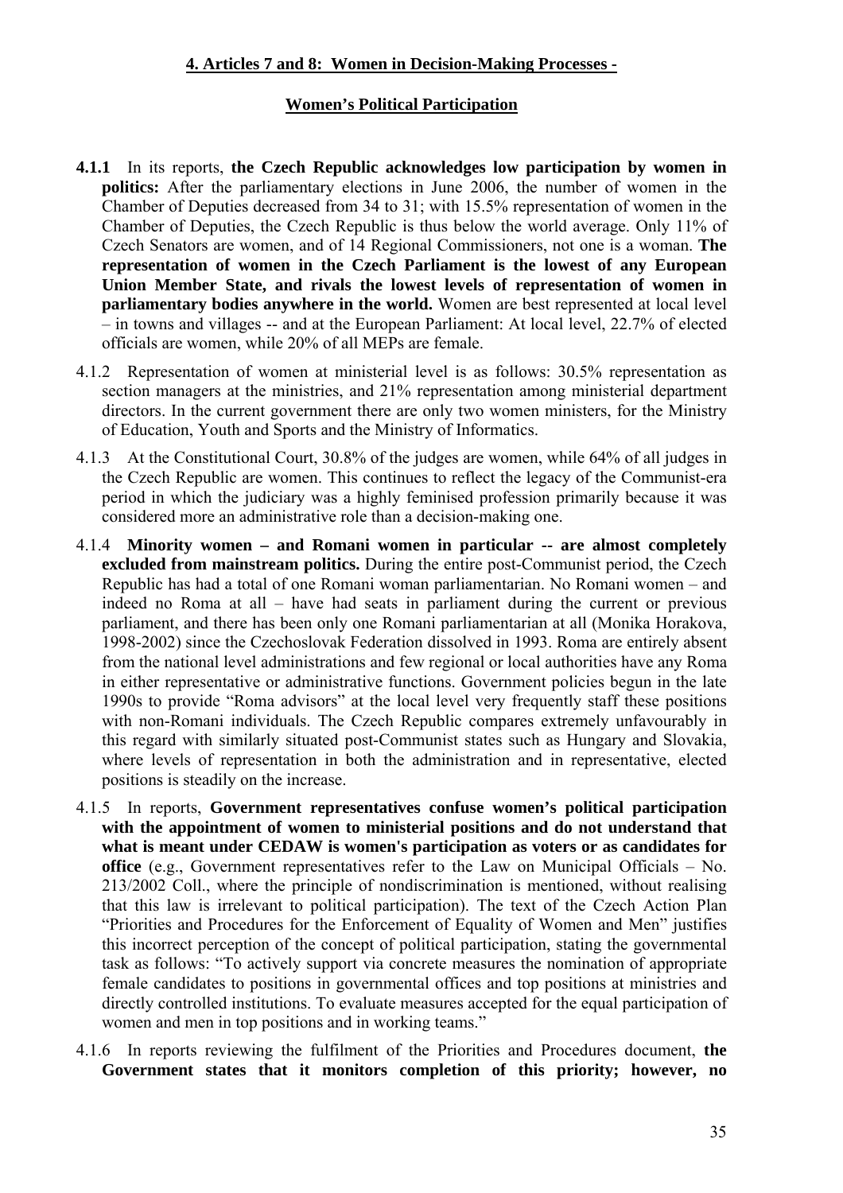## 4. Articles 7 and 8: Women in Decision-Making Processes -

### Women's Political Participation

**4.1.1** In its reports, **the Czech Republic acknowledges low participation by women in politics:** After the parliamentary elections in June 2006, the number of women in the Chamber of Deputies decreased from 34 to 31; with 15.5% representation of women in the Chamber of Deputies, the Czech Republic is thus below the world average. Only 11% of Czech Senators are women, and of 14 Regional Commissioners, not one is a woman. **The representation of women in the Czech Parliament is the lowest of any European Union Member State, and rivals the lowest levels of representation of women in parliamentary bodies anywhere in the world.** Women are best represented at local level – in towns and villages -- and at the European Parliament: At local level, 22.7% of elected officials are women, while 20% of all MEPs are female.

4.1.2 Representation of women at ministerial level is as follows: 30.5% representation as section managers at the ministries, and 21% representation among ministerial department directors. In the current government there are only two women ministers, for the Ministry of Education, Youth and Sports and the Ministry of Informatics.

4.1.3 At the Constitutional Court, 30.8% of the judges are women, while 64% of all judges in the Czech Republic are women. This continues to reflect the legacy of the Communist-era period in which the judiciary was a highly feminised profession primarily because it was considered more an administrative role than a decision-making one.

4.1.4 **Minority women – and Romani women in particular -- are almost completely excluded from mainstream politics.** During the entire post-Communist period, the Czech Republic has had a total of one Romani woman parliamentarian. No Romani women – and indeed no Roma at all – have had seats in parliament during the current or previous parliament, and there has been only one Romani parliamentarian at all (Monika Horakova, 1998-2002) since the Czechoslovak Federation dissolved in 1993. Roma are entirely absent from the national level administrations and few regional or local authorities have any Roma in either representative or administrative functions. Government policies begun in the late 1990s to provide "Roma advisors" at the local level very frequently staff these positions with non-Romani individuals. The Czech Republic compares extremely unfavourably in this regard with similarly situated post-Communist states such as Hungary and Slovakia, where levels of representation in both the administration and in representative, elected positions is steadily on the increase.

4.1.5 In reports, **Government representatives confuse women's political participation with the appointment of women to ministerial positions and do not understand that what is meant under CEDAW is women's participation as voters or as candidates for office** (e.g., Government representatives refer to the Law on Municipal Officials – No. 213/2002 Coll., where the principle of nondiscrimination is mentioned, without realising that this law is irrelevant to political participation). The text of the Czech Action Plan "Priorities and Procedures for the Enforcement of Equality of Women and Men" justifies this incorrect perception of the concept of political participation, stating the governmental task as follows: "To actively support via concrete measures the nomination of appropriate female candidates to positions in governmental offices and top positions at ministries and directly controlled institutions. To evaluate measures accepted for the equal participation of women and men in top positions and in working teams."

4.1.6 In reports reviewing the fulfilment of the Priorities and Procedures document, **the Government states that it monitors completion of this priority; however, no**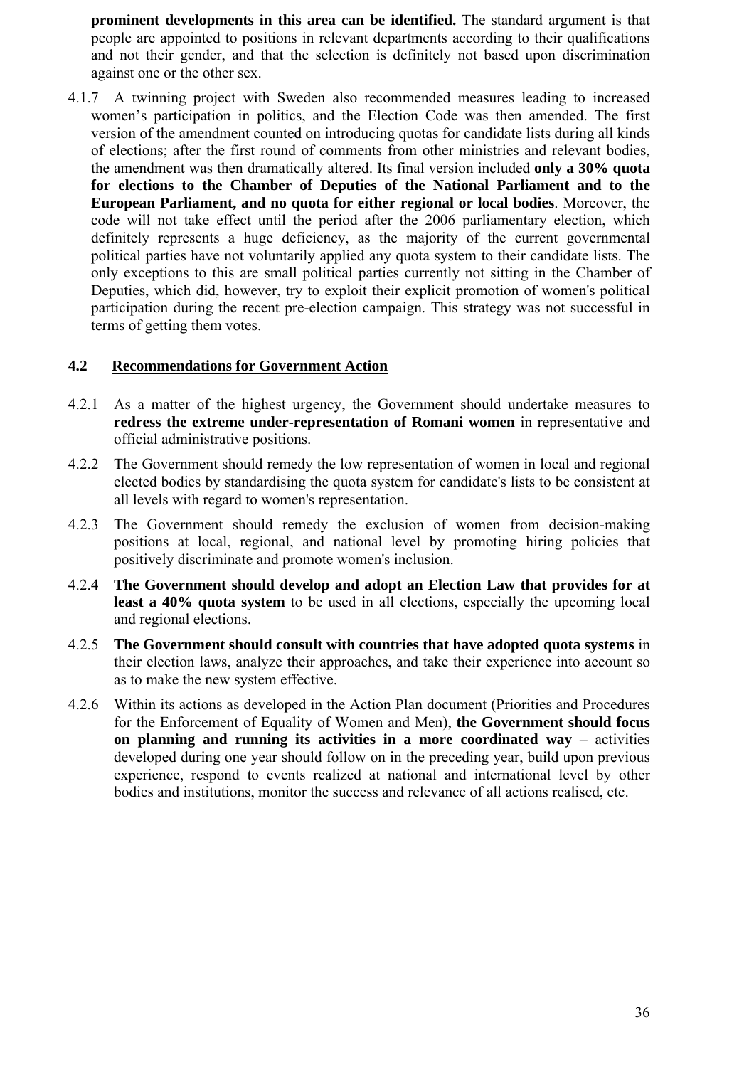**prominent developments in this area can be identified.** The standard argument is that people are appointed to positions in relevant departments according to their qualifications and not their gender, and that the selection is definitely not based upon discrimination against one or the other sex.

4.1.7 A twinning project with Sweden also recommended measures leading to increased women's participation in politics, and the Election Code was then amended. The first version of the amendment counted on introducing quotas for candidate lists during all kinds of elections; after the first round of comments from other ministries and relevant bodies, the amendment was then dramatically altered. Its final version included **only a 30% quota for elections to the Chamber of Deputies of the National Parliament and to the European Parliament, and no quota for either regional or local bodies**. Moreover, the code will not take effect until the period after the 2006 parliamentary election, which definitely represents a huge deficiency, as the majority of the current governmental political parties have not voluntarily applied any quota system to their candidate lists. The only exceptions to this are small political parties currently not sitting in the Chamber of Deputies, which did, however, try to exploit their explicit promotion of women's political participation during the recent pre-election campaign. This strategy was not successful in terms of getting them votes.

## 4.2 Recommendations for Government Action

4.2.1 As a matter of the highest urgency, the Government should undertake measures to **redress the extreme under-representation of Romani women** in representative and official administrative positions.

4.2.2 The Government should remedy the low representation of women in local and regional elected bodies by standardising the quota system for candidate's lists to be consistent at all levels with regard to women's representation.

4.2.3 The Government should remedy the exclusion of women from decision-making positions at local, regional, and national level by promoting hiring policies that positively discriminate and promote women's inclusion.

4.2.4 **The Government should develop and adopt an Election Law that provides for at least a 40% quota system** to be used in all elections, especially the upcoming local and regional elections.

4.2.5 **The Government should consult with countries that have adopted quota systems** in their election laws, analyze their approaches, and take their experience into account so as to make the new system effective.

4.2.6 Within its actions as developed in the Action Plan document (Priorities and Procedures for the Enforcement of Equality of Women and Men), **the Government should focus on planning and running its activities in a more coordinated way** – activities developed during one year should follow on in the preceding year, build upon previous experience, respond to events realized at national and international level by other bodies and institutions, monitor the success and relevance of all actions realised, etc.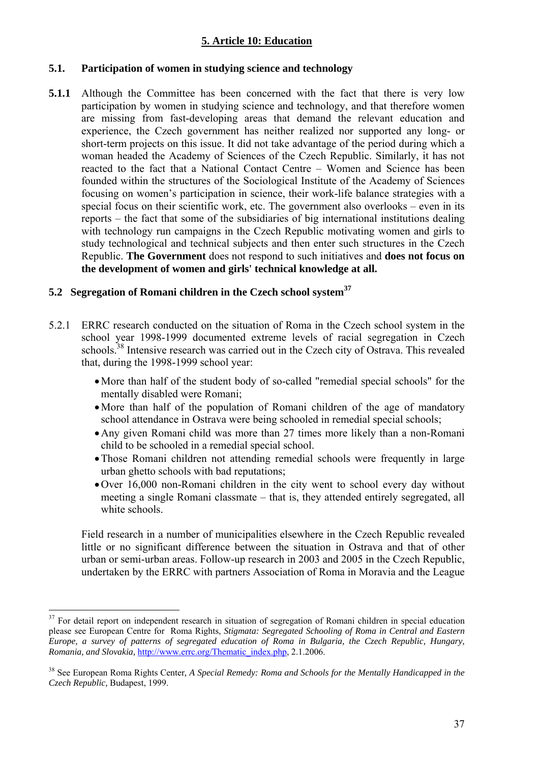## 5. Article 10: Education

### 5.1. Participation of women in studying science and technology

**5.1.1** Although the Committee has been concerned with the fact that there is very low participation by women in studying science and technology, and that therefore women are missing from fast-developing areas that demand the relevant education and experience, the Czech government has neither realized nor supported any long- or short-term projects on this issue. It did not take advantage of the period during which a woman headed the Academy of Sciences of the Czech Republic. Similarly, it has not reacted to the fact that a National Contact Centre – Women and Science has been founded within the structures of the Sociological Institute of the Academy of Sciences focusing on women's participation in science, their work-life balance strategies with a special focus on their scientific work, etc. The government also overlooks – even in its reports – the fact that some of the subsidiaries of big international institutions dealing with technology run campaigns in the Czech Republic motivating women and girls to study technological and technical subjects and then enter such structures in the Czech Republic. **The Government** does not respond to such initiatives and **does not focus on the development of women and girls' technical knowledge at all.**

### 5.2 Segregation of Romani children in the Czech school system[37]

5.2.1 ERRC research conducted on the situation of Roma in the Czech school system in the school year 1998-1999 documented extreme levels of racial segregation in Czech schools.[38] Intensive research was carried out in the Czech city of Ostrava. This revealed that, during the 1998-1999 school year:

- More than half of the student body of so-called "remedial special schools" for the mentally disabled were Romani;
- More than half of the population of Romani children of the age of mandatory school attendance in Ostrava were being schooled in remedial special schools;
- Any given Romani child was more than 27 times more likely than a non-Romani child to be schooled in a remedial special school.
- Those Romani children not attending remedial schools were frequently in large urban ghetto schools with bad reputations;
- Over 16,000 non-Romani children in the city went to school every day without meeting a single Romani classmate – that is, they attended entirely segregated, all white schools.

Field research in a number of municipalities elsewhere in the Czech Republic revealed little or no significant difference between the situation in Ostrava and that of other urban or semi-urban areas. Follow-up research in 2003 and 2005 in the Czech Republic, undertaken by the ERRC with partners Association of Roma in Moravia and the League

---

[37] For detail report on independent research in situation of segregation of Romani children in special education please see European Centre for Roma Rights, *Stigmata: Segregated Schooling of Roma in Central and Eastern Europe, a survey of patterns of segregated education of Roma in Bulgaria, the Czech Republic, Hungary, Romania, and Slovakia,* http://www.errc.org/Thematic_index.php, 2.1.2006.

[38] See European Roma Rights Center, *A Special Remedy: Roma and Schools for the Mentally Handicapped in the Czech Republic,* Budapest, 1999.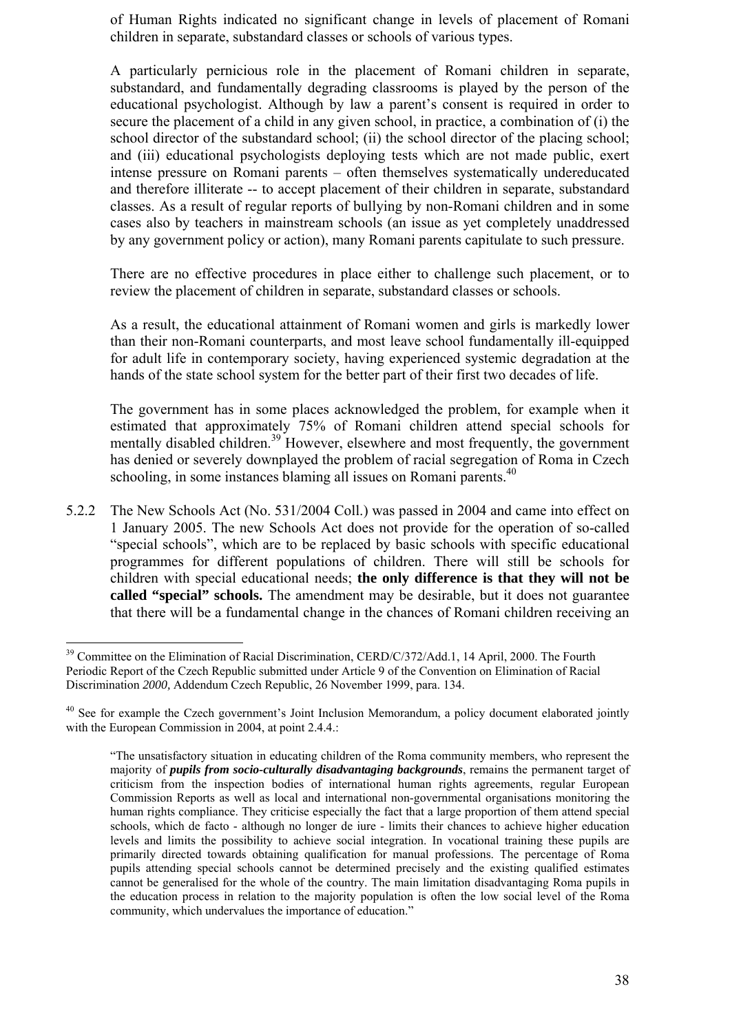of Human Rights indicated no significant change in levels of placement of Romani children in separate, substandard classes or schools of various types.

A particularly pernicious role in the placement of Romani children in separate, substandard, and fundamentally degrading classrooms is played by the person of the educational psychologist. Although by law a parent's consent is required in order to secure the placement of a child in any given school, in practice, a combination of (i) the school director of the substandard school; (ii) the school director of the placing school; and (iii) educational psychologists deploying tests which are not made public, exert intense pressure on Romani parents – often themselves systematically undereducated and therefore illiterate -- to accept placement of their children in separate, substandard classes. As a result of regular reports of bullying by non-Romani children and in some cases also by teachers in mainstream schools (an issue as yet completely unaddressed by any government policy or action), many Romani parents capitulate to such pressure.

There are no effective procedures in place either to challenge such placement, or to review the placement of children in separate, substandard classes or schools.

As a result, the educational attainment of Romani women and girls is markedly lower than their non-Romani counterparts, and most leave school fundamentally ill-equipped for adult life in contemporary society, having experienced systemic degradation at the hands of the state school system for the better part of their first two decades of life.

The government has in some places acknowledged the problem, for example when it estimated that approximately 75% of Romani children attend special schools for mentally disabled children.[39] However, elsewhere and most frequently, the government has denied or severely downplayed the problem of racial segregation of Roma in Czech schooling, in some instances blaming all issues on Romani parents.[40]

5.2.2 The New Schools Act (No. 531/2004 Coll.) was passed in 2004 and came into effect on 1 January 2005. The new Schools Act does not provide for the operation of so-called "special schools", which are to be replaced by basic schools with specific educational programmes for different populations of children. There will still be schools for children with special educational needs; **the only difference is that they will not be called "special" schools.** The amendment may be desirable, but it does not guarantee that there will be a fundamental change in the chances of Romani children receiving an

---

[39] Committee on the Elimination of Racial Discrimination, CERD/C/372/Add.1, 14 April, 2000. The Fourth Periodic Report of the Czech Republic submitted under Article 9 of the Convention on Elimination of Racial Discrimination *2000,* Addendum Czech Republic, 26 November 1999, para. 134.

[40] See for example the Czech government's Joint Inclusion Memorandum, a policy document elaborated jointly with the European Commission in 2004, at point 2.4.4.:

> "The unsatisfactory situation in educating children of the Roma community members, who represent the majority of ***pupils from socio-culturally disadvantaging backgrounds***, remains the permanent target of criticism from the inspection bodies of international human rights agreements, regular European Commission Reports as well as local and international non-governmental organisations monitoring the human rights compliance. They criticise especially the fact that a large proportion of them attend special schools, which de facto - although no longer de iure - limits their chances to achieve higher education levels and limits the possibility to achieve social integration. In vocational training these pupils are primarily directed towards obtaining qualification for manual professions. The percentage of Roma pupils attending special schools cannot be determined precisely and the existing qualified estimates cannot be generalised for the whole of the country. The main limitation disadvantaging Roma pupils in the education process in relation to the majority population is often the low social level of the Roma community, which undervalues the importance of education."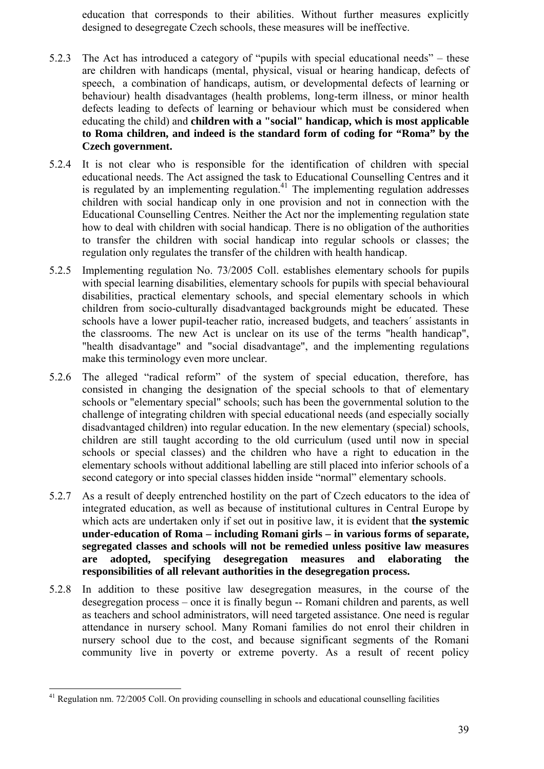education that corresponds to their abilities. Without further measures explicitly designed to desegregate Czech schools, these measures will be ineffective.

5.2.3 The Act has introduced a category of "pupils with special educational needs" – these are children with handicaps (mental, physical, visual or hearing handicap, defects of speech, a combination of handicaps, autism, or developmental defects of learning or behaviour) health disadvantages (health problems, long-term illness, or minor health defects leading to defects of learning or behaviour which must be considered when educating the child) and **children with a "social" handicap, which is most applicable to Roma children, and indeed is the standard form of coding for "Roma" by the Czech government.**

5.2.4 It is not clear who is responsible for the identification of children with special educational needs. The Act assigned the task to Educational Counselling Centres and it is regulated by an implementing regulation.[41] The implementing regulation addresses children with social handicap only in one provision and not in connection with the Educational Counselling Centres. Neither the Act nor the implementing regulation state how to deal with children with social handicap. There is no obligation of the authorities to transfer the children with social handicap into regular schools or classes; the regulation only regulates the transfer of the children with health handicap.

5.2.5 Implementing regulation No. 73/2005 Coll. establishes elementary schools for pupils with special learning disabilities, elementary schools for pupils with special behavioural disabilities, practical elementary schools, and special elementary schools in which children from socio-culturally disadvantaged backgrounds might be educated. These schools have a lower pupil-teacher ratio, increased budgets, and teachers´ assistants in the classrooms. The new Act is unclear on its use of the terms "health handicap", "health disadvantage" and "social disadvantage", and the implementing regulations make this terminology even more unclear.

5.2.6 The alleged "radical reform" of the system of special education, therefore, has consisted in changing the designation of the special schools to that of elementary schools or "elementary special" schools; such has been the governmental solution to the challenge of integrating children with special educational needs (and especially socially disadvantaged children) into regular education. In the new elementary (special) schools, children are still taught according to the old curriculum (used until now in special schools or special classes) and the children who have a right to education in the elementary schools without additional labelling are still placed into inferior schools of a second category or into special classes hidden inside "normal" elementary schools.

5.2.7 As a result of deeply entrenched hostility on the part of Czech educators to the idea of integrated education, as well as because of institutional cultures in Central Europe by which acts are undertaken only if set out in positive law, it is evident that **the systemic under-education of Roma – including Romani girls – in various forms of separate, segregated classes and schools will not be remedied unless positive law measures are adopted, specifying desegregation measures and elaborating the responsibilities of all relevant authorities in the desegregation process.**

5.2.8 In addition to these positive law desegregation measures, in the course of the desegregation process – once it is finally begun -- Romani children and parents, as well as teachers and school administrators, will need targeted assistance. One need is regular attendance in nursery school. Many Romani families do not enrol their children in nursery school due to the cost, and because significant segments of the Romani community live in poverty or extreme poverty. As a result of recent policy

---

[41] Regulation nm. 72/2005 Coll. On providing counselling in schools and educational counselling facilities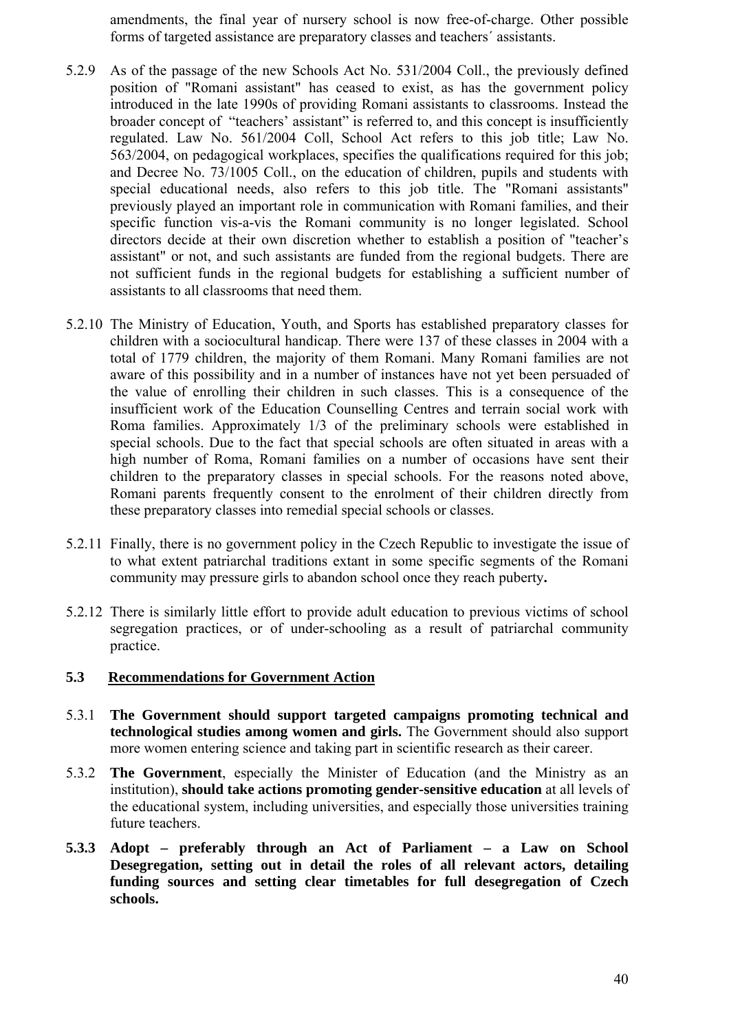amendments, the final year of nursery school is now free-of-charge. Other possible forms of targeted assistance are preparatory classes and teachers´ assistants.

5.2.9 As of the passage of the new Schools Act No. 531/2004 Coll., the previously defined position of "Romani assistant" has ceased to exist, as has the government policy introduced in the late 1990s of providing Romani assistants to classrooms. Instead the broader concept of "teachers' assistant" is referred to, and this concept is insufficiently regulated. Law No. 561/2004 Coll, School Act refers to this job title; Law No. 563/2004, on pedagogical workplaces, specifies the qualifications required for this job; and Decree No. 73/1005 Coll., on the education of children, pupils and students with special educational needs, also refers to this job title. The "Romani assistants" previously played an important role in communication with Romani families, and their specific function vis-a-vis the Romani community is no longer legislated. School directors decide at their own discretion whether to establish a position of "teacher's assistant" or not, and such assistants are funded from the regional budgets. There are not sufficient funds in the regional budgets for establishing a sufficient number of assistants to all classrooms that need them.

5.2.10 The Ministry of Education, Youth, and Sports has established preparatory classes for children with a sociocultural handicap. There were 137 of these classes in 2004 with a total of 1779 children, the majority of them Romani. Many Romani families are not aware of this possibility and in a number of instances have not yet been persuaded of the value of enrolling their children in such classes. This is a consequence of the insufficient work of the Education Counselling Centres and terrain social work with Roma families. Approximately 1/3 of the preliminary schools were established in special schools. Due to the fact that special schools are often situated in areas with a high number of Roma, Romani families on a number of occasions have sent their children to the preparatory classes in special schools. For the reasons noted above, Romani parents frequently consent to the enrolment of their children directly from these preparatory classes into remedial special schools or classes.

5.2.11 Finally, there is no government policy in the Czech Republic to investigate the issue of to what extent patriarchal traditions extant in some specific segments of the Romani community may pressure girls to abandon school once they reach puberty**.**

5.2.12 There is similarly little effort to provide adult education to previous victims of school segregation practices, or of under-schooling as a result of patriarchal community practice.

## 5.3 Recommendations for Government Action

5.3.1 **The Government should support targeted campaigns promoting technical and technological studies among women and girls.** The Government should also support more women entering science and taking part in scientific research as their career.

5.3.2 **The Government**, especially the Minister of Education (and the Ministry as an institution), **should take actions promoting gender-sensitive education** at all levels of the educational system, including universities, and especially those universities training future teachers.

**5.3.3 Adopt – preferably through an Act of Parliament – a Law on School Desegregation, setting out in detail the roles of all relevant actors, detailing funding sources and setting clear timetables for full desegregation of Czech schools.**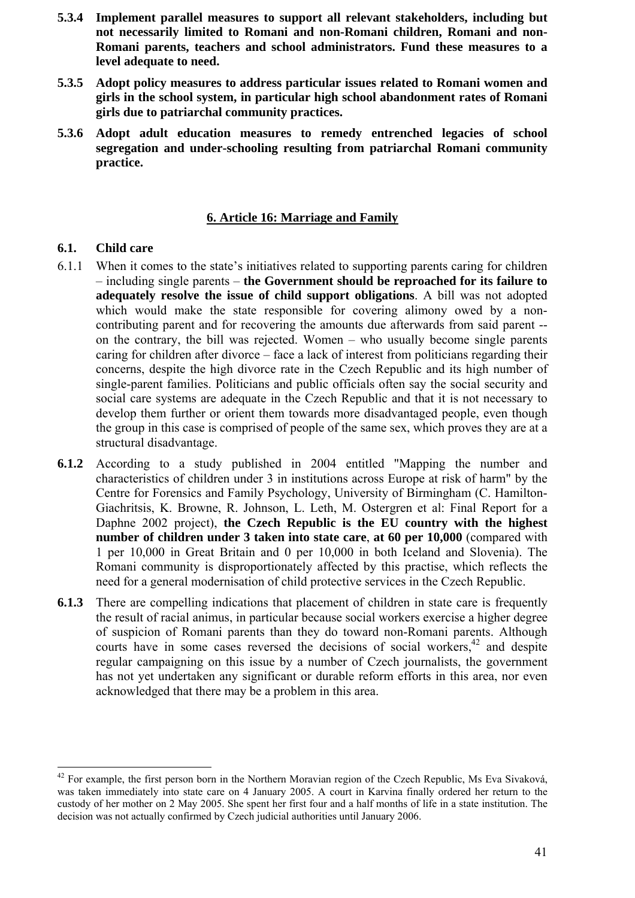**5.3.4 Implement parallel measures to support all relevant stakeholders, including but not necessarily limited to Romani and non-Romani children, Romani and non-Romani parents, teachers and school administrators. Fund these measures to a level adequate to need.**

**5.3.5 Adopt policy measures to address particular issues related to Romani women and girls in the school system, in particular high school abandonment rates of Romani girls due to patriarchal community practices.**

**5.3.6 Adopt adult education measures to remedy entrenched legacies of school segregation and under-schooling resulting from patriarchal Romani community practice.**

## 6. Article 16: Marriage and Family

### 6.1. Child care

6.1.1 When it comes to the state's initiatives related to supporting parents caring for children – including single parents – **the Government should be reproached for its failure to adequately resolve the issue of child support obligations**. A bill was not adopted which would make the state responsible for covering alimony owed by a non-contributing parent and for recovering the amounts due afterwards from said parent -- on the contrary, the bill was rejected. Women – who usually become single parents caring for children after divorce – face a lack of interest from politicians regarding their concerns, despite the high divorce rate in the Czech Republic and its high number of single-parent families. Politicians and public officials often say the social security and social care systems are adequate in the Czech Republic and that it is not necessary to develop them further or orient them towards more disadvantaged people, even though the group in this case is comprised of people of the same sex, which proves they are at a structural disadvantage.

**6.1.2** According to a study published in 2004 entitled "Mapping the number and characteristics of children under 3 in institutions across Europe at risk of harm" by the Centre for Forensics and Family Psychology, University of Birmingham (C. Hamilton-Giachritsis, K. Browne, R. Johnson, L. Leth, M. Ostergren et al: Final Report for a Daphne 2002 project), **the Czech Republic is the EU country with the highest number of children under 3 taken into state care**, **at 60 per 10,000** (compared with 1 per 10,000 in Great Britain and 0 per 10,000 in both Iceland and Slovenia). The Romani community is disproportionately affected by this practise, which reflects the need for a general modernisation of child protective services in the Czech Republic.

**6.1.3** There are compelling indications that placement of children in state care is frequently the result of racial animus, in particular because social workers exercise a higher degree of suspicion of Romani parents than they do toward non-Romani parents. Although courts have in some cases reversed the decisions of social workers,[42] and despite regular campaigning on this issue by a number of Czech journalists, the government has not yet undertaken any significant or durable reform efforts in this area, nor even acknowledged that there may be a problem in this area.

---

[42] For example, the first person born in the Northern Moravian region of the Czech Republic, Ms Eva Sivaková, was taken immediately into state care on 4 January 2005. A court in Karvina finally ordered her return to the custody of her mother on 2 May 2005. She spent her first four and a half months of life in a state institution. The decision was not actually confirmed by Czech judicial authorities until January 2006.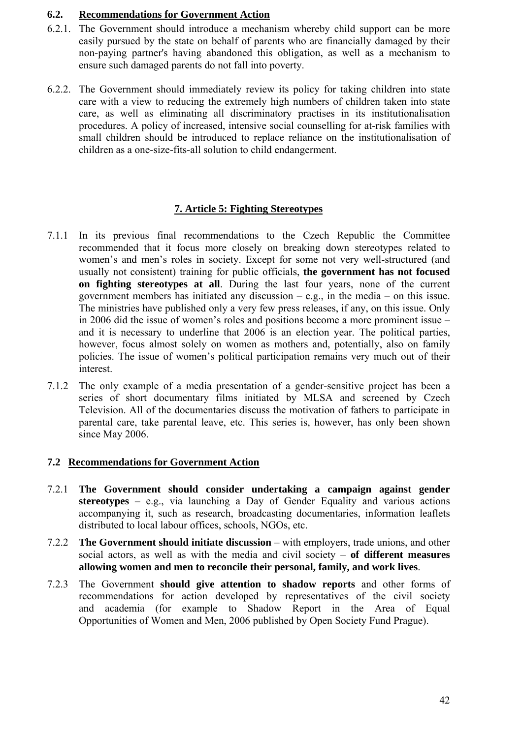### 6.2. Recommendations for Government Action

6.2.1. The Government should introduce a mechanism whereby child support can be more easily pursued by the state on behalf of parents who are financially damaged by their non-paying partner's having abandoned this obligation, as well as a mechanism to ensure such damaged parents do not fall into poverty.

6.2.2. The Government should immediately review its policy for taking children into state care with a view to reducing the extremely high numbers of children taken into state care, as well as eliminating all discriminatory practises in its institutionalisation procedures. A policy of increased, intensive social counselling for at-risk families with small children should be introduced to replace reliance on the institutionalisation of children as a one-size-fits-all solution to child endangerment.

## 7. Article 5: Fighting Stereotypes

7.1.1 In its previous final recommendations to the Czech Republic the Committee recommended that it focus more closely on breaking down stereotypes related to women's and men's roles in society. Except for some not very well-structured (and usually not consistent) training for public officials, **the government has not focused on fighting stereotypes at all**. During the last four years, none of the current government members has initiated any discussion – e.g., in the media – on this issue. The ministries have published only a very few press releases, if any, on this issue. Only in 2006 did the issue of women's roles and positions become a more prominent issue – and it is necessary to underline that 2006 is an election year. The political parties, however, focus almost solely on women as mothers and, potentially, also on family policies. The issue of women's political participation remains very much out of their interest.

7.1.2 The only example of a media presentation of a gender-sensitive project has been a series of short documentary films initiated by MLSA and screened by Czech Television. All of the documentaries discuss the motivation of fathers to participate in parental care, take parental leave, etc. This series is, however, has only been shown since May 2006.

### 7.2 Recommendations for Government Action

7.2.1 **The Government should consider undertaking a campaign against gender stereotypes** – e.g., via launching a Day of Gender Equality and various actions accompanying it, such as research, broadcasting documentaries, information leaflets distributed to local labour offices, schools, NGOs, etc.

7.2.2 **The Government should initiate discussion** – with employers, trade unions, and other social actors, as well as with the media and civil society – **of different measures allowing women and men to reconcile their personal, family, and work lives**.

7.2.3 The Government **should give attention to shadow reports** and other forms of recommendations for action developed by representatives of the civil society and academia (for example to Shadow Report in the Area of Equal Opportunities of Women and Men, 2006 published by Open Society Fund Prague).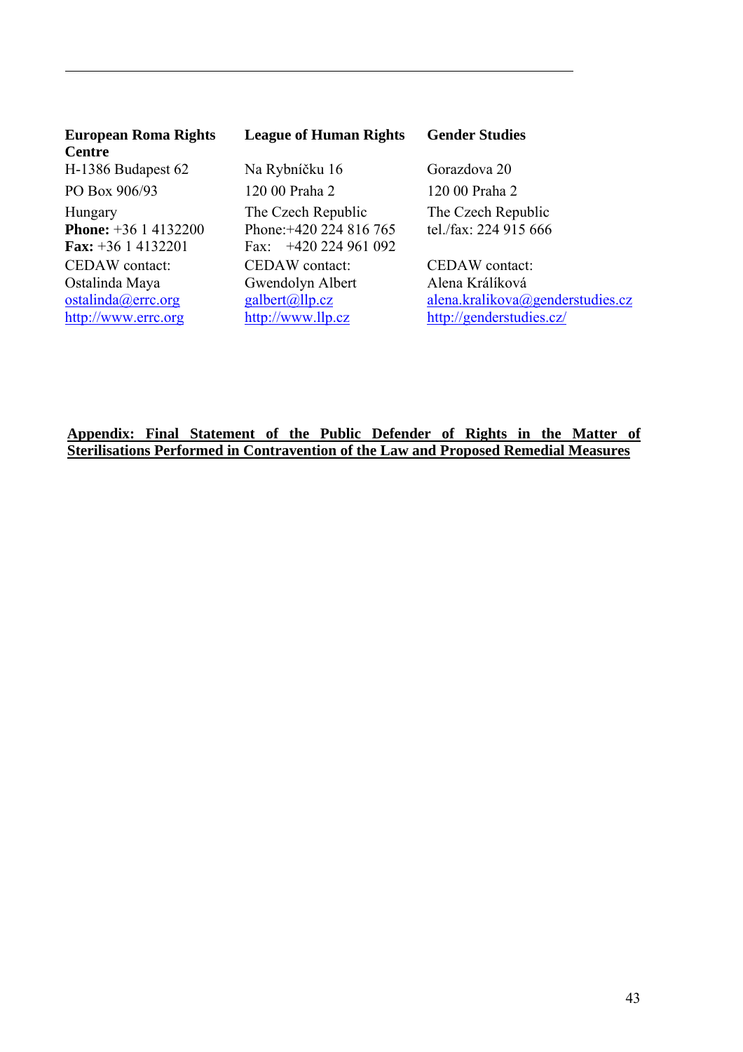---

**European Roma Rights Centre**
H-1386 Budapest 62
PO Box 906/93
Hungary
**Phone:** +36 1 4132200
**Fax:** +36 1 4132201
CEDAW contact:
Ostalinda Maya
ostalinda@errc.org
http://www.errc.org

**League of Human Rights**
Na Rybníčku 16
120 00 Praha 2
The Czech Republic
Phone:+420 224 816 765
Fax: +420 224 961 092
CEDAW contact:
Gwendolyn Albert
galbert@llp.cz
http://www.llp.cz

**Gender Studies**
Gorazdova 20
120 00 Praha 2
The Czech Republic
tel./fax: 224 915 666
CEDAW contact:
Alena Králíková
alena.kralikova@genderstudies.cz
http://genderstudies.cz/

**Appendix: Final Statement of the Public Defender of Rights in the Matter of Sterilisations Performed in Contravention of the Law and Proposed Remedial Measures**